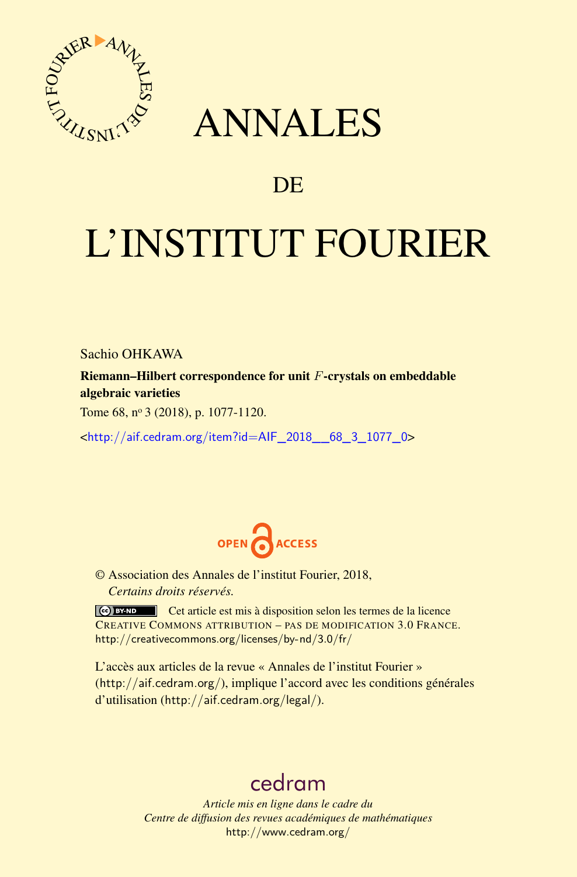# ANNALES

## DE

# L'INSTITUT FOURIER

Sachio OHKAWA

**Riemann–Hilbert correspondence for unit $F$-crystals on embeddable algebraic varieties**

Tome 68, n° 3 (2018), p. 1077-1120.

<http://aif.cedram.org/item?id=AIF_2018__68_3_1077_0>

OPEN ACCESS

© Association des Annales de l'institut Fourier, 2018,
*Certains droits réservés.*

Cet article est mis à disposition selon les termes de la licence CREATIVE COMMONS ATTRIBUTION – PAS DE MODIFICATION 3.0 FRANCE.
http://creativecommons.org/licenses/by-nd/3.0/fr/

L'accès aux articles de la revue « Annales de l'institut Fourier » (http://aif.cedram.org/), implique l'accord avec les conditions générales d'utilisation (http://aif.cedram.org/legal/).

cedram

*Article mis en ligne dans le cadre du*
*Centre de diffusion des revues académiques de mathématiques*
http://www.cedram.org/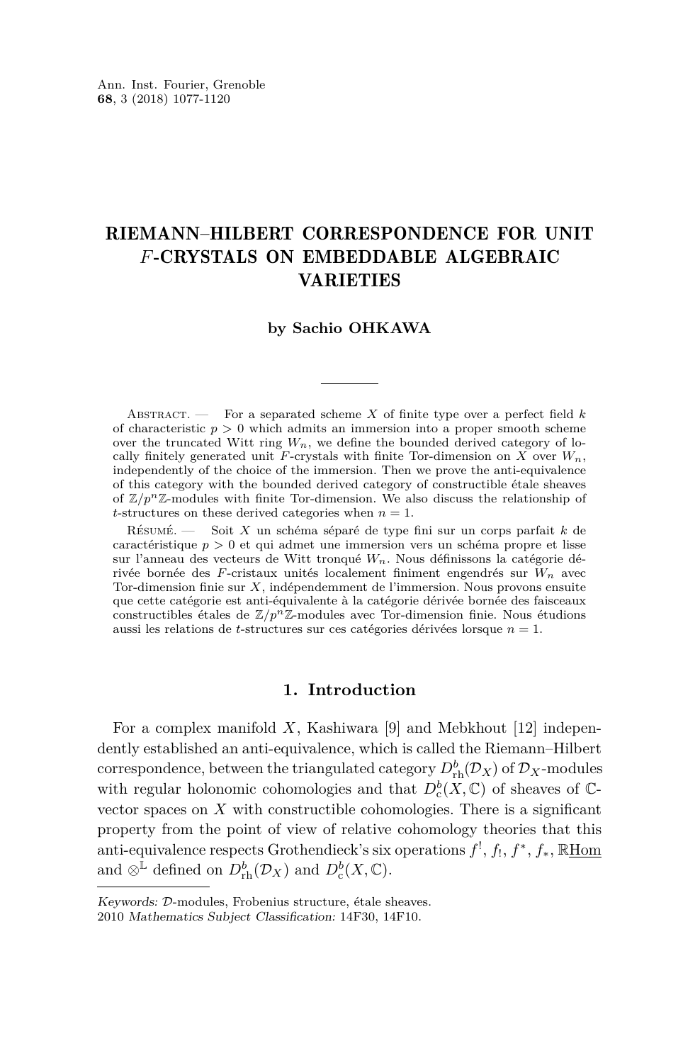# RIEMANN–HILBERT CORRESPONDENCE FOR UNIT $F$-CRYSTALS ON EMBEDDABLE ALGEBRAIC VARIETIES

**by Sachio OHKAWA**

Abstract. — For a separated scheme $X$ of finite type over a perfect field $k$ of characteristic $p > 0$ which admits an immersion into a proper smooth scheme over the truncated Witt ring $W_n$, we define the bounded derived category of locally finitely generated unit $F$-crystals with finite Tor-dimension on $X$ over $W_n$, independently of the choice of the immersion. Then we prove the anti-equivalence of this category with the bounded derived category of constructible étale sheaves of $\mathbb{Z}/p^n\mathbb{Z}$-modules with finite Tor-dimension. We also discuss the relationship of $t$-structures on these derived categories when $n = 1$.

Résumé. — Soit $X$ un schéma séparé de type fini sur un corps parfait $k$ de caractéristique $p > 0$ et qui admet une immersion vers un schéma propre et lisse sur l'anneau des vecteurs de Witt tronqué $W_n$. Nous définissons la catégorie dérivée bornée des $F$-cristaux unités localement finiment engendrés sur $W_n$ avec Tor-dimension finie sur $X$, indépendemment de l'immersion. Nous prouvons ensuite que cette catégorie est anti-équivalente à la catégorie dérivée bornée des faisceaux constructibles étales de $\mathbb{Z}/p^n\mathbb{Z}$-modules avec Tor-dimension finie. Nous étudions aussi les relations de $t$-structures sur ces catégories dérivées lorsque $n = 1$.

## 1. Introduction

For a complex manifold $X$, Kashiwara [9] and Mebkhout [12] independently established an anti-equivalence, which is called the Riemann–Hilbert correspondence, between the triangulated category $D^b_{\mathrm{rh}}(\mathcal{D}_X)$ of $\mathcal{D}_X$-modules with regular holonomic cohomologies and that $D^b_{\mathrm{c}}(X, \mathbb{C})$ of sheaves of $\mathbb{C}$-vector spaces on $X$ with constructible cohomologies. There is a significant property from the point of view of relative cohomology theories that this anti-equivalence respects Grothendieck's six operations $f^!$, $f_!$, $f^*$, $f_*$, $\mathbb{R}\underline{\mathrm{Hom}}$ and $\otimes^{\mathbb{L}}$ defined on $D^b_{\mathrm{rh}}(\mathcal{D}_X)$ and $D^b_{\mathrm{c}}(X, \mathbb{C})$.

Keywords: $\mathcal{D}$-modules, Frobenius structure, étale sheaves.
2010 *Mathematics Subject Classification:* 14F30, 14F10.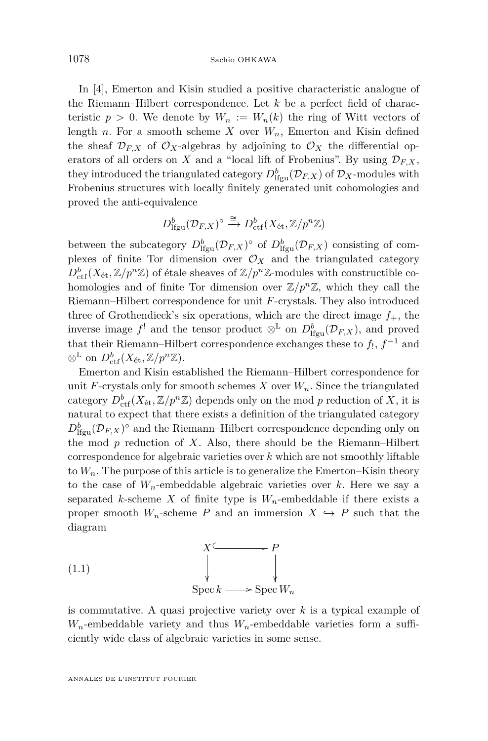In [4], Emerton and Kisin studied a positive characteristic analogue of the Riemann–Hilbert correspondence. Let $k$ be a perfect field of characteristic $p > 0$. We denote by $W_n := W_n(k)$ the ring of Witt vectors of length $n$. For a smooth scheme $X$ over $W_n$, Emerton and Kisin defined the sheaf $\mathcal{D}_{F,X}$ of $\mathcal{O}_X$-algebras by adjoining to $\mathcal{O}_X$ the differential operators of all orders on $X$ and a "local lift of Frobenius". By using $\mathcal{D}_{F,X}$, they introduced the triangulated category $D^b_{\mathrm{lfgu}}(\mathcal{D}_{F,X})$ of $\mathcal{D}_X$-modules with Frobenius structures with locally finitely generated unit cohomologies and proved the anti-equivalence

$$D^b_{\mathrm{lfgu}}(\mathcal{D}_{F,X})^{\circ} \xrightarrow{\cong} D^b_{\mathrm{ctf}}(X_{\text{ét}}, \mathbb{Z}/p^n\mathbb{Z})$$

between the subcategory $D^b_{\mathrm{lfgu}}(\mathcal{D}_{F,X})^{\circ}$ of $D^b_{\mathrm{lfgu}}(\mathcal{D}_{F,X})$ consisting of complexes of finite Tor dimension over $\mathcal{O}_X$ and the triangulated category $D^b_{\mathrm{ctf}}(X_{\text{ét}}, \mathbb{Z}/p^n\mathbb{Z})$ of étale sheaves of $\mathbb{Z}/p^n\mathbb{Z}$-modules with constructible cohomologies and of finite Tor dimension over $\mathbb{Z}/p^n\mathbb{Z}$, which they call the Riemann–Hilbert correspondence for unit $F$-crystals. They also introduced three of Grothendieck's six operations, which are the direct image $f_+$, the inverse image $f^!$ and the tensor product $\otimes^{\mathbb{L}}$ on $D^b_{\mathrm{lfgu}}(\mathcal{D}_{F,X})$, and proved that their Riemann–Hilbert correspondence exchanges these to $f_!$, $f^{-1}$ and $\otimes^{\mathbb{L}}$ on $D^b_{\mathrm{ctf}}(X_{\text{ét}}, \mathbb{Z}/p^n\mathbb{Z})$.

Emerton and Kisin established the Riemann–Hilbert correspondence for unit $F$-crystals only for smooth schemes $X$ over $W_n$. Since the triangulated category $D^b_{\mathrm{ctf}}(X_{\text{ét}}, \mathbb{Z}/p^n\mathbb{Z})$ depends only on the mod $p$ reduction of $X$, it is natural to expect that there exists a definition of the triangulated category $D^b_{\mathrm{lfgu}}(\mathcal{D}_{F,X})^{\circ}$ and the Riemann–Hilbert correspondence depending only on the mod $p$ reduction of $X$. Also, there should be the Riemann–Hilbert correspondence for algebraic varieties over $k$ which are not smoothly liftable to $W_n$. The purpose of this article is to generalize the Emerton–Kisin theory to the case of $W_n$-embeddable algebraic varieties over $k$. Here we say a separated $k$-scheme $X$ of finite type is $W_n$-embeddable if there exists a proper smooth $W_n$-scheme $P$ and an immersion $X \hookrightarrow P$ such that the diagram

$$\begin{array}{ccc} X & \hookrightarrow & P \\ \downarrow & & \downarrow \\ \operatorname{Spec} k & \longrightarrow & \operatorname{Spec} W_n \end{array} \tag{1.1}$$

is commutative. A quasi projective variety over $k$ is a typical example of $W_n$-embeddable variety and thus $W_n$-embeddable varieties form a sufficiently wide class of algebraic varieties in some sense.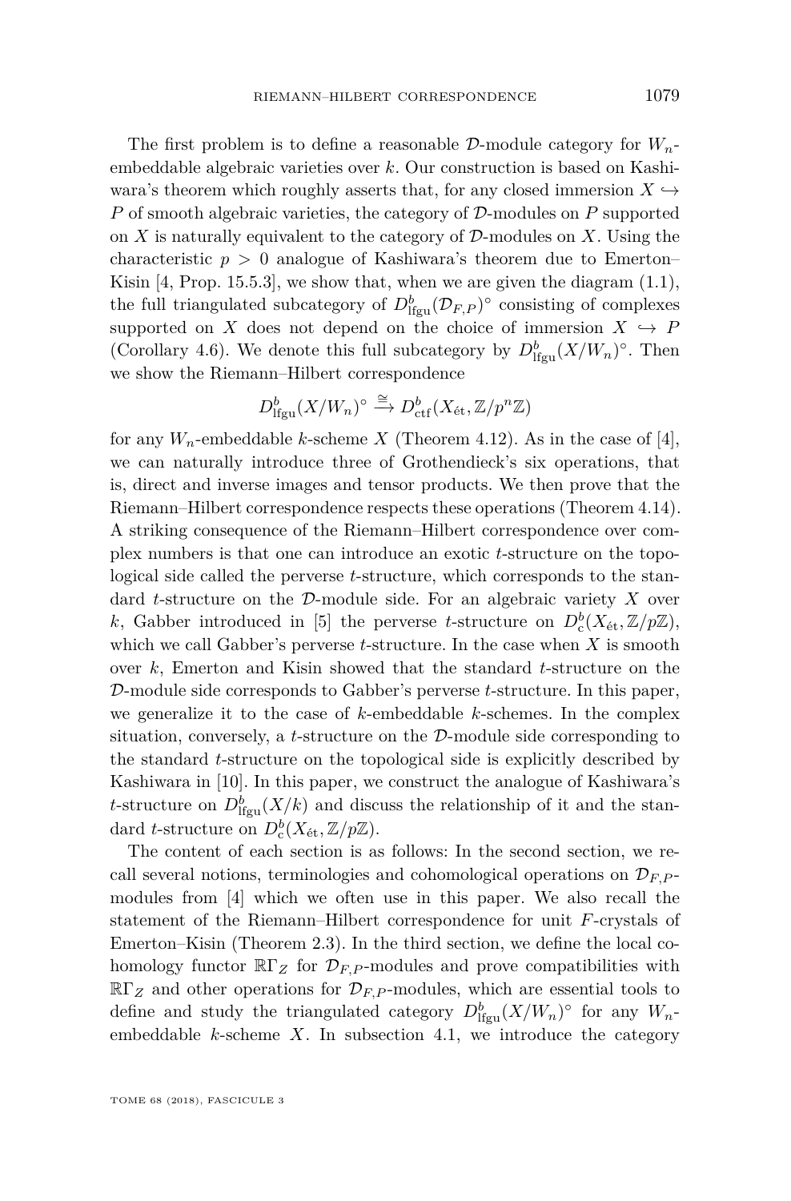The first problem is to define a reasonable $\mathcal{D}$-module category for $W_n$-embeddable algebraic varieties over $k$. Our construction is based on Kashiwara's theorem which roughly asserts that, for any closed immersion $X \hookrightarrow P$ of smooth algebraic varieties, the category of $\mathcal{D}$-modules on $P$ supported on $X$ is naturally equivalent to the category of $\mathcal{D}$-modules on $X$. Using the characteristic $p > 0$ analogue of Kashiwara's theorem due to Emerton–Kisin [4, Prop. 15.5.3], we show that, when we are given the diagram (1.1), the full triangulated subcategory of $D^b_{\mathrm{lfgu}}(\mathcal{D}_{F,P})^\circ$ consisting of complexes supported on $X$ does not depend on the choice of immersion $X \hookrightarrow P$ (Corollary 4.6). We denote this full subcategory by $D^b_{\mathrm{lfgu}}(X/W_n)^\circ$. Then we show the Riemann–Hilbert correspondence

$$D^b_{\mathrm{lfgu}}(X/W_n)^\circ \xrightarrow{\cong} D^b_{\mathrm{ctf}}(X_{\text{ét}}, \mathbb{Z}/p^n\mathbb{Z})$$

for any $W_n$-embeddable $k$-scheme $X$ (Theorem 4.12). As in the case of [4], we can naturally introduce three of Grothendieck's six operations, that is, direct and inverse images and tensor products. We then prove that the Riemann–Hilbert correspondence respects these operations (Theorem 4.14). A striking consequence of the Riemann–Hilbert correspondence over complex numbers is that one can introduce an exotic $t$-structure on the topological side called the perverse $t$-structure, which corresponds to the standard $t$-structure on the $\mathcal{D}$-module side. For an algebraic variety $X$ over $k$, Gabber introduced in [5] the perverse $t$-structure on $D^b_{\mathrm{c}}(X_{\text{ét}}, \mathbb{Z}/p\mathbb{Z})$, which we call Gabber's perverse $t$-structure. In the case when $X$ is smooth over $k$, Emerton and Kisin showed that the standard $t$-structure on the $\mathcal{D}$-module side corresponds to Gabber's perverse $t$-structure. In this paper, we generalize it to the case of $k$-embeddable $k$-schemes. In the complex situation, conversely, a $t$-structure on the $\mathcal{D}$-module side corresponding to the standard $t$-structure on the topological side is explicitly described by Kashiwara in [10]. In this paper, we construct the analogue of Kashiwara's $t$-structure on $D^b_{\mathrm{lfgu}}(X/k)$ and discuss the relationship of it and the standard $t$-structure on $D^b_{\mathrm{c}}(X_{\text{ét}}, \mathbb{Z}/p\mathbb{Z})$.

The content of each section is as follows: In the second section, we recall several notions, terminologies and cohomological operations on $\mathcal{D}_{F,P}$-modules from [4] which we often use in this paper. We also recall the statement of the Riemann–Hilbert correspondence for unit $F$-crystals of Emerton–Kisin (Theorem 2.3). In the third section, we define the local cohomology functor $\mathbb{R}\Gamma_Z$ for $\mathcal{D}_{F,P}$-modules and prove compatibilities with $\mathbb{R}\Gamma_Z$ and other operations for $\mathcal{D}_{F,P}$-modules, which are essential tools to define and study the triangulated category $D^b_{\mathrm{lfgu}}(X/W_n)^\circ$ for any $W_n$-embeddable $k$-scheme $X$. In subsection 4.1, we introduce the category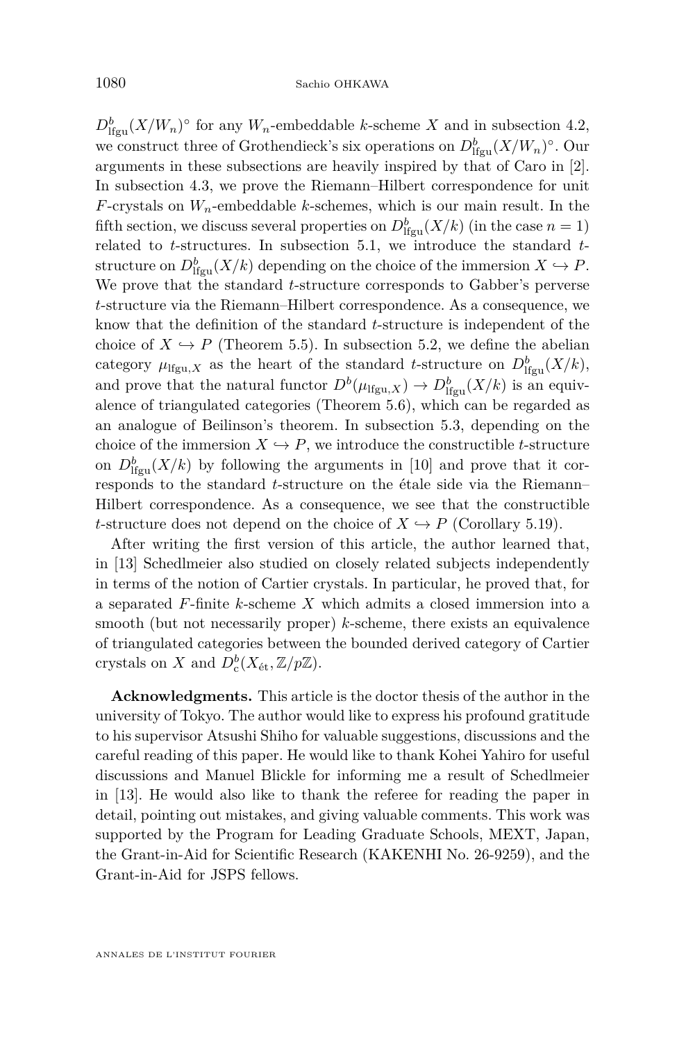$D^b_{\mathrm{lfgu}}(X/W_n)^\circ$ for any $W_n$-embeddable $k$-scheme $X$ and in subsection 4.2, we construct three of Grothendieck's six operations on $D^b_{\mathrm{lfgu}}(X/W_n)^\circ$. Our arguments in these subsections are heavily inspired by that of Caro in [2]. In subsection 4.3, we prove the Riemann–Hilbert correspondence for unit $F$-crystals on $W_n$-embeddable $k$-schemes, which is our main result. In the fifth section, we discuss several properties on $D^b_{\mathrm{lfgu}}(X/k)$ (in the case $n = 1$) related to $t$-structures. In subsection 5.1, we introduce the standard $t$-structure on $D^b_{\mathrm{lfgu}}(X/k)$ depending on the choice of the immersion $X \hookrightarrow P$. We prove that the standard $t$-structure corresponds to Gabber's perverse $t$-structure via the Riemann–Hilbert correspondence. As a consequence, we know that the definition of the standard $t$-structure is independent of the choice of $X \hookrightarrow P$ (Theorem 5.5). In subsection 5.2, we define the abelian category $\mu_{\mathrm{lfgu},X}$ as the heart of the standard $t$-structure on $D^b_{\mathrm{lfgu}}(X/k)$, and prove that the natural functor $D^b(\mu_{\mathrm{lfgu},X}) \to D^b_{\mathrm{lfgu}}(X/k)$ is an equivalence of triangulated categories (Theorem 5.6), which can be regarded as an analogue of Beilinson's theorem. In subsection 5.3, depending on the choice of the immersion $X \hookrightarrow P$, we introduce the constructible $t$-structure on $D^b_{\mathrm{lfgu}}(X/k)$ by following the arguments in [10] and prove that it corresponds to the standard $t$-structure on the étale side via the Riemann–Hilbert correspondence. As a consequence, we see that the constructible $t$-structure does not depend on the choice of $X \hookrightarrow P$ (Corollary 5.19).

After writing the first version of this article, the author learned that, in [13] Schedlmeier also studied on closely related subjects independently in terms of the notion of Cartier crystals. In particular, he proved that, for a separated $F$-finite $k$-scheme $X$ which admits a closed immersion into a smooth (but not necessarily proper) $k$-scheme, there exists an equivalence of triangulated categories between the bounded derived category of Cartier crystals on $X$ and $D^b_{\mathrm{c}}(X_{\mathrm{\acute{e}t}}, \mathbb{Z}/p\mathbb{Z})$.

**Acknowledgments.** This article is the doctor thesis of the author in the university of Tokyo. The author would like to express his profound gratitude to his supervisor Atsushi Shiho for valuable suggestions, discussions and the careful reading of this paper. He would like to thank Kohei Yahiro for useful discussions and Manuel Blickle for informing me a result of Schedlmeier in [13]. He would also like to thank the referee for reading the paper in detail, pointing out mistakes, and giving valuable comments. This work was supported by the Program for Leading Graduate Schools, MEXT, Japan, the Grant-in-Aid for Scientific Research (KAKENHI No. 26-9259), and the Grant-in-Aid for JSPS fellows.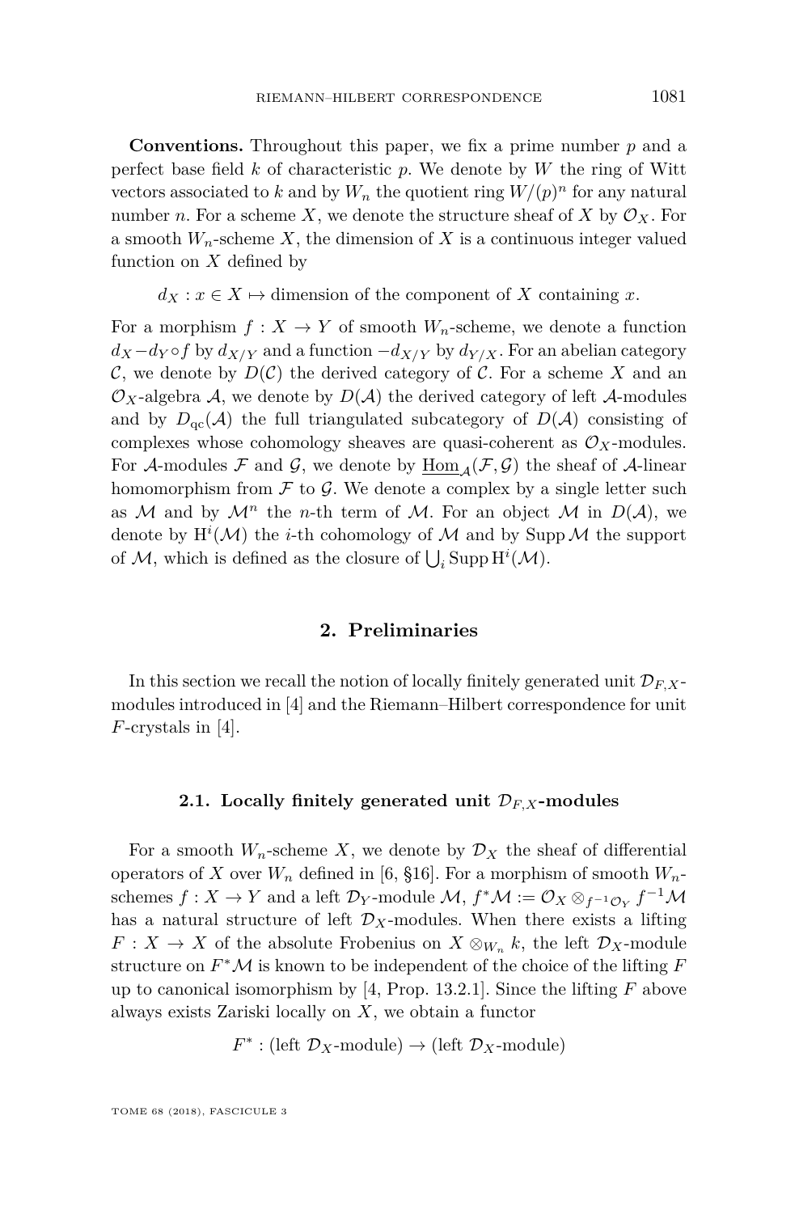**Conventions.** Throughout this paper, we fix a prime number $p$ and a perfect base field $k$ of characteristic $p$. We denote by $W$ the ring of Witt vectors associated to $k$ and by $W_n$ the quotient ring $W/(p)^n$ for any natural number $n$. For a scheme $X$, we denote the structure sheaf of $X$ by $\mathcal{O}_X$. For a smooth $W_n$-scheme $X$, the dimension of $X$ is a continuous integer valued function on $X$ defined by

$$d_X : x \in X \mapsto \text{dimension of the component of } X \text{ containing } x.$$

For a morphism $f : X \to Y$ of smooth $W_n$-scheme, we denote a function $d_X - d_Y \circ f$ by $d_{X/Y}$ and a function $-d_{X/Y}$ by $d_{Y/X}$. For an abelian category $\mathcal{C}$, we denote by $D(\mathcal{C})$ the derived category of $\mathcal{C}$. For a scheme $X$ and an $\mathcal{O}_X$-algebra $\mathcal{A}$, we denote by $D(\mathcal{A})$ the derived category of left $\mathcal{A}$-modules and by $D_{\mathrm{qc}}(\mathcal{A})$ the full triangulated subcategory of $D(\mathcal{A})$ consisting of complexes whose cohomology sheaves are quasi-coherent as $\mathcal{O}_X$-modules. For $\mathcal{A}$-modules $\mathcal{F}$ and $\mathcal{G}$, we denote by $\underline{\mathrm{Hom}}_{\mathcal{A}}(\mathcal{F}, \mathcal{G})$ the sheaf of $\mathcal{A}$-linear homomorphism from $\mathcal{F}$ to $\mathcal{G}$. We denote a complex by a single letter such as $\mathcal{M}$ and by $\mathcal{M}^n$ the $n$-th term of $\mathcal{M}$. For an object $\mathcal{M}$ in $D(\mathcal{A})$, we denote by $\mathrm{H}^i(\mathcal{M})$ the $i$-th cohomology of $\mathcal{M}$ and by $\mathrm{Supp}\,\mathcal{M}$ the support of $\mathcal{M}$, which is defined as the closure of $\bigcup_i \mathrm{Supp}\,\mathrm{H}^i(\mathcal{M})$.

## 2. Preliminaries

In this section we recall the notion of locally finitely generated unit $\mathcal{D}_{F,X}$-modules introduced in [4] and the Riemann–Hilbert correspondence for unit $F$-crystals in [4].

### 2.1. Locally finitely generated unit $\mathcal{D}_{F,X}$-modules

For a smooth $W_n$-scheme $X$, we denote by $\mathcal{D}_X$ the sheaf of differential operators of $X$ over $W_n$ defined in [6, §16]. For a morphism of smooth $W_n$-schemes $f : X \to Y$ and a left $\mathcal{D}_Y$-module $\mathcal{M}$, $f^*\mathcal{M} := \mathcal{O}_X \otimes_{f^{-1}\mathcal{O}_Y} f^{-1}\mathcal{M}$ has a natural structure of left $\mathcal{D}_X$-modules. When there exists a lifting $F : X \to X$ of the absolute Frobenius on $X \otimes_{W_n} k$, the left $\mathcal{D}_X$-module structure on $F^*\mathcal{M}$ is known to be independent of the choice of the lifting $F$ up to canonical isomorphism by [4, Prop. 13.2.1]. Since the lifting $F$ above always exists Zariski locally on $X$, we obtain a functor

$$F^* : (\text{left } \mathcal{D}_X\text{-module}) \to (\text{left } \mathcal{D}_X\text{-module})$$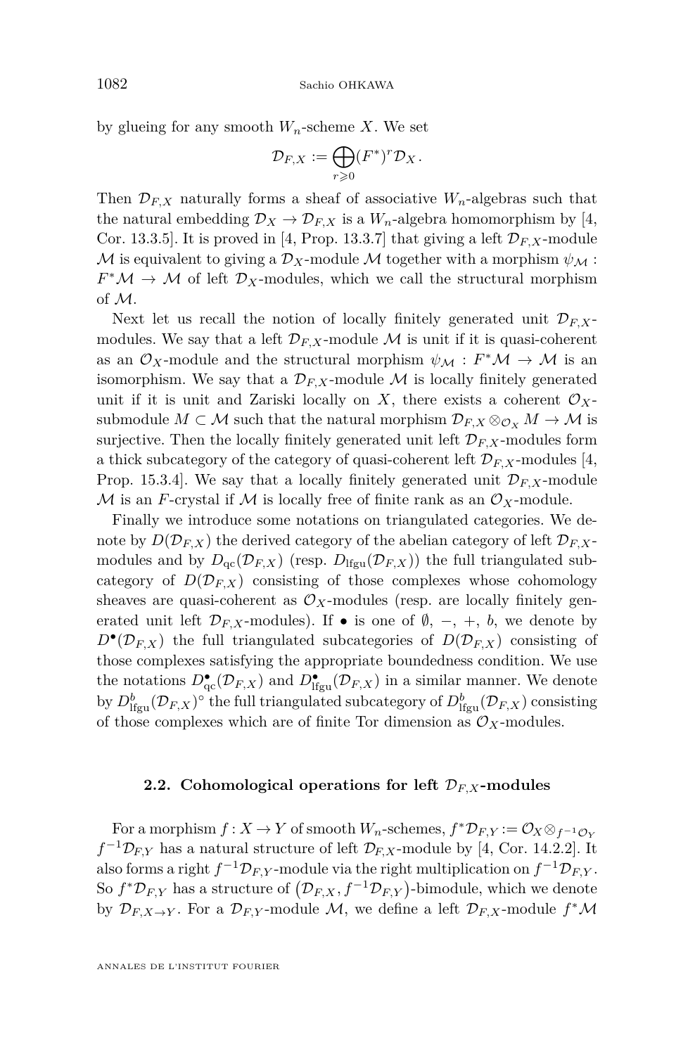by glueing for any smooth $W_n$-scheme $X$. We set

$$\mathcal{D}_{F,X} := \bigoplus_{r\geqslant 0} (F^*)^r \mathcal{D}_X .$$

Then $\mathcal{D}_{F,X}$ naturally forms a sheaf of associative $W_n$-algebras such that the natural embedding $\mathcal{D}_X \to \mathcal{D}_{F,X}$ is a $W_n$-algebra homomorphism by [4, Cor. 13.3.5]. It is proved in [4, Prop. 13.3.7] that giving a left $\mathcal{D}_{F,X}$-module $\mathcal{M}$ is equivalent to giving a $\mathcal{D}_X$-module $\mathcal{M}$ together with a morphism $\psi_{\mathcal{M}} : F^*\mathcal{M} \to \mathcal{M}$ of left $\mathcal{D}_X$-modules, which we call the structural morphism of $\mathcal{M}$.

Next let us recall the notion of locally finitely generated unit $\mathcal{D}_{F,X}$-modules. We say that a left $\mathcal{D}_{F,X}$-module $\mathcal{M}$ is unit if it is quasi-coherent as an $\mathcal{O}_X$-module and the structural morphism $\psi_{\mathcal{M}} : F^*\mathcal{M} \to \mathcal{M}$ is an isomorphism. We say that a $\mathcal{D}_{F,X}$-module $\mathcal{M}$ is locally finitely generated unit if it is unit and Zariski locally on $X$, there exists a coherent $\mathcal{O}_X$-submodule $M \subset \mathcal{M}$ such that the natural morphism $\mathcal{D}_{F,X} \otimes_{\mathcal{O}_X} M \to \mathcal{M}$ is surjective. Then the locally finitely generated unit left $\mathcal{D}_{F,X}$-modules form a thick subcategory of the category of quasi-coherent left $\mathcal{D}_{F,X}$-modules [4, Prop. 15.3.4]. We say that a locally finitely generated unit $\mathcal{D}_{F,X}$-module $\mathcal{M}$ is an $F$-crystal if $\mathcal{M}$ is locally free of finite rank as an $\mathcal{O}_X$-module.

Finally we introduce some notations on triangulated categories. We denote by $D(\mathcal{D}_{F,X})$ the derived category of the abelian category of left $\mathcal{D}_{F,X}$-modules and by $D_{\mathrm{qc}}(\mathcal{D}_{F,X})$ (resp. $D_{\mathrm{lfgu}}(\mathcal{D}_{F,X})$) the full triangulated subcategory of $D(\mathcal{D}_{F,X})$ consisting of those complexes whose cohomology sheaves are quasi-coherent as $\mathcal{O}_X$-modules (resp. are locally finitely generated unit left $\mathcal{D}_{F,X}$-modules). If $\bullet$ is one of $\emptyset$, $-$, $+$, $b$, we denote by $D^{\bullet}(\mathcal{D}_{F,X})$ the full triangulated subcategories of $D(\mathcal{D}_{F,X})$ consisting of those complexes satisfying the appropriate boundedness condition. We use the notations $D^{\bullet}_{\mathrm{qc}}(\mathcal{D}_{F,X})$ and $D^{\bullet}_{\mathrm{lfgu}}(\mathcal{D}_{F,X})$ in a similar manner. We denote by $D^b_{\mathrm{lfgu}}(\mathcal{D}_{F,X})^{\circ}$ the full triangulated subcategory of $D^b_{\mathrm{lfgu}}(\mathcal{D}_{F,X})$ consisting of those complexes which are of finite Tor dimension as $\mathcal{O}_X$-modules.

### 2.2. Cohomological operations for left $\mathcal{D}_{F,X}$-modules

For a morphism $f : X \to Y$ of smooth $W_n$-schemes, $f^*\mathcal{D}_{F,Y} := \mathcal{O}_X \otimes_{f^{-1}\mathcal{O}_Y} f^{-1}\mathcal{D}_{F,Y}$ has a natural structure of left $\mathcal{D}_{F,X}$-module by [4, Cor. 14.2.2]. It also forms a right $f^{-1}\mathcal{D}_{F,Y}$-module via the right multiplication on $f^{-1}\mathcal{D}_{F,Y}$. So $f^*\mathcal{D}_{F,Y}$ has a structure of $\left(\mathcal{D}_{F,X}, f^{-1}\mathcal{D}_{F,Y}\right)$-bimodule, which we denote by $\mathcal{D}_{F,X\to Y}$. For a $\mathcal{D}_{F,Y}$-module $\mathcal{M}$, we define a left $\mathcal{D}_{F,X}$-module $f^*\mathcal{M}$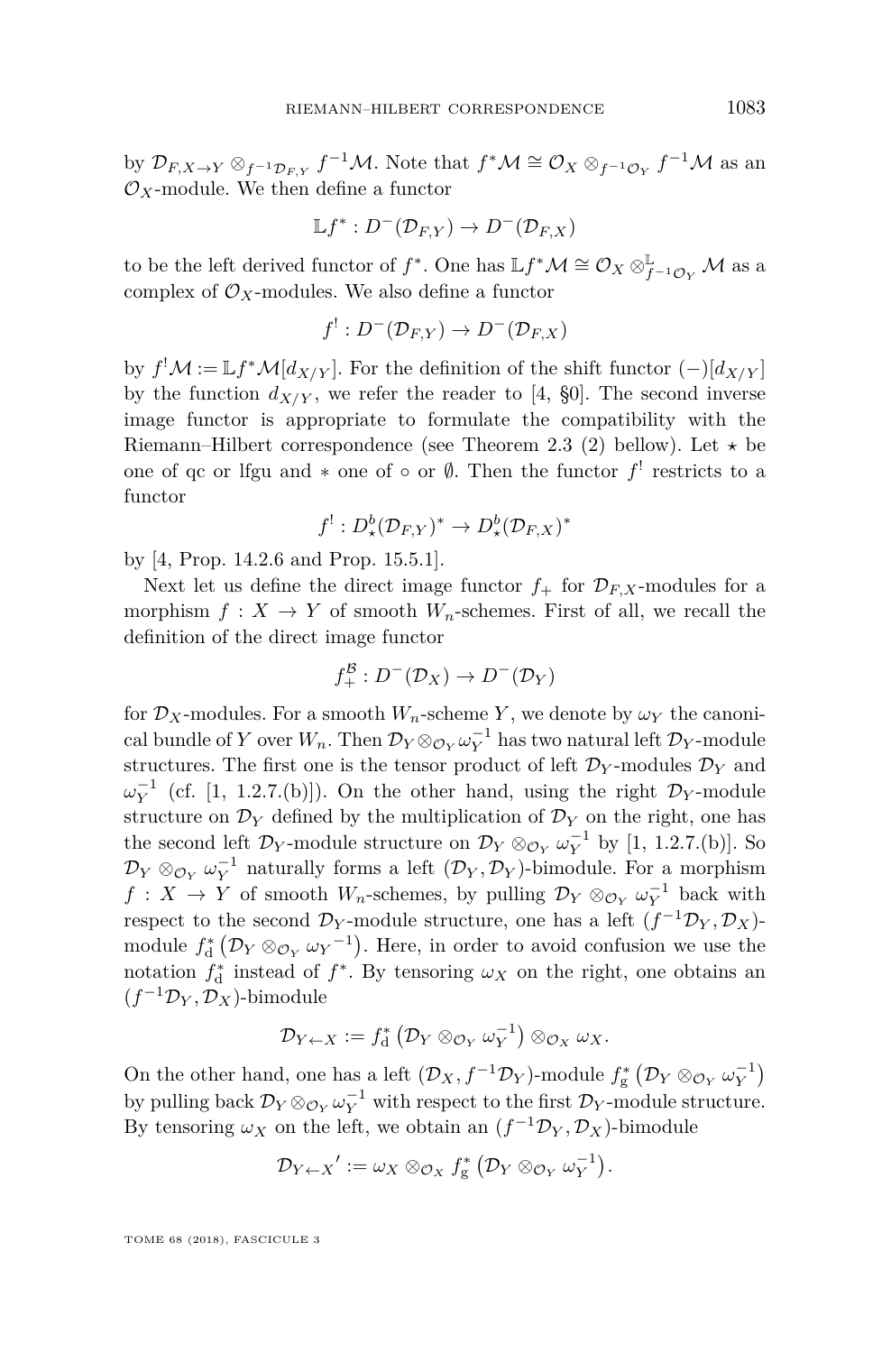by $\mathcal{D}_{F,X\to Y}\otimes_{f^{-1}\mathcal{D}_{F,Y}} f^{-1}\mathcal{M}$. Note that $f^*\mathcal{M}\cong \mathcal{O}_X\otimes_{f^{-1}\mathcal{O}_Y} f^{-1}\mathcal{M}$ as an $\mathcal{O}_X$-module. We then define a functor

$$\mathbb{L}f^*: D^-(\mathcal{D}_{F,Y})\to D^-(\mathcal{D}_{F,X})$$

to be the left derived functor of $f^*$. One has $\mathbb{L}f^*\mathcal{M}\cong \mathcal{O}_X\otimes^{\mathbb{L}}_{f^{-1}\mathcal{O}_Y}\mathcal{M}$ as a complex of $\mathcal{O}_X$-modules. We also define a functor

$$f^!: D^-(\mathcal{D}_{F,Y})\to D^-(\mathcal{D}_{F,X})$$

by $f^!\mathcal{M}:=\mathbb{L}f^*\mathcal{M}[d_{X/Y}]$. For the definition of the shift functor $(-)[d_{X/Y}]$ by the function $d_{X/Y}$, we refer the reader to [4, §0]. The second inverse image functor is appropriate to formulate the compatibility with the Riemann–Hilbert correspondence (see Theorem 2.3 (2) bellow). Let $\star$ be one of qc or lfgu and $*$ one of $\circ$ or $\emptyset$. Then the functor $f^!$ restricts to a functor

$$f^!: D^b_\star(\mathcal{D}_{F,Y})^*\to D^b_\star(\mathcal{D}_{F,X})^*$$

by [4, Prop. 14.2.6 and Prop. 15.5.1].

Next let us define the direct image functor $f_+$ for $\mathcal{D}_{F,X}$-modules for a morphism $f: X\to Y$ of smooth $W_n$-schemes. First of all, we recall the definition of the direct image functor

$$f^{\mathcal{B}}_+: D^-(\mathcal{D}_X)\to D^-(\mathcal{D}_Y)$$

for $\mathcal{D}_X$-modules. For a smooth $W_n$-scheme $Y$, we denote by $\omega_Y$ the canonical bundle of $Y$ over $W_n$. Then $\mathcal{D}_Y\otimes_{\mathcal{O}_Y}\omega_Y^{-1}$ has two natural left $\mathcal{D}_Y$-module structures. The first one is the tensor product of left $\mathcal{D}_Y$-modules $\mathcal{D}_Y$ and $\omega_Y^{-1}$ (cf. [1, 1.2.7.(b)]). On the other hand, using the right $\mathcal{D}_Y$-module structure on $\mathcal{D}_Y$ defined by the multiplication of $\mathcal{D}_Y$ on the right, one has the second left $\mathcal{D}_Y$-module structure on $\mathcal{D}_Y\otimes_{\mathcal{O}_Y}\omega_Y^{-1}$ by [1, 1.2.7.(b)]. So $\mathcal{D}_Y\otimes_{\mathcal{O}_Y}\omega_Y^{-1}$ naturally forms a left $(\mathcal{D}_Y,\mathcal{D}_Y)$-bimodule. For a morphism $f: X\to Y$ of smooth $W_n$-schemes, by pulling $\mathcal{D}_Y\otimes_{\mathcal{O}_Y}\omega_Y^{-1}$ back with respect to the second $\mathcal{D}_Y$-module structure, one has a left $(f^{-1}\mathcal{D}_Y,\mathcal{D}_X)$-module $f^*_{\mathrm{d}}\left(\mathcal{D}_Y\otimes_{\mathcal{O}_Y}{\omega_Y}^{-1}\right)$. Here, in order to avoid confusion we use the notation $f^*_{\mathrm{d}}$ instead of $f^*$. By tensoring $\omega_X$ on the right, one obtains an $(f^{-1}\mathcal{D}_Y,\mathcal{D}_X)$-bimodule

$$\mathcal{D}_{Y\leftarrow X}:=f^*_{\mathrm{d}}\left(\mathcal{D}_Y\otimes_{\mathcal{O}_Y}\omega_Y^{-1}\right)\otimes_{\mathcal{O}_X}\omega_X.$$

On the other hand, one has a left $(\mathcal{D}_X,f^{-1}\mathcal{D}_Y)$-module $f^*_{\mathrm{g}}\left(\mathcal{D}_Y\otimes_{\mathcal{O}_Y}\omega_Y^{-1}\right)$ by pulling back $\mathcal{D}_Y\otimes_{\mathcal{O}_Y}\omega_Y^{-1}$ with respect to the first $\mathcal{D}_Y$-module structure. By tensoring $\omega_X$ on the left, we obtain an $(f^{-1}\mathcal{D}_Y,\mathcal{D}_X)$-bimodule

$$\mathcal{D}_{Y\leftarrow X}{}':=\omega_X\otimes_{\mathcal{O}_X} f^*_{\mathrm{g}}\left(\mathcal{D}_Y\otimes_{\mathcal{O}_Y}\omega_Y^{-1}\right).$$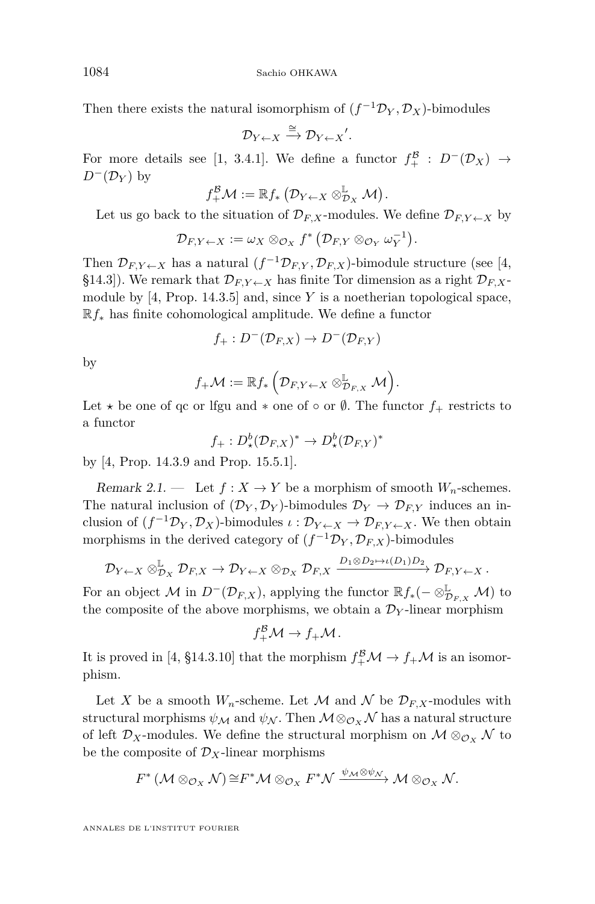Then there exists the natural isomorphism of $(f^{-1}\mathcal{D}_Y, \mathcal{D}_X)$-bimodules

$$\mathcal{D}_{Y\leftarrow X} \xrightarrow{\cong} \mathcal{D}_{Y\leftarrow X}'.$$

For more details see [1, 3.4.1]. We define a functor $f_+^{\mathcal{B}} : D^-(\mathcal{D}_X) \to D^-(\mathcal{D}_Y)$ by

$$f_+^{\mathcal{B}}\mathcal{M} := \mathbb{R}f_*\left(\mathcal{D}_{Y\leftarrow X} \otimes^{\mathbb{L}}_{\mathcal{D}_X} \mathcal{M}\right).$$

Let us go back to the situation of $\mathcal{D}_{F,X}$-modules. We define $\mathcal{D}_{F,Y\leftarrow X}$ by

$$\mathcal{D}_{F,Y\leftarrow X} := \omega_X \otimes_{\mathcal{O}_X} f^*\left(\mathcal{D}_{F,Y} \otimes_{\mathcal{O}_Y} \omega_Y^{-1}\right).$$

Then $\mathcal{D}_{F,Y\leftarrow X}$ has a natural $(f^{-1}\mathcal{D}_{F,Y}, \mathcal{D}_{F,X})$-bimodule structure (see [4, §14.3]). We remark that $\mathcal{D}_{F,Y\leftarrow X}$ has finite Tor dimension as a right $\mathcal{D}_{F,X}$-module by [4, Prop. 14.3.5] and, since $Y$ is a noetherian topological space, $\mathbb{R}f_*$ has finite cohomological amplitude. We define a functor

$$f_+ : D^-(\mathcal{D}_{F,X}) \to D^-(\mathcal{D}_{F,Y})$$

by

$$f_+\mathcal{M} := \mathbb{R}f_*\left(\mathcal{D}_{F,Y\leftarrow X} \otimes^{\mathbb{L}}_{\mathcal{D}_{F,X}} \mathcal{M}\right).$$

Let $\star$ be one of qc or lfgu and $*$ one of $\circ$ or $\emptyset$. The functor $f_+$ restricts to a functor

$$f_+ : D^b_\star(\mathcal{D}_{F,X})^* \to D^b_\star(\mathcal{D}_{F,Y})^*$$

by [4, Prop. 14.3.9 and Prop. 15.5.1].

*Remark 2.1.* — Let $f : X \to Y$ be a morphism of smooth $W_n$-schemes. The natural inclusion of $(\mathcal{D}_Y, \mathcal{D}_Y)$-bimodules $\mathcal{D}_Y \to \mathcal{D}_{F,Y}$ induces an inclusion of $(f^{-1}\mathcal{D}_Y, \mathcal{D}_X)$-bimodules $\iota : \mathcal{D}_{Y\leftarrow X} \to \mathcal{D}_{F,Y\leftarrow X}$. We then obtain morphisms in the derived category of $(f^{-1}\mathcal{D}_Y, \mathcal{D}_{F,X})$-bimodules

$$\mathcal{D}_{Y\leftarrow X} \otimes^{\mathbb{L}}_{\mathcal{D}_X} \mathcal{D}_{F,X} \to \mathcal{D}_{Y\leftarrow X} \otimes_{\mathcal{D}_X} \mathcal{D}_{F,X} \xrightarrow{D_1\otimes D_2 \mapsto \iota(D_1)D_2} \mathcal{D}_{F,Y\leftarrow X}\,.$$

For an object $\mathcal{M}$ in $D^-(\mathcal{D}_{F,X})$, applying the functor $\mathbb{R}f_*(- \otimes^{\mathbb{L}}_{\mathcal{D}_{F,X}} \mathcal{M})$ to the composite of the above morphisms, we obtain a $\mathcal{D}_Y$-linear morphism

$$f_+^{\mathcal{B}}\mathcal{M} \to f_+\mathcal{M}\,.$$

It is proved in [4, §14.3.10] that the morphism $f_+^{\mathcal{B}}\mathcal{M} \to f_+\mathcal{M}$ is an isomorphism.

Let $X$ be a smooth $W_n$-scheme. Let $\mathcal{M}$ and $\mathcal{N}$ be $\mathcal{D}_{F,X}$-modules with structural morphisms $\psi_{\mathcal{M}}$ and $\psi_{\mathcal{N}}$. Then $\mathcal{M}\otimes_{\mathcal{O}_X}\mathcal{N}$ has a natural structure of left $\mathcal{D}_X$-modules. We define the structural morphism on $\mathcal{M} \otimes_{\mathcal{O}_X} \mathcal{N}$ to be the composite of $\mathcal{D}_X$-linear morphisms

$$F^*\left(\mathcal{M} \otimes_{\mathcal{O}_X} \mathcal{N}\right) \cong F^*\mathcal{M} \otimes_{\mathcal{O}_X} F^*\mathcal{N} \xrightarrow{\psi_{\mathcal{M}}\otimes\psi_{\mathcal{N}}} \mathcal{M} \otimes_{\mathcal{O}_X} \mathcal{N}.$$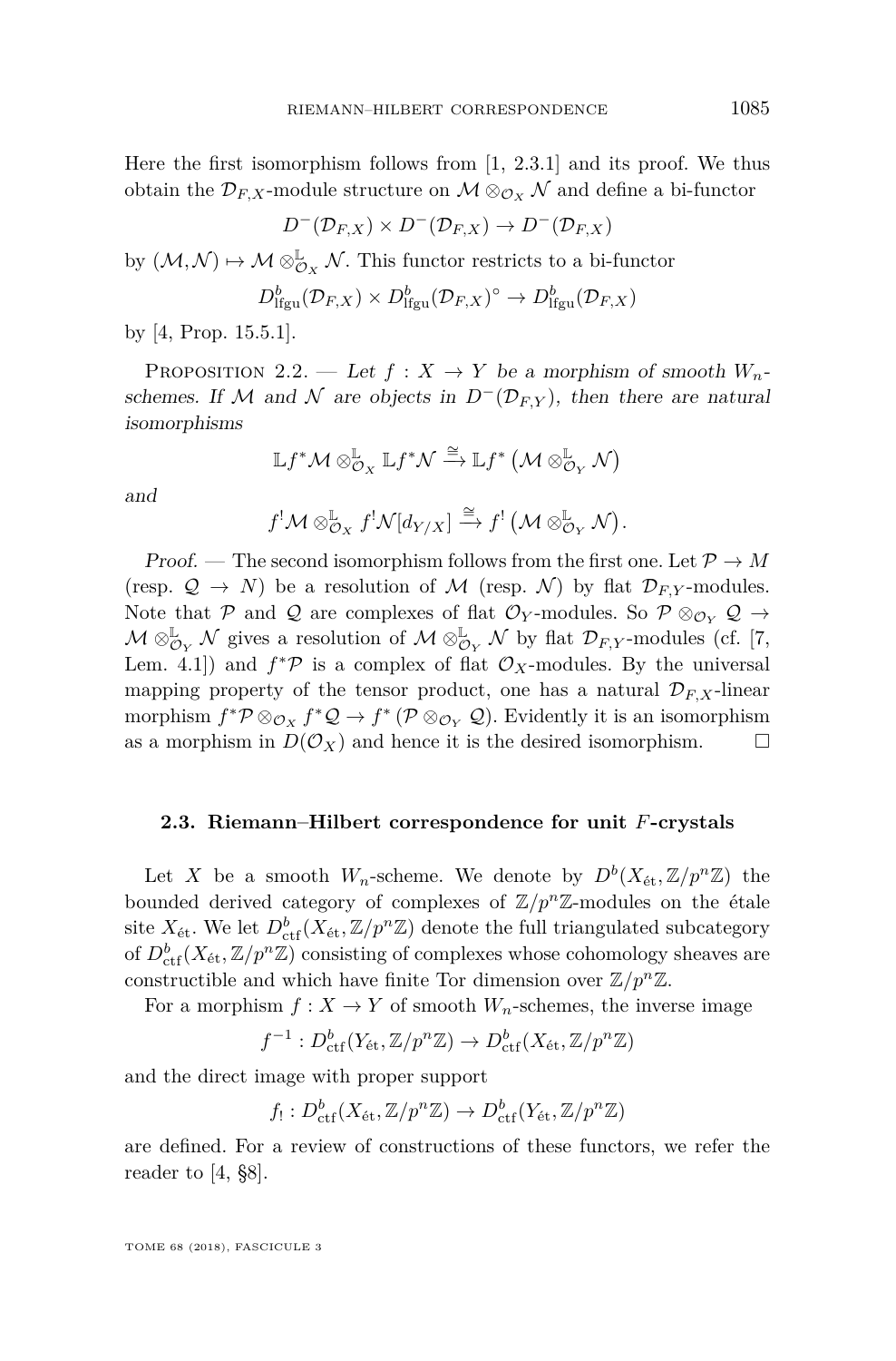Here the first isomorphism follows from [1, 2.3.1] and its proof. We thus obtain the $\mathcal{D}_{F,X}$-module structure on $\mathcal{M} \otimes_{\mathcal{O}_X} \mathcal{N}$ and define a bi-functor

$$D^-(\mathcal{D}_{F,X}) \times D^-(\mathcal{D}_{F,X}) \to D^-(\mathcal{D}_{F,X})$$

by $(\mathcal{M},\mathcal{N}) \mapsto \mathcal{M} \otimes^{\mathbb{L}}_{\mathcal{O}_X} \mathcal{N}$. This functor restricts to a bi-functor

$$D^b_{\mathrm{lfgu}}(\mathcal{D}_{F,X}) \times D^b_{\mathrm{lfgu}}(\mathcal{D}_{F,X})^\circ \to D^b_{\mathrm{lfgu}}(\mathcal{D}_{F,X})$$

by [4, Prop. 15.5.1].

Proposition 2.2. — *Let $f : X \to Y$ be a morphism of smooth $W_n$-schemes. If $\mathcal{M}$ and $\mathcal{N}$ are objects in $D^-(\mathcal{D}_{F,Y})$, then there are natural isomorphisms*

$$\mathbb{L}f^*\mathcal{M} \otimes^{\mathbb{L}}_{\mathcal{O}_X} \mathbb{L}f^*\mathcal{N} \xrightarrow{\cong} \mathbb{L}f^*\left(\mathcal{M} \otimes^{\mathbb{L}}_{\mathcal{O}_Y} \mathcal{N}\right)$$

*and*

$$f^!\mathcal{M} \otimes^{\mathbb{L}}_{\mathcal{O}_X} f^!\mathcal{N}[d_{Y/X}] \xrightarrow{\cong} f^!\left(\mathcal{M} \otimes^{\mathbb{L}}_{\mathcal{O}_Y} \mathcal{N}\right).$$

*Proof.* — The second isomorphism follows from the first one. Let $\mathcal{P} \to M$ (resp. $\mathcal{Q} \to N$) be a resolution of $\mathcal{M}$ (resp. $\mathcal{N}$) by flat $\mathcal{D}_{F,Y}$-modules. Note that $\mathcal{P}$ and $\mathcal{Q}$ are complexes of flat $\mathcal{O}_Y$-modules. So $\mathcal{P} \otimes_{\mathcal{O}_Y} \mathcal{Q} \to \mathcal{M} \otimes^{\mathbb{L}}_{\mathcal{O}_Y} \mathcal{N}$ gives a resolution of $\mathcal{M} \otimes^{\mathbb{L}}_{\mathcal{O}_Y} \mathcal{N}$ by flat $\mathcal{D}_{F,Y}$-modules (cf. [7, Lem. 4.1]) and $f^*\mathcal{P}$ is a complex of flat $\mathcal{O}_X$-modules. By the universal mapping property of the tensor product, one has a natural $\mathcal{D}_{F,X}$-linear morphism $f^*\mathcal{P} \otimes_{\mathcal{O}_X} f^*\mathcal{Q} \to f^*\left(\mathcal{P} \otimes_{\mathcal{O}_Y} \mathcal{Q}\right)$. Evidently it is an isomorphism as a morphism in $D(\mathcal{O}_X)$ and hence it is the desired isomorphism. □

### 2.3. Riemann–Hilbert correspondence for unit $F$-crystals

Let $X$ be a smooth $W_n$-scheme. We denote by $D^b(X_{\text{ét}}, \mathbb{Z}/p^n\mathbb{Z})$ the bounded derived category of complexes of $\mathbb{Z}/p^n\mathbb{Z}$-modules on the étale site $X_{\text{ét}}$. We let $D^b_{\mathrm{ctf}}(X_{\text{ét}}, \mathbb{Z}/p^n\mathbb{Z})$ denote the full triangulated subcategory of $D^b_{\mathrm{ctf}}(X_{\text{ét}}, \mathbb{Z}/p^n\mathbb{Z})$ consisting of complexes whose cohomology sheaves are constructible and which have finite Tor dimension over $\mathbb{Z}/p^n\mathbb{Z}$.

For a morphism $f : X \to Y$ of smooth $W_n$-schemes, the inverse image

$$f^{-1} : D^b_{\mathrm{ctf}}(Y_{\text{ét}}, \mathbb{Z}/p^n\mathbb{Z}) \to D^b_{\mathrm{ctf}}(X_{\text{ét}}, \mathbb{Z}/p^n\mathbb{Z})$$

and the direct image with proper support

$$f_! : D^b_{\mathrm{ctf}}(X_{\text{ét}}, \mathbb{Z}/p^n\mathbb{Z}) \to D^b_{\mathrm{ctf}}(Y_{\text{ét}}, \mathbb{Z}/p^n\mathbb{Z})$$

are defined. For a review of constructions of these functors, we refer the reader to [4, §8].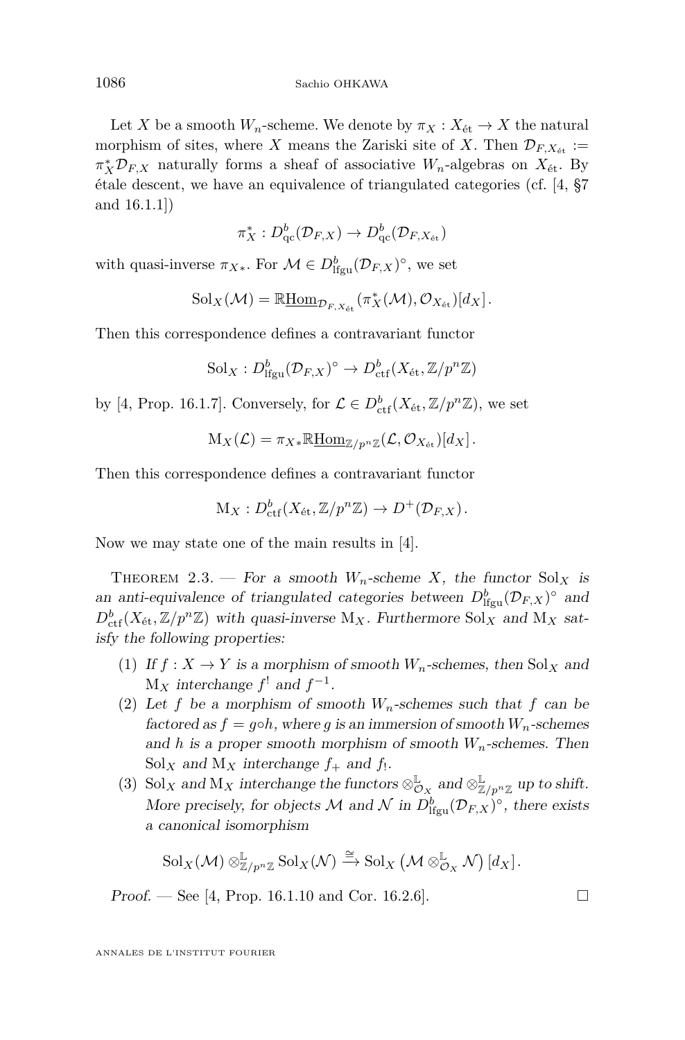Let $X$ be a smooth $W_n$-scheme. We denote by $\pi_X : X_{\text{ét}} \to X$ the natural morphism of sites, where $X$ means the Zariski site of $X$. Then $\mathcal{D}_{F,X_{\text{ét}}} := \pi_X^* \mathcal{D}_{F,X}$ naturally forms a sheaf of associative $W_n$-algebras on $X_{\text{ét}}$. By étale descent, we have an equivalence of triangulated categories (cf. [4, §7 and 16.1.1])

$$\pi_X^* : D^b_{\text{qc}}(\mathcal{D}_{F,X}) \to D^b_{\text{qc}}(\mathcal{D}_{F,X_{\text{ét}}})$$

with quasi-inverse $\pi_{X*}$. For $\mathcal{M} \in D^b_{\text{lfgu}}(\mathcal{D}_{F,X})^\circ$, we set

$$\mathrm{Sol}_X(\mathcal{M}) = \mathbb{R}\underline{\mathrm{Hom}}_{\mathcal{D}_{F,X_{\text{ét}}}}(\pi_X^*(\mathcal{M}), \mathcal{O}_{X_{\text{ét}}})[d_X].$$

Then this correspondence defines a contravariant functor

$$\mathrm{Sol}_X : D^b_{\text{lfgu}}(\mathcal{D}_{F,X})^\circ \to D^b_{\text{ctf}}(X_{\text{ét}}, \mathbb{Z}/p^n\mathbb{Z})$$

by [4, Prop. 16.1.7]. Conversely, for $\mathcal{L} \in D^b_{\text{ctf}}(X_{\text{ét}}, \mathbb{Z}/p^n\mathbb{Z})$, we set

$$\mathrm{M}_X(\mathcal{L}) = \pi_{X*}\mathbb{R}\underline{\mathrm{Hom}}_{\mathbb{Z}/p^n\mathbb{Z}}(\mathcal{L}, \mathcal{O}_{X_{\text{ét}}})[d_X].$$

Then this correspondence defines a contravariant functor

$$\mathrm{M}_X : D^b_{\text{ctf}}(X_{\text{ét}}, \mathbb{Z}/p^n\mathbb{Z}) \to D^+(\mathcal{D}_{F,X}).$$

Now we may state one of the main results in [4].

Theorem 2.3. — *For a smooth $W_n$-scheme $X$, the functor $\mathrm{Sol}_X$ is an anti-equivalence of triangulated categories between $D^b_{\text{lfgu}}(\mathcal{D}_{F,X})^\circ$ and $D^b_{\text{ctf}}(X_{\text{ét}}, \mathbb{Z}/p^n\mathbb{Z})$ with quasi-inverse $\mathrm{M}_X$. Furthermore $\mathrm{Sol}_X$ and $\mathrm{M}_X$ satisfy the following properties:*

1. *If $f : X \to Y$ is a morphism of smooth $W_n$-schemes, then $\mathrm{Sol}_X$ and $\mathrm{M}_X$ interchange $f^!$ and $f^{-1}$.*
2. *Let $f$ be a morphism of smooth $W_n$-schemes such that $f$ can be factored as $f = g \circ h$, where $g$ is an immersion of smooth $W_n$-schemes and $h$ is a proper smooth morphism of smooth $W_n$-schemes. Then $\mathrm{Sol}_X$ and $\mathrm{M}_X$ interchange $f_+$ and $f_!$.*
3. *$\mathrm{Sol}_X$ and $\mathrm{M}_X$ interchange the functors $\otimes^{\mathbb{L}}_{\mathcal{O}_X}$ and $\otimes^{\mathbb{L}}_{\mathbb{Z}/p^n\mathbb{Z}}$ up to shift. More precisely, for objects $\mathcal{M}$ and $\mathcal{N}$ in $D^b_{\text{lfgu}}(\mathcal{D}_{F,X})^\circ$, there exists a canonical isomorphism*

$$\mathrm{Sol}_X(\mathcal{M}) \otimes^{\mathbb{L}}_{\mathbb{Z}/p^n\mathbb{Z}} \mathrm{Sol}_X(\mathcal{N}) \xrightarrow{\cong} \mathrm{Sol}_X\left(\mathcal{M} \otimes^{\mathbb{L}}_{\mathcal{O}_X} \mathcal{N}\right)[d_X].$$

*Proof.* — See [4, Prop. 16.1.10 and Cor. 16.2.6]. □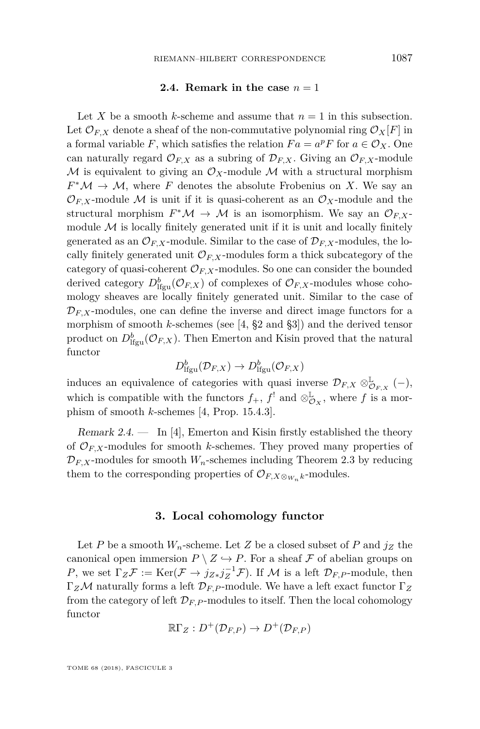### 2.4. Remark in the case $n = 1$

Let $X$ be a smooth $k$-scheme and assume that $n = 1$ in this subsection. Let $\mathcal{O}_{F,X}$ denote a sheaf of the non-commutative polynomial ring $\mathcal{O}_X[F]$ in a formal variable $F$, which satisfies the relation $Fa = a^p F$ for $a \in \mathcal{O}_X$. One can naturally regard $\mathcal{O}_{F,X}$ as a subring of $\mathcal{D}_{F,X}$. Giving an $\mathcal{O}_{F,X}$-module $\mathcal{M}$ is equivalent to giving an $\mathcal{O}_X$-module $\mathcal{M}$ with a structural morphism $F^*\mathcal{M} \to \mathcal{M}$, where $F$ denotes the absolute Frobenius on $X$. We say an $\mathcal{O}_{F,X}$-module $\mathcal{M}$ is unit if it is quasi-coherent as an $\mathcal{O}_X$-module and the structural morphism $F^*\mathcal{M} \to \mathcal{M}$ is an isomorphism. We say an $\mathcal{O}_{F,X}$-module $\mathcal{M}$ is locally finitely generated unit if it is unit and locally finitely generated as an $\mathcal{O}_{F,X}$-module. Similar to the case of $\mathcal{D}_{F,X}$-modules, the locally finitely generated unit $\mathcal{O}_{F,X}$-modules form a thick subcategory of the category of quasi-coherent $\mathcal{O}_{F,X}$-modules. So one can consider the bounded derived category $D^b_{\mathrm{lfgu}}(\mathcal{O}_{F,X})$ of complexes of $\mathcal{O}_{F,X}$-modules whose cohomology sheaves are locally finitely generated unit. Similar to the case of $\mathcal{D}_{F,X}$-modules, one can define the inverse and direct image functors for a morphism of smooth $k$-schemes (see [4, §2 and §3]) and the derived tensor product on $D^b_{\mathrm{lfgu}}(\mathcal{O}_{F,X})$. Then Emerton and Kisin proved that the natural functor

$$D^b_{\mathrm{lfgu}}(\mathcal{D}_{F,X}) \to D^b_{\mathrm{lfgu}}(\mathcal{O}_{F,X})$$

induces an equivalence of categories with quasi inverse $\mathcal{D}_{F,X} \otimes^{\mathbb{L}}_{\mathcal{O}_{F,X}} (-)$, which is compatible with the functors $f_+$, $f^!$ and $\otimes^{\mathbb{L}}_{\mathcal{O}_X}$, where $f$ is a morphism of smooth $k$-schemes [4, Prop. 15.4.3].

*Remark 2.4.* — In [4], Emerton and Kisin firstly established the theory of $\mathcal{O}_{F,X}$-modules for smooth $k$-schemes. They proved many properties of $\mathcal{D}_{F,X}$-modules for smooth $W_n$-schemes including Theorem 2.3 by reducing them to the corresponding properties of $\mathcal{O}_{F,X\otimes_{W_n}k}$-modules.

## 3. Local cohomology functor

Let $P$ be a smooth $W_n$-scheme. Let $Z$ be a closed subset of $P$ and $j_Z$ the canonical open immersion $P \setminus Z \hookrightarrow P$. For a sheaf $\mathcal{F}$ of abelian groups on $P$, we set $\Gamma_Z\mathcal{F} := \mathrm{Ker}(\mathcal{F} \to j_{Z*}j_Z^{-1}\mathcal{F})$. If $\mathcal{M}$ is a left $\mathcal{D}_{F,P}$-module, then $\Gamma_Z\mathcal{M}$ naturally forms a left $\mathcal{D}_{F,P}$-module. We have a left exact functor $\Gamma_Z$ from the category of left $\mathcal{D}_{F,P}$-modules to itself. Then the local cohomology functor

$$\mathbb{R}\Gamma_Z : D^+(\mathcal{D}_{F,P}) \to D^+(\mathcal{D}_{F,P})$$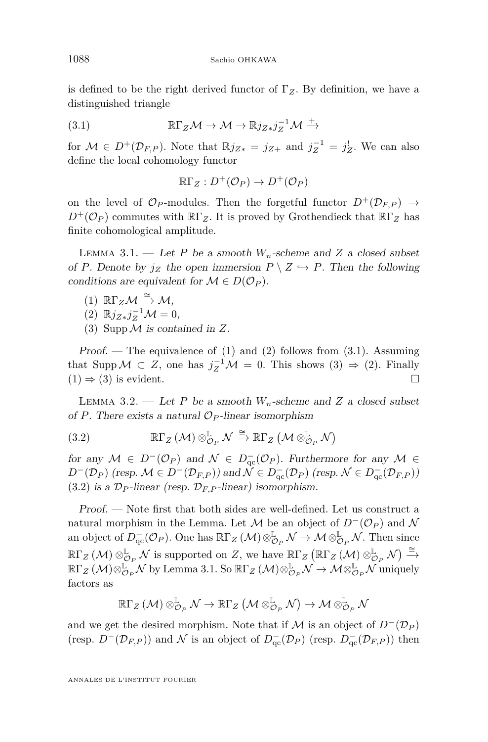is defined to be the right derived functor of $\Gamma_Z$. By definition, we have a distinguished triangle

$$\mathbb{R}\Gamma_Z\mathcal{M} \to \mathcal{M} \to \mathbb{R}j_{Z*}j_Z^{-1}\mathcal{M} \xrightarrow{+} \tag{3.1}$$

for $\mathcal{M} \in D^+(\mathcal{D}_{F,P})$. Note that $\mathbb{R}j_{Z*} = j_{Z+}$ and $j_Z^{-1} = j_Z^!$. We can also define the local cohomology functor

$$\mathbb{R}\Gamma_Z : D^+(\mathcal{O}_P) \to D^+(\mathcal{O}_P)$$

on the level of $\mathcal{O}_P$-modules. Then the forgetful functor $D^+(\mathcal{D}_{F,P}) \to D^+(\mathcal{O}_P)$ commutes with $\mathbb{R}\Gamma_Z$. It is proved by Grothendieck that $\mathbb{R}\Gamma_Z$ has finite cohomological amplitude.

Lemma 3.1. — *Let $P$ be a smooth $W_n$-scheme and $Z$ a closed subset of $P$. Denote by $j_Z$ the open immersion $P \setminus Z \hookrightarrow P$. Then the following conditions are equivalent for $\mathcal{M} \in D(\mathcal{O}_P)$.*

(1) $\mathbb{R}\Gamma_Z\mathcal{M} \xrightarrow{\cong} \mathcal{M}$,
(2) $\mathbb{R}j_{Z*}j_Z^{-1}\mathcal{M} = 0$,
(3) $\operatorname{Supp}\mathcal{M}$ *is contained in* $Z$.

*Proof.* — The equivalence of (1) and (2) follows from (3.1). Assuming that $\operatorname{Supp}\mathcal{M} \subset Z$, one has $j_Z^{-1}\mathcal{M} = 0$. This shows (3) $\Rightarrow$ (2). Finally (1) $\Rightarrow$ (3) is evident. □

Lemma 3.2. — *Let $P$ be a smooth $W_n$-scheme and $Z$ a closed subset of $P$. There exists a natural $\mathcal{O}_P$-linear isomorphism*

$$\mathbb{R}\Gamma_Z(\mathcal{M}) \otimes^{\mathbb{L}}_{\mathcal{O}_P} \mathcal{N} \xrightarrow{\cong} \mathbb{R}\Gamma_Z\left(\mathcal{M} \otimes^{\mathbb{L}}_{\mathcal{O}_P} \mathcal{N}\right) \tag{3.2}$$

*for any $\mathcal{M} \in D^-(\mathcal{O}_P)$ and $\mathcal{N} \in D^-_{\mathrm{qc}}(\mathcal{O}_P)$. Furthermore for any $\mathcal{M} \in D^-(\mathcal{D}_P)$ (resp. $\mathcal{M} \in D^-(\mathcal{D}_{F,P})$) and $\mathcal{N} \in D^-_{\mathrm{qc}}(\mathcal{D}_P)$ (resp. $\mathcal{N} \in D^-_{\mathrm{qc}}(\mathcal{D}_{F,P})$) (3.2) is a $\mathcal{D}_P$-linear (resp. $\mathcal{D}_{F,P}$-linear) isomorphism.*

*Proof.* — Note first that both sides are well-defined. Let us construct a natural morphism in the Lemma. Let $\mathcal{M}$ be an object of $D^-(\mathcal{O}_P)$ and $\mathcal{N}$ an object of $D^-_{\mathrm{qc}}(\mathcal{O}_P)$. One has $\mathbb{R}\Gamma_Z(\mathcal{M}) \otimes^{\mathbb{L}}_{\mathcal{O}_P} \mathcal{N} \to \mathcal{M} \otimes^{\mathbb{L}}_{\mathcal{O}_P} \mathcal{N}$. Then since $\mathbb{R}\Gamma_Z(\mathcal{M}) \otimes^{\mathbb{L}}_{\mathcal{O}_P} \mathcal{N}$ is supported on $Z$, we have $\mathbb{R}\Gamma_Z\left(\mathbb{R}\Gamma_Z(\mathcal{M}) \otimes^{\mathbb{L}}_{\mathcal{O}_P} \mathcal{N}\right) \xrightarrow{\cong} \mathbb{R}\Gamma_Z(\mathcal{M}) \otimes^{\mathbb{L}}_{\mathcal{O}_P} \mathcal{N}$ by Lemma 3.1. So $\mathbb{R}\Gamma_Z(\mathcal{M}) \otimes^{\mathbb{L}}_{\mathcal{O}_P} \mathcal{N} \to \mathcal{M} \otimes^{\mathbb{L}}_{\mathcal{O}_P} \mathcal{N}$ uniquely factors as

$$\mathbb{R}\Gamma_Z(\mathcal{M}) \otimes^{\mathbb{L}}_{\mathcal{O}_P} \mathcal{N} \to \mathbb{R}\Gamma_Z\left(\mathcal{M} \otimes^{\mathbb{L}}_{\mathcal{O}_P} \mathcal{N}\right) \to \mathcal{M} \otimes^{\mathbb{L}}_{\mathcal{O}_P} \mathcal{N}$$

and we get the desired morphism. Note that if $\mathcal{M}$ is an object of $D^-(\mathcal{D}_P)$ (resp. $D^-(\mathcal{D}_{F,P})$) and $\mathcal{N}$ is an object of $D^-_{\mathrm{qc}}(\mathcal{D}_P)$ (resp. $D^-_{\mathrm{qc}}(\mathcal{D}_{F,P})$) then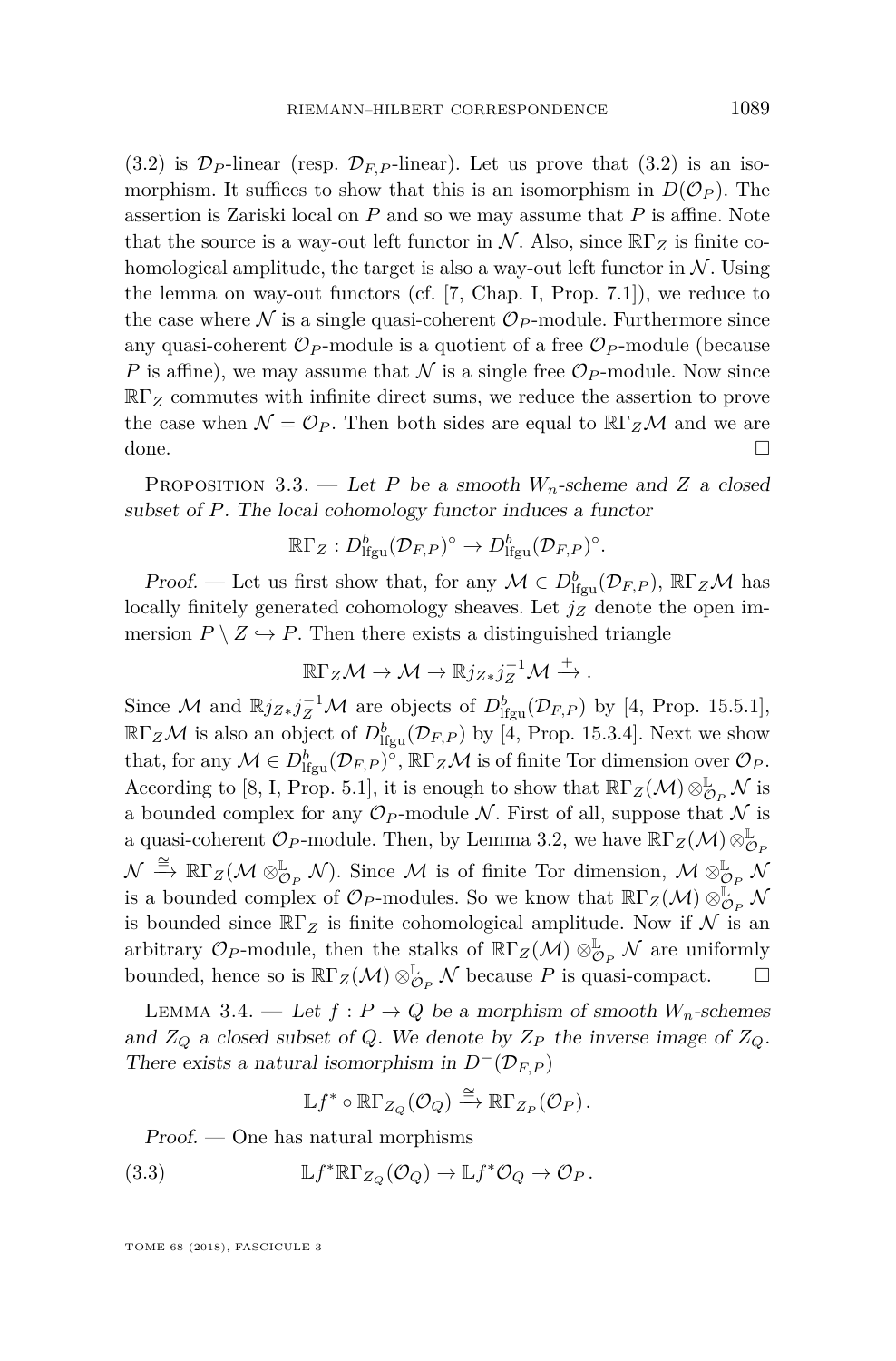(3.2) is $\mathcal{D}_P$-linear (resp. $\mathcal{D}_{F,P}$-linear). Let us prove that (3.2) is an isomorphism. It suffices to show that this is an isomorphism in $D(\mathcal{O}_P)$. The assertion is Zariski local on $P$ and so we may assume that $P$ is affine. Note that the source is a way-out left functor in $\mathcal{N}$. Also, since $\mathbb{R}\Gamma_Z$ is finite cohomological amplitude, the target is also a way-out left functor in $\mathcal{N}$. Using the lemma on way-out functors (cf. [7, Chap. I, Prop. 7.1]), we reduce to the case where $\mathcal{N}$ is a single quasi-coherent $\mathcal{O}_P$-module. Furthermore since any quasi-coherent $\mathcal{O}_P$-module is a quotient of a free $\mathcal{O}_P$-module (because $P$ is affine), we may assume that $\mathcal{N}$ is a single free $\mathcal{O}_P$-module. Now since $\mathbb{R}\Gamma_Z$ commutes with infinite direct sums, we reduce the assertion to prove the case when $\mathcal{N} = \mathcal{O}_P$. Then both sides are equal to $\mathbb{R}\Gamma_Z\mathcal{M}$ and we are done. □

Proposition 3.3. — *Let $P$ be a smooth $W_n$-scheme and $Z$ a closed subset of $P$. The local cohomology functor induces a functor*

$$\mathbb{R}\Gamma_Z : D^b_{\mathrm{lfgu}}(\mathcal{D}_{F,P})^\circ \to D^b_{\mathrm{lfgu}}(\mathcal{D}_{F,P})^\circ.$$

*Proof.* — Let us first show that, for any $\mathcal{M} \in D^b_{\mathrm{lfgu}}(\mathcal{D}_{F,P})$, $\mathbb{R}\Gamma_Z\mathcal{M}$ has locally finitely generated cohomology sheaves. Let $j_Z$ denote the open immersion $P \setminus Z \hookrightarrow P$. Then there exists a distinguished triangle

$$\mathbb{R}\Gamma_Z\mathcal{M} \to \mathcal{M} \to \mathbb{R}j_{Z*}j_Z^{-1}\mathcal{M} \xrightarrow{+}.$$

Since $\mathcal{M}$ and $\mathbb{R}j_{Z*}j_Z^{-1}\mathcal{M}$ are objects of $D^b_{\mathrm{lfgu}}(\mathcal{D}_{F,P})$ by [4, Prop. 15.5.1], $\mathbb{R}\Gamma_Z\mathcal{M}$ is also an object of $D^b_{\mathrm{lfgu}}(\mathcal{D}_{F,P})$ by [4, Prop. 15.3.4]. Next we show that, for any $\mathcal{M} \in D^b_{\mathrm{lfgu}}(\mathcal{D}_{F,P})^\circ$, $\mathbb{R}\Gamma_Z\mathcal{M}$ is of finite Tor dimension over $\mathcal{O}_P$. According to [8, I, Prop. 5.1], it is enough to show that $\mathbb{R}\Gamma_Z(\mathcal{M}) \otimes^{\mathbb{L}}_{\mathcal{O}_P} \mathcal{N}$ is a bounded complex for any $\mathcal{O}_P$-module $\mathcal{N}$. First of all, suppose that $\mathcal{N}$ is a quasi-coherent $\mathcal{O}_P$-module. Then, by Lemma 3.2, we have $\mathbb{R}\Gamma_Z(\mathcal{M}) \otimes^{\mathbb{L}}_{\mathcal{O}_P} \mathcal{N} \xrightarrow{\cong} \mathbb{R}\Gamma_Z(\mathcal{M} \otimes^{\mathbb{L}}_{\mathcal{O}_P} \mathcal{N})$. Since $\mathcal{M}$ is of finite Tor dimension, $\mathcal{M} \otimes^{\mathbb{L}}_{\mathcal{O}_P} \mathcal{N}$ is a bounded complex of $\mathcal{O}_P$-modules. So we know that $\mathbb{R}\Gamma_Z(\mathcal{M}) \otimes^{\mathbb{L}}_{\mathcal{O}_P} \mathcal{N}$ is bounded since $\mathbb{R}\Gamma_Z$ is finite cohomological amplitude. Now if $\mathcal{N}$ is an arbitrary $\mathcal{O}_P$-module, then the stalks of $\mathbb{R}\Gamma_Z(\mathcal{M}) \otimes^{\mathbb{L}}_{\mathcal{O}_P} \mathcal{N}$ are uniformly bounded, hence so is $\mathbb{R}\Gamma_Z(\mathcal{M}) \otimes^{\mathbb{L}}_{\mathcal{O}_P} \mathcal{N}$ because $P$ is quasi-compact. □

Lemma 3.4. — *Let $f : P \to Q$ be a morphism of smooth $W_n$-schemes and $Z_Q$ a closed subset of $Q$. We denote by $Z_P$ the inverse image of $Z_Q$. There exists a natural isomorphism in $D^-(\mathcal{D}_{F,P})$*

$$\mathbb{L}f^* \circ \mathbb{R}\Gamma_{Z_Q}(\mathcal{O}_Q) \xrightarrow{\cong} \mathbb{R}\Gamma_{Z_P}(\mathcal{O}_P).$$

*Proof.* — One has natural morphisms

$$\mathbb{L}f^*\mathbb{R}\Gamma_{Z_Q}(\mathcal{O}_Q) \to \mathbb{L}f^*\mathcal{O}_Q \to \mathcal{O}_P. \tag{3.3}$$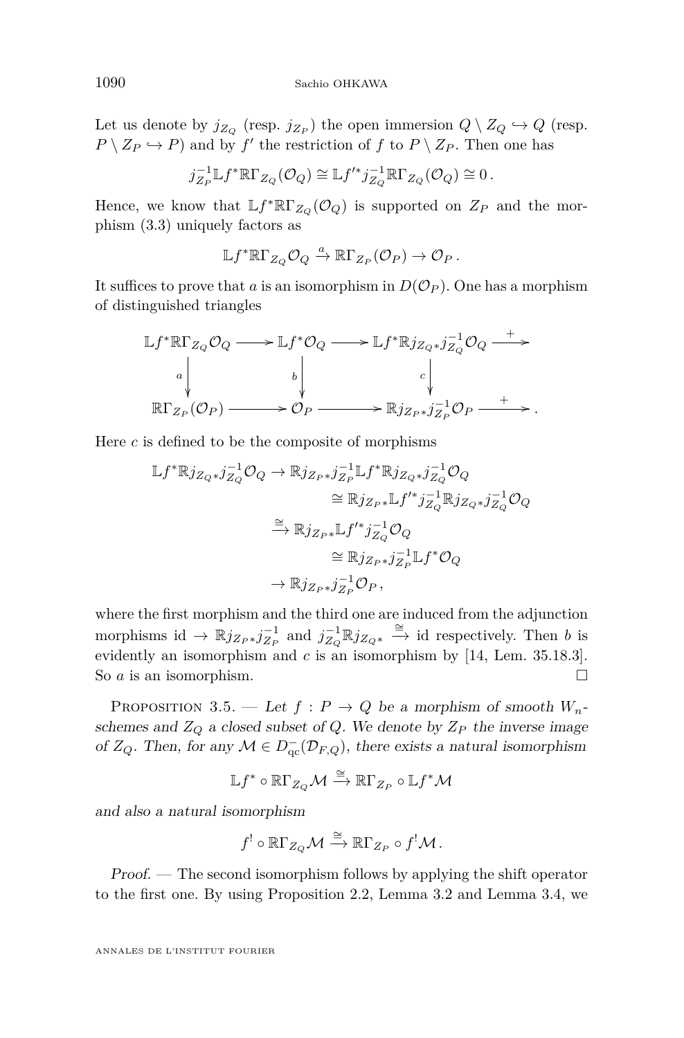Let us denote by $j_{Z_Q}$ (resp. $j_{Z_P}$) the open immersion $Q \setminus Z_Q \hookrightarrow Q$ (resp. $P \setminus Z_P \hookrightarrow P$) and by $f'$ the restriction of $f$ to $P \setminus Z_P$. Then one has

$$j_{Z_P}^{-1} \mathbb{L} f^* \mathbb{R}\Gamma_{Z_Q}(\mathcal{O}_Q) \cong \mathbb{L} f'^* j_{Z_Q}^{-1} \mathbb{R}\Gamma_{Z_Q}(\mathcal{O}_Q) \cong 0 .$$

Hence, we know that $\mathbb{L} f^* \mathbb{R}\Gamma_{Z_Q}(\mathcal{O}_Q)$ is supported on $Z_P$ and the morphism (3.3) uniquely factors as

$$\mathbb{L} f^* \mathbb{R}\Gamma_{Z_Q} \mathcal{O}_Q \xrightarrow{a} \mathbb{R}\Gamma_{Z_P}(\mathcal{O}_P) \to \mathcal{O}_P .$$

It suffices to prove that $a$ is an isomorphism in $D(\mathcal{O}_P)$. One has a morphism of distinguished triangles

$$\begin{array}{ccccccc}
\mathbb{L} f^* \mathbb{R}\Gamma_{Z_Q} \mathcal{O}_Q & \longrightarrow & \mathbb{L} f^* \mathcal{O}_Q & \longrightarrow & \mathbb{L} f^* \mathbb{R} j_{Z_Q *} j_{Z_Q}^{-1} \mathcal{O}_Q & \xrightarrow{+} & \\
\Big\downarrow a & & \Big\downarrow b & & \Big\downarrow c & & \\
\mathbb{R}\Gamma_{Z_P}(\mathcal{O}_P) & \longrightarrow & \mathcal{O}_P & \longrightarrow & \mathbb{R} j_{Z_P *} j_{Z_P}^{-1} \mathcal{O}_P & \xrightarrow{+} & .
\end{array}$$

Here $c$ is defined to be the composite of morphisms

$$\begin{aligned}
\mathbb{L} f^* \mathbb{R} j_{Z_Q *} j_{Z_Q}^{-1} \mathcal{O}_Q \to \mathbb{R} j_{Z_P *} j_{Z_P}^{-1} \mathbb{L} f^* \mathbb{R} j_{Z_Q *} j_{Z_Q}^{-1} \mathcal{O}_Q& \\
\cong \mathbb{R} j_{Z_P *} \mathbb{L} f'^* j_{Z_Q}^{-1} \mathbb{R} j_{Z_Q *} j_{Z_Q}^{-1} \mathcal{O}_Q& \\
\xrightarrow{\cong} \mathbb{R} j_{Z_P *} \mathbb{L} f'^* j_{Z_Q}^{-1} \mathcal{O}_Q& \\
\cong \mathbb{R} j_{Z_P *} j_{Z_P}^{-1} \mathbb{L} f^* \mathcal{O}_Q& \\
\to \mathbb{R} j_{Z_P *} j_{Z_P}^{-1} \mathcal{O}_P ,&
\end{aligned}$$

where the first morphism and the third one are induced from the adjunction morphisms $\mathrm{id} \to \mathbb{R} j_{Z_P *} j_{Z_P}^{-1}$ and $j_{Z_Q}^{-1} \mathbb{R} j_{Z_Q *} \xrightarrow{\cong} \mathrm{id}$ respectively. Then $b$ is evidently an isomorphism and $c$ is an isomorphism by [14, Lem. 35.18.3]. So $a$ is an isomorphism. □

Proposition 3.5. — *Let $f : P \to Q$ be a morphism of smooth $W_n$-schemes and $Z_Q$ a closed subset of $Q$. We denote by $Z_P$ the inverse image of $Z_Q$. Then, for any $\mathcal{M} \in D^-_{\mathrm{qc}}(\mathcal{D}_{F,Q})$, there exists a natural isomorphism*

$$\mathbb{L} f^* \circ \mathbb{R}\Gamma_{Z_Q} \mathcal{M} \xrightarrow{\cong} \mathbb{R}\Gamma_{Z_P} \circ \mathbb{L} f^* \mathcal{M}$$

*and also a natural isomorphism*

$$f^! \circ \mathbb{R}\Gamma_{Z_Q} \mathcal{M} \xrightarrow{\cong} \mathbb{R}\Gamma_{Z_P} \circ f^! \mathcal{M} .$$

*Proof.* — The second isomorphism follows by applying the shift operator to the first one. By using Proposition 2.2, Lemma 3.2 and Lemma 3.4, we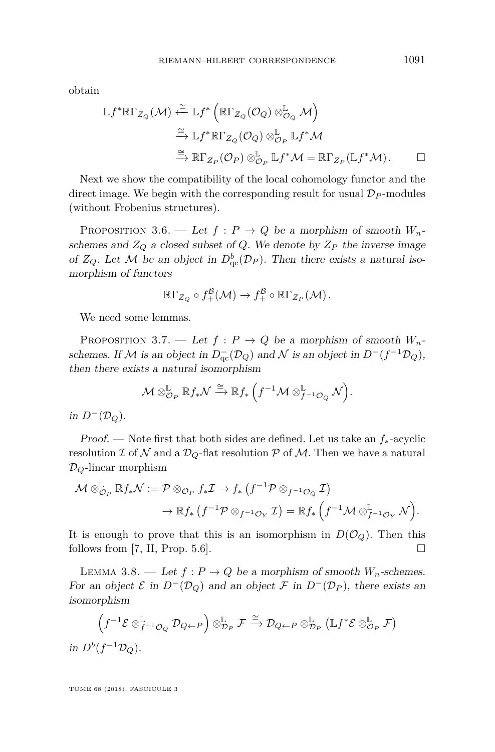obtain

$$
\begin{aligned}
\mathbb{L}f^*\mathbb{R}\Gamma_{Z_Q}(\mathcal{M}) &\xleftarrow{\cong} \mathbb{L}f^*\Big(\mathbb{R}\Gamma_{Z_Q}(\mathcal{O}_Q)\otimes^{\mathbb{L}}_{\mathcal{O}_Q}\mathcal{M}\Big)\\
&\xrightarrow{\cong} \mathbb{L}f^*\mathbb{R}\Gamma_{Z_Q}(\mathcal{O}_Q)\otimes^{\mathbb{L}}_{\mathcal{O}_P}\mathbb{L}f^*\mathcal{M}\\
&\xrightarrow{\cong} \mathbb{R}\Gamma_{Z_P}(\mathcal{O}_P)\otimes^{\mathbb{L}}_{\mathcal{O}_P}\mathbb{L}f^*\mathcal{M} = \mathbb{R}\Gamma_{Z_P}(\mathbb{L}f^*\mathcal{M}). \qquad \square
\end{aligned}
$$

Next we show the compatibility of the local cohomology functor and the direct image. We begin with the corresponding result for usual $\mathcal{D}_P$-modules (without Frobenius structures).

Proposition 3.6. — *Let $f : P \to Q$ be a morphism of smooth $W_n$-schemes and $Z_Q$ a closed subset of $Q$. We denote by $Z_P$ the inverse image of $Z_Q$. Let $\mathcal{M}$ be an object in $D^b_{\mathrm{qc}}(\mathcal{D}_P)$. Then there exists a natural isomorphism of functors*

$$
\mathbb{R}\Gamma_{Z_Q}\circ f^{\mathcal{B}}_{+}(\mathcal{M}) \to f^{\mathcal{B}}_{+}\circ\mathbb{R}\Gamma_{Z_P}(\mathcal{M}).
$$

We need some lemmas.

Proposition 3.7. — *Let $f : P \to Q$ be a morphism of smooth $W_n$-schemes. If $\mathcal{M}$ is an object in $D^-_{\mathrm{qc}}(\mathcal{D}_Q)$ and $\mathcal{N}$ is an object in $D^-(f^{-1}\mathcal{D}_Q)$, then there exists a natural isomorphism*

$$
\mathcal{M}\otimes^{\mathbb{L}}_{\mathcal{O}_P}\mathbb{R}f_*\mathcal{N} \xrightarrow{\cong} \mathbb{R}f_*\Big(f^{-1}\mathcal{M}\otimes^{\mathbb{L}}_{f^{-1}\mathcal{O}_Q}\mathcal{N}\Big).
$$

*in $D^-(\mathcal{D}_Q)$.*

*Proof.* — Note first that both sides are defined. Let us take an $f_*$-acyclic resolution $\mathcal{I}$ of $\mathcal{N}$ and a $\mathcal{D}_Q$-flat resolution $\mathcal{P}$ of $\mathcal{M}$. Then we have a natural $\mathcal{D}_Q$-linear morphism

$$
\begin{aligned}
\mathcal{M}\otimes^{\mathbb{L}}_{\mathcal{O}_P}\mathbb{R}f_*\mathcal{N} := \mathcal{P}\otimes_{\mathcal{O}_P} f_*\mathcal{I} &\to f_*\left(f^{-1}\mathcal{P}\otimes_{f^{-1}\mathcal{O}_Q}\mathcal{I}\right)\\
&\to \mathbb{R}f_*\left(f^{-1}\mathcal{P}\otimes_{f^{-1}\mathcal{O}_Y}\mathcal{I}\right) = \mathbb{R}f_*\Big(f^{-1}\mathcal{M}\otimes^{\mathbb{L}}_{f^{-1}\mathcal{O}_Y}\mathcal{N}\Big).
\end{aligned}
$$

It is enough to prove that this is an isomorphism in $D(\mathcal{O}_Q)$. Then this follows from [7, II, Prop. 5.6]. $\square$

Lemma 3.8. — *Let $f : P \to Q$ be a morphism of smooth $W_n$-schemes. For an object $\mathcal{E}$ in $D^-(\mathcal{D}_Q)$ and an object $\mathcal{F}$ in $D^-(\mathcal{D}_P)$, there exists an isomorphism*

$$
\Big(f^{-1}\mathcal{E}\otimes^{\mathbb{L}}_{f^{-1}\mathcal{O}_Q}\mathcal{D}_{Q\leftarrow P}\Big)\otimes^{\mathbb{L}}_{\mathcal{D}_P}\mathcal{F} \xrightarrow{\cong} \mathcal{D}_{Q\leftarrow P}\otimes^{\mathbb{L}}_{\mathcal{D}_P}\left(\mathbb{L}f^*\mathcal{E}\otimes^{\mathbb{L}}_{\mathcal{O}_P}\mathcal{F}\right)
$$

*in $D^b(f^{-1}\mathcal{D}_Q)$.*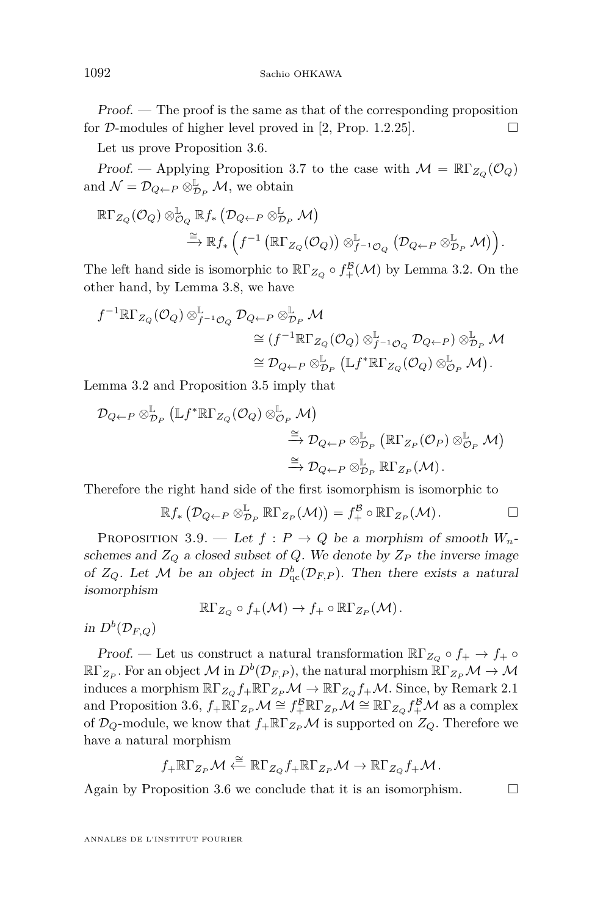*Proof.* — The proof is the same as that of the corresponding proposition for $\mathcal{D}$-modules of higher level proved in [2, Prop. 1.2.25]. □

Let us prove Proposition 3.6.

*Proof.* — Applying Proposition 3.7 to the case with $\mathcal{M} = \mathbb{R}\Gamma_{Z_Q}(\mathcal{O}_Q)$ and $\mathcal{N} = \mathcal{D}_{Q\leftarrow P} \otimes^{\mathbb{L}}_{\mathcal{D}_P} \mathcal{M}$, we obtain

$$\begin{aligned}\mathbb{R}\Gamma_{Z_Q}(\mathcal{O}_Q) \otimes^{\mathbb{L}}_{\mathcal{O}_Q} \mathbb{R}f_*\left(\mathcal{D}_{Q\leftarrow P} \otimes^{\mathbb{L}}_{\mathcal{D}_P} \mathcal{M}\right)&\\ \xrightarrow{\cong} \mathbb{R}f_*\Big(f^{-1}\left(\mathbb{R}\Gamma_{Z_Q}(\mathcal{O}_Q)\right) &\otimes^{\mathbb{L}}_{f^{-1}\mathcal{O}_Q} \left(\mathcal{D}_{Q\leftarrow P} \otimes^{\mathbb{L}}_{\mathcal{D}_P} \mathcal{M}\right)\Big).\end{aligned}$$

The left hand side is isomorphic to $\mathbb{R}\Gamma_{Z_Q} \circ f^{\mathcal{B}}_+(\mathcal{M})$ by Lemma 3.2. On the other hand, by Lemma 3.8, we have

$$\begin{aligned}f^{-1}\mathbb{R}\Gamma_{Z_Q}(\mathcal{O}_Q) \otimes^{\mathbb{L}}_{f^{-1}\mathcal{O}_Q} \mathcal{D}_{Q\leftarrow P} \otimes^{\mathbb{L}}_{\mathcal{D}_P} \mathcal{M}&\\ \cong (f^{-1}\mathbb{R}\Gamma_{Z_Q}(\mathcal{O}_Q) &\otimes^{\mathbb{L}}_{f^{-1}\mathcal{O}_Q} \mathcal{D}_{Q\leftarrow P}) \otimes^{\mathbb{L}}_{\mathcal{D}_P} \mathcal{M}\\ \cong \mathcal{D}_{Q\leftarrow P} &\otimes^{\mathbb{L}}_{\mathcal{D}_P} \left(\mathbb{L}f^*\mathbb{R}\Gamma_{Z_Q}(\mathcal{O}_Q) \otimes^{\mathbb{L}}_{\mathcal{O}_P} \mathcal{M}\right).\end{aligned}$$

Lemma 3.2 and Proposition 3.5 imply that

$$\begin{aligned}\mathcal{D}_{Q\leftarrow P} \otimes^{\mathbb{L}}_{\mathcal{D}_P} \left(\mathbb{L}f^*\mathbb{R}\Gamma_{Z_Q}(\mathcal{O}_Q) \otimes^{\mathbb{L}}_{\mathcal{O}_P} \mathcal{M}\right)&\\ \xrightarrow{\cong} \mathcal{D}_{Q\leftarrow P} &\otimes^{\mathbb{L}}_{\mathcal{D}_P} \left(\mathbb{R}\Gamma_{Z_P}(\mathcal{O}_P) \otimes^{\mathbb{L}}_{\mathcal{O}_P} \mathcal{M}\right)\\ \xrightarrow{\cong} \mathcal{D}_{Q\leftarrow P} &\otimes^{\mathbb{L}}_{\mathcal{D}_P} \mathbb{R}\Gamma_{Z_P}(\mathcal{M}).\end{aligned}$$

Therefore the right hand side of the first isomorphism is isomorphic to

$$\mathbb{R}f_*\left(\mathcal{D}_{Q\leftarrow P} \otimes^{\mathbb{L}}_{\mathcal{D}_P} \mathbb{R}\Gamma_{Z_P}(\mathcal{M})\right) = f^{\mathcal{B}}_+ \circ \mathbb{R}\Gamma_{Z_P}(\mathcal{M}).$$

□

Proposition 3.9. — *Let $f : P \to Q$ be a morphism of smooth $W_n$-schemes and $Z_Q$ a closed subset of $Q$. We denote by $Z_P$ the inverse image of $Z_Q$. Let $\mathcal{M}$ be an object in $D^b_{\mathrm{qc}}(\mathcal{D}_{F,P})$. Then there exists a natural isomorphism*

$$\mathbb{R}\Gamma_{Z_Q} \circ f_+(\mathcal{M}) \to f_+ \circ \mathbb{R}\Gamma_{Z_P}(\mathcal{M}).$$

*in $D^b(\mathcal{D}_{F,Q})$*

*Proof.* — Let us construct a natural transformation $\mathbb{R}\Gamma_{Z_Q} \circ f_+ \to f_+ \circ \mathbb{R}\Gamma_{Z_P}$. For an object $\mathcal{M}$ in $D^b(\mathcal{D}_{F,P})$, the natural morphism $\mathbb{R}\Gamma_{Z_P}\mathcal{M} \to \mathcal{M}$ induces a morphism $\mathbb{R}\Gamma_{Z_Q} f_+ \mathbb{R}\Gamma_{Z_P}\mathcal{M} \to \mathbb{R}\Gamma_{Z_Q} f_+\mathcal{M}$. Since, by Remark 2.1 and Proposition 3.6, $f_+\mathbb{R}\Gamma_{Z_P}\mathcal{M} \cong f^{\mathcal{B}}_+\mathbb{R}\Gamma_{Z_P}\mathcal{M} \cong \mathbb{R}\Gamma_{Z_Q} f^{\mathcal{B}}_+\mathcal{M}$ as a complex of $\mathcal{D}_Q$-module, we know that $f_+\mathbb{R}\Gamma_{Z_P}\mathcal{M}$ is supported on $Z_Q$. Therefore we have a natural morphism

$$f_+\mathbb{R}\Gamma_{Z_P}\mathcal{M} \xleftarrow{\cong} \mathbb{R}\Gamma_{Z_Q} f_+\mathbb{R}\Gamma_{Z_P}\mathcal{M} \to \mathbb{R}\Gamma_{Z_Q} f_+\mathcal{M}.$$

Again by Proposition 3.6 we conclude that it is an isomorphism. □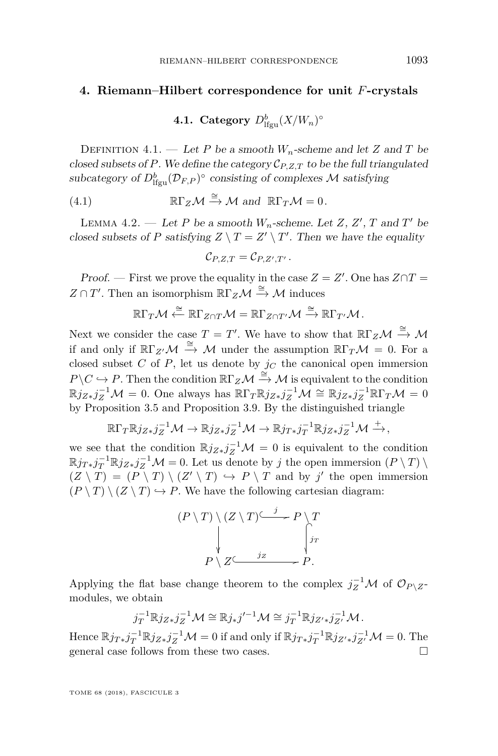## 4. Riemann–Hilbert correspondence for unit $F$-crystals

### 4.1. Category $D^b_{\mathrm{lfgu}}(X/W_n)^\circ$

Definition 4.1. — *Let $P$ be a smooth $W_n$-scheme and let $Z$ and $T$ be closed subsets of $P$. We define the category $\mathcal{C}_{P,Z,T}$ to be the full triangulated subcategory of $D^b_{\mathrm{lfgu}}(\mathcal{D}_{F,P})^\circ$ consisting of complexes $\mathcal{M}$ satisfying*

$$\mathbb{R}\Gamma_Z\mathcal{M} \xrightarrow{\cong} \mathcal{M} \text{ and } \mathbb{R}\Gamma_T\mathcal{M} = 0. \tag{4.1}$$

Lemma 4.2. — *Let $P$ be a smooth $W_n$-scheme. Let $Z$, $Z'$, $T$ and $T'$ be closed subsets of $P$ satisfying $Z \setminus T = Z' \setminus T'$. Then we have the equality*

$$\mathcal{C}_{P,Z,T} = \mathcal{C}_{P,Z',T'}.$$

*Proof.* — First we prove the equality in the case $Z = Z'$. One has $Z \cap T = Z \cap T'$. Then an isomorphism $\mathbb{R}\Gamma_Z\mathcal{M} \xrightarrow{\cong} \mathcal{M}$ induces

$$\mathbb{R}\Gamma_T\mathcal{M} \xleftarrow{\cong} \mathbb{R}\Gamma_{Z\cap T}\mathcal{M} = \mathbb{R}\Gamma_{Z\cap T'}\mathcal{M} \xrightarrow{\cong} \mathbb{R}\Gamma_{T'}\mathcal{M}.$$

Next we consider the case $T = T'$. We have to show that $\mathbb{R}\Gamma_Z\mathcal{M} \xrightarrow{\cong} \mathcal{M}$ if and only if $\mathbb{R}\Gamma_{Z'}\mathcal{M} \xrightarrow{\cong} \mathcal{M}$ under the assumption $\mathbb{R}\Gamma_T\mathcal{M} = 0$. For a closed subset $C$ of $P$, let us denote by $j_C$ the canonical open immersion $P \setminus C \hookrightarrow P$. Then the condition $\mathbb{R}\Gamma_Z\mathcal{M} \xrightarrow{\cong} \mathcal{M}$ is equivalent to the condition $\mathbb{R}j_{Z*}j_Z^{-1}\mathcal{M} = 0$. One always has $\mathbb{R}\Gamma_T\mathbb{R}j_{Z*}j_Z^{-1}\mathcal{M} \cong \mathbb{R}j_{Z*}j_Z^{-1}\mathbb{R}\Gamma_T\mathcal{M} = 0$ by Proposition 3.5 and Proposition 3.9. By the distinguished triangle

$$\mathbb{R}\Gamma_T\mathbb{R}j_{Z*}j_Z^{-1}\mathcal{M} \to \mathbb{R}j_{Z*}j_Z^{-1}\mathcal{M} \to \mathbb{R}j_{T*}j_T^{-1}\mathbb{R}j_{Z*}j_Z^{-1}\mathcal{M} \xrightarrow{+},$$

we see that the condition $\mathbb{R}j_{Z*}j_Z^{-1}\mathcal{M} = 0$ is equivalent to the condition $\mathbb{R}j_{T*}j_T^{-1}\mathbb{R}j_{Z*}j_Z^{-1}\mathcal{M} = 0$. Let us denote by $j$ the open immersion $(P \setminus T) \setminus (Z \setminus T) = (P \setminus T) \setminus (Z' \setminus T) \hookrightarrow P \setminus T$ and by $j'$ the open immersion $(P \setminus T) \setminus (Z \setminus T) \hookrightarrow P$. We have the following cartesian diagram:

$$\begin{array}{ccc}
(P \setminus T) \setminus (Z \setminus T) & \xrightarrow{j} & P \setminus T \\
\downarrow & & \downarrow j_T \\
P \setminus Z & \xrightarrow{j_Z} & P.
\end{array}$$

Applying the flat base change theorem to the complex $j_Z^{-1}\mathcal{M}$ of $\mathcal{O}_{P\setminus Z}$-modules, we obtain

$$j_T^{-1}\mathbb{R}j_{Z*}j_Z^{-1}\mathcal{M} \cong \mathbb{R}j_*j'^{-1}\mathcal{M} \cong j_T^{-1}\mathbb{R}j_{Z'*}j_{Z'}^{-1}\mathcal{M}.$$

Hence $\mathbb{R}j_{T*}j_T^{-1}\mathbb{R}j_{Z*}j_Z^{-1}\mathcal{M} = 0$ if and only if $\mathbb{R}j_{T*}j_T^{-1}\mathbb{R}j_{Z'*}j_{Z'}^{-1}\mathcal{M} = 0$. The general case follows from these two cases. □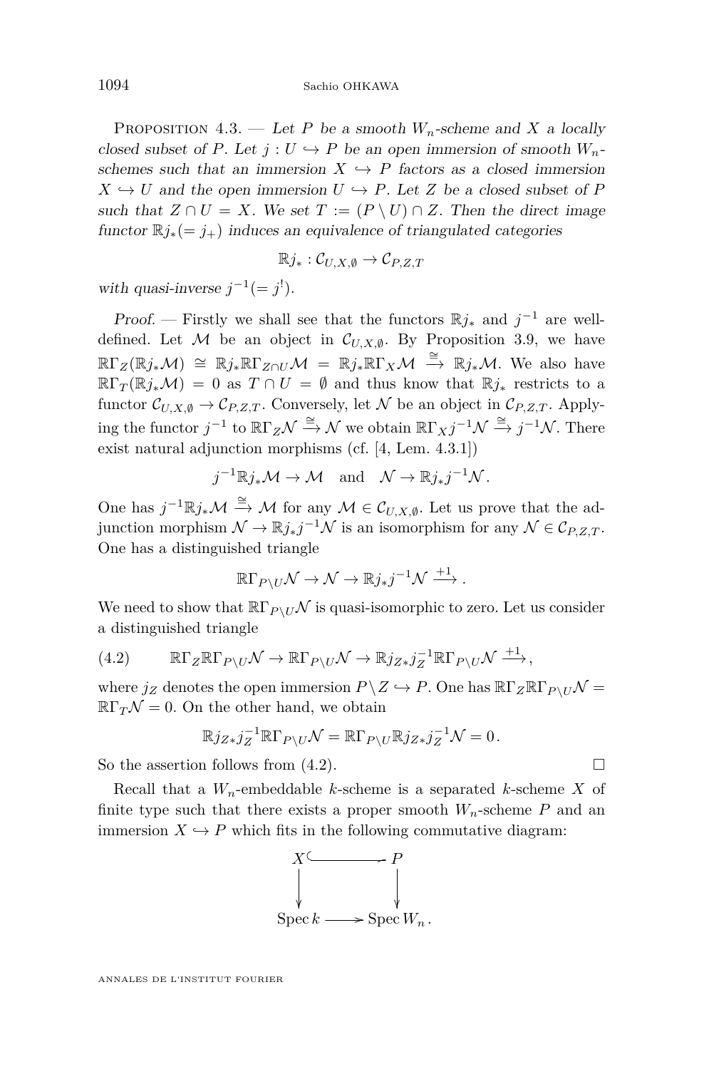Proposition 4.3. — *Let $P$ be a smooth $W_n$-scheme and $X$ a locally closed subset of $P$. Let $j : U \hookrightarrow P$ be an open immersion of smooth $W_n$-schemes such that an immersion $X \hookrightarrow P$ factors as a closed immersion $X \hookrightarrow U$ and the open immersion $U \hookrightarrow P$. Let $Z$ be a closed subset of $P$ such that $Z \cap U = X$. We set $T := (P \setminus U) \cap Z$. Then the direct image functor $\mathbb{R}j_*(= j_+)$ induces an equivalence of triangulated categories*

$$\mathbb{R}j_* : \mathcal{C}_{U,X,\emptyset} \to \mathcal{C}_{P,Z,T}$$

*with quasi-inverse $j^{-1}(= j^!)$.*

*Proof.* — Firstly we shall see that the functors $\mathbb{R}j_*$ and $j^{-1}$ are well-defined. Let $\mathcal{M}$ be an object in $\mathcal{C}_{U,X,\emptyset}$. By Proposition 3.9, we have $\mathbb{R}\Gamma_Z(\mathbb{R}j_*\mathcal{M}) \cong \mathbb{R}j_*\mathbb{R}\Gamma_{Z\cap U}\mathcal{M} = \mathbb{R}j_*\mathbb{R}\Gamma_X\mathcal{M} \xrightarrow{\cong} \mathbb{R}j_*\mathcal{M}$. We also have $\mathbb{R}\Gamma_T(\mathbb{R}j_*\mathcal{M}) = 0$ as $T \cap U = \emptyset$ and thus know that $\mathbb{R}j_*$ restricts to a functor $\mathcal{C}_{U,X,\emptyset} \to \mathcal{C}_{P,Z,T}$. Conversely, let $\mathcal{N}$ be an object in $\mathcal{C}_{P,Z,T}$. Applying the functor $j^{-1}$ to $\mathbb{R}\Gamma_Z\mathcal{N} \xrightarrow{\cong} \mathcal{N}$ we obtain $\mathbb{R}\Gamma_X j^{-1}\mathcal{N} \xrightarrow{\cong} j^{-1}\mathcal{N}$. There exist natural adjunction morphisms (cf. [4, Lem. 4.3.1])

$$j^{-1}\mathbb{R}j_*\mathcal{M} \to \mathcal{M} \quad \text{and} \quad \mathcal{N} \to \mathbb{R}j_*j^{-1}\mathcal{N}.$$

One has $j^{-1}\mathbb{R}j_*\mathcal{M} \xrightarrow{\cong} \mathcal{M}$ for any $\mathcal{M} \in \mathcal{C}_{U,X,\emptyset}$. Let us prove that the adjunction morphism $\mathcal{N} \to \mathbb{R}j_*j^{-1}\mathcal{N}$ is an isomorphism for any $\mathcal{N} \in \mathcal{C}_{P,Z,T}$. One has a distinguished triangle

$$\mathbb{R}\Gamma_{P\setminus U}\mathcal{N} \to \mathcal{N} \to \mathbb{R}j_*j^{-1}\mathcal{N} \xrightarrow{+1}.$$

We need to show that $\mathbb{R}\Gamma_{P\setminus U}\mathcal{N}$ is quasi-isomorphic to zero. Let us consider a distinguished triangle

$$\mathbb{R}\Gamma_Z\mathbb{R}\Gamma_{P\setminus U}\mathcal{N} \to \mathbb{R}\Gamma_{P\setminus U}\mathcal{N} \to \mathbb{R}j_{Z*}j_Z^{-1}\mathbb{R}\Gamma_{P\setminus U}\mathcal{N} \xrightarrow{+1}, \tag{4.2}$$

where $j_Z$ denotes the open immersion $P \setminus Z \hookrightarrow P$. One has $\mathbb{R}\Gamma_Z\mathbb{R}\Gamma_{P\setminus U}\mathcal{N} = \mathbb{R}\Gamma_T\mathcal{N} = 0$. On the other hand, we obtain

$$\mathbb{R}j_{Z*}j_Z^{-1}\mathbb{R}\Gamma_{P\setminus U}\mathcal{N} = \mathbb{R}\Gamma_{P\setminus U}\mathbb{R}j_{Z*}j_Z^{-1}\mathcal{N} = 0.$$

So the assertion follows from (4.2). □

Recall that a $W_n$-embeddable $k$-scheme is a separated $k$-scheme $X$ of finite type such that there exists a proper smooth $W_n$-scheme $P$ and an immersion $X \hookrightarrow P$ which fits in the following commutative diagram:

$$\begin{array}{ccc} X & \hookrightarrow & P \\ \downarrow & & \downarrow \\ \operatorname{Spec} k & \longrightarrow & \operatorname{Spec} W_n. \end{array}$$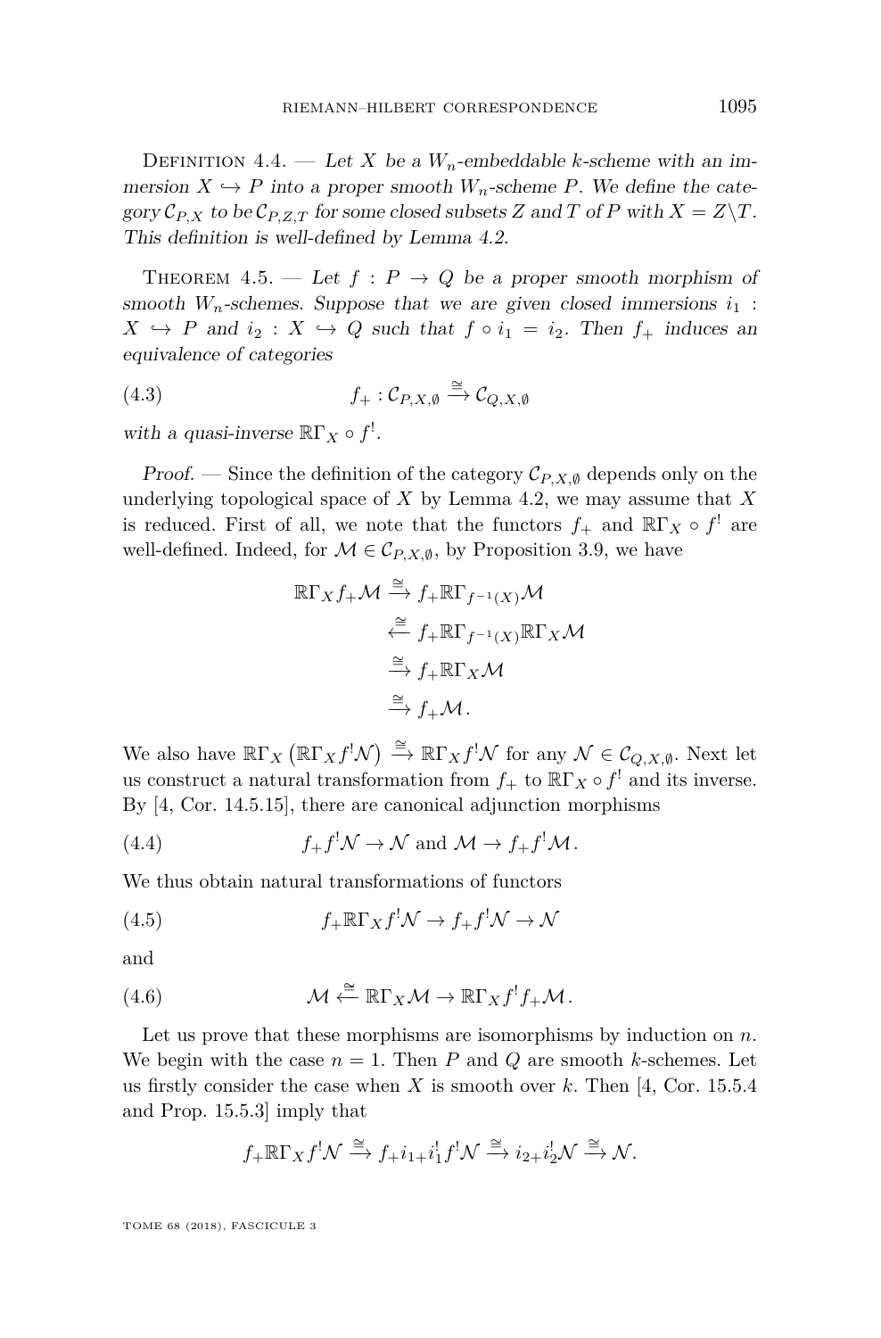Definition 4.4. — *Let $X$ be a $W_n$-embeddable $k$-scheme with an immersion $X \hookrightarrow P$ into a proper smooth $W_n$-scheme $P$. We define the category $\mathcal{C}_{P,X}$ to be $\mathcal{C}_{P,Z,T}$ for some closed subsets $Z$ and $T$ of $P$ with $X = Z\backslash T$. This definition is well-defined by Lemma 4.2.*

Theorem 4.5. — *Let $f : P \to Q$ be a proper smooth morphism of smooth $W_n$-schemes. Suppose that we are given closed immersions $i_1 : X \hookrightarrow P$ and $i_2 : X \hookrightarrow Q$ such that $f \circ i_1 = i_2$. Then $f_+$ induces an equivalence of categories*

$$f_+ : \mathcal{C}_{P,X,\emptyset} \xrightarrow{\cong} \mathcal{C}_{Q,X,\emptyset} \tag{4.3}$$

*with a quasi-inverse $\mathbb{R}\Gamma_X \circ f^!$.*

*Proof.* — Since the definition of the category $\mathcal{C}_{P,X,\emptyset}$ depends only on the underlying topological space of $X$ by Lemma 4.2, we may assume that $X$ is reduced. First of all, we note that the functors $f_+$ and $\mathbb{R}\Gamma_X \circ f^!$ are well-defined. Indeed, for $\mathcal{M} \in \mathcal{C}_{P,X,\emptyset}$, by Proposition 3.9, we have

$$\begin{aligned}
\mathbb{R}\Gamma_X f_+\mathcal{M} &\xrightarrow{\cong} f_+\mathbb{R}\Gamma_{f^{-1}(X)}\mathcal{M} \\
&\xleftarrow{\cong} f_+\mathbb{R}\Gamma_{f^{-1}(X)}\mathbb{R}\Gamma_X\mathcal{M} \\
&\xrightarrow{\cong} f_+\mathbb{R}\Gamma_X\mathcal{M} \\
&\xrightarrow{\cong} f_+\mathcal{M}.
\end{aligned}$$

We also have $\mathbb{R}\Gamma_X\left(\mathbb{R}\Gamma_X f^!\mathcal{N}\right) \xrightarrow{\cong} \mathbb{R}\Gamma_X f^!\mathcal{N}$ for any $\mathcal{N} \in \mathcal{C}_{Q,X,\emptyset}$. Next let us construct a natural transformation from $f_+$ to $\mathbb{R}\Gamma_X \circ f^!$ and its inverse. By [4, Cor. 14.5.15], there are canonical adjunction morphisms

$$f_+f^!\mathcal{N} \to \mathcal{N} \text{ and } \mathcal{M} \to f_+f^!\mathcal{M}. \tag{4.4}$$

We thus obtain natural transformations of functors

$$f_+\mathbb{R}\Gamma_X f^!\mathcal{N} \to f_+f^!\mathcal{N} \to \mathcal{N} \tag{4.5}$$

and

$$\mathcal{M} \xleftarrow{\cong} \mathbb{R}\Gamma_X\mathcal{M} \to \mathbb{R}\Gamma_X f^! f_+\mathcal{M}. \tag{4.6}$$

Let us prove that these morphisms are isomorphisms by induction on $n$. We begin with the case $n = 1$. Then $P$ and $Q$ are smooth $k$-schemes. Let us firstly consider the case when $X$ is smooth over $k$. Then [4, Cor. 15.5.4 and Prop. 15.5.3] imply that

$$f_+\mathbb{R}\Gamma_X f^!\mathcal{N} \xrightarrow{\cong} f_+i_{1+}i_1^! f^!\mathcal{N} \xrightarrow{\cong} i_{2+}i_2^!\mathcal{N} \xrightarrow{\cong} \mathcal{N}.$$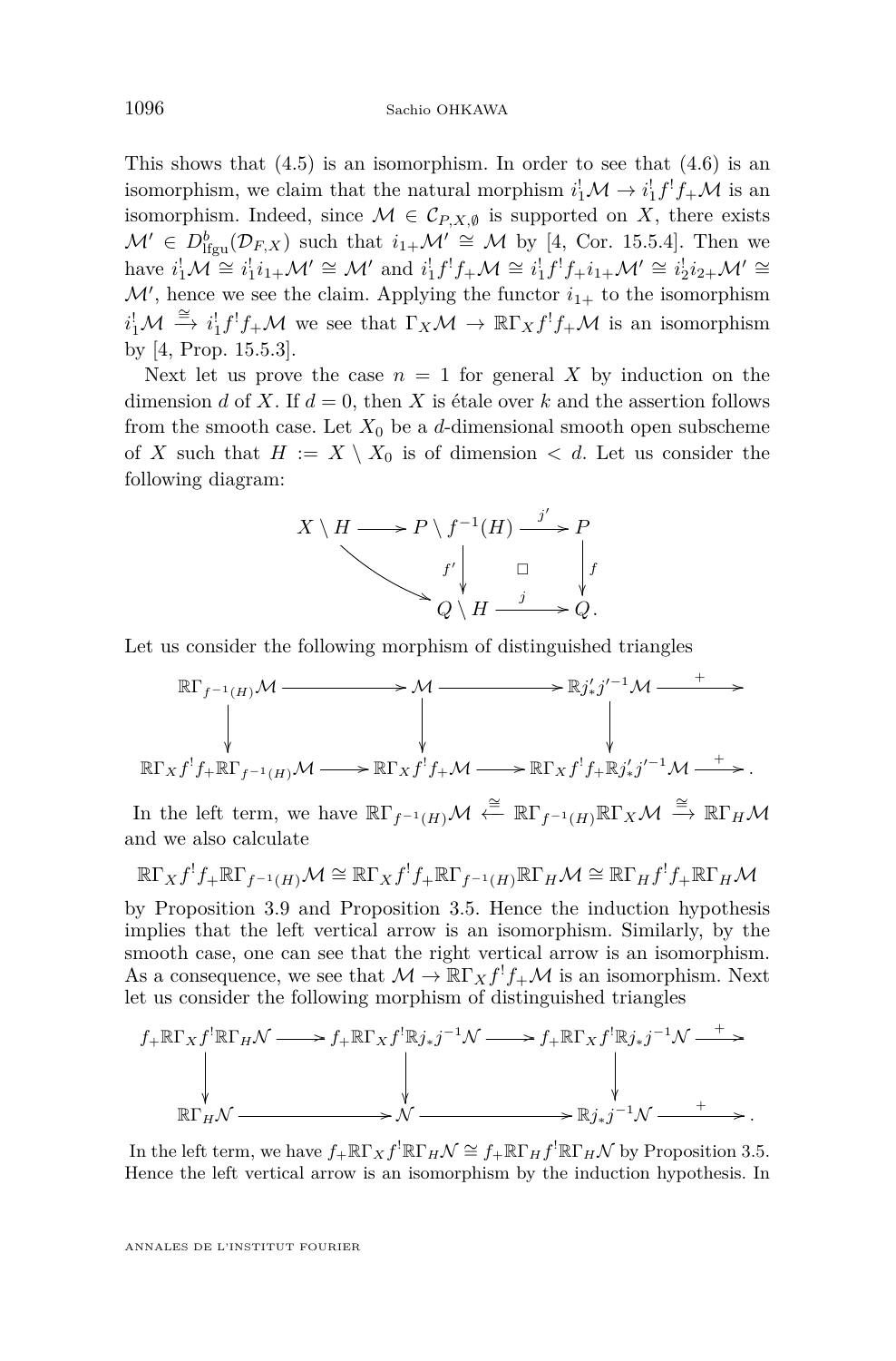This shows that (4.5) is an isomorphism. In order to see that (4.6) is an isomorphism, we claim that the natural morphism $i_1^!\mathcal{M} \to i_1^! f^! f_+\mathcal{M}$ is an isomorphism. Indeed, since $\mathcal{M} \in \mathcal{C}_{P,X,\emptyset}$ is supported on $X$, there exists $\mathcal{M}' \in D^b_{\mathrm{lfgu}}(\mathcal{D}_{F,X})$ such that $i_{1+}\mathcal{M}' \cong \mathcal{M}$ by [4, Cor. 15.5.4]. Then we have $i_1^!\mathcal{M} \cong i_1^! i_{1+}\mathcal{M}' \cong \mathcal{M}'$ and $i_1^! f^! f_+\mathcal{M} \cong i_1^! f^! f_+ i_{1+}\mathcal{M}' \cong i_2^! i_{2+}\mathcal{M}' \cong \mathcal{M}'$, hence we see the claim. Applying the functor $i_{1+}$ to the isomorphism $i_1^!\mathcal{M} \xrightarrow{\cong} i_1^! f^! f_+\mathcal{M}$ we see that $\Gamma_X\mathcal{M} \to \mathbb{R}\Gamma_X f^! f_+\mathcal{M}$ is an isomorphism by [4, Prop. 15.5.3].

Next let us prove the case $n = 1$ for general $X$ by induction on the dimension $d$ of $X$. If $d = 0$, then $X$ is étale over $k$ and the assertion follows from the smooth case. Let $X_0$ be a $d$-dimensional smooth open subscheme of $X$ such that $H := X \setminus X_0$ is of dimension $< d$. Let us consider the following diagram:

$$\begin{array}{ccccc} X \setminus H & \longrightarrow & P \setminus f^{-1}(H) & \xrightarrow{j'} & P \\ & \searrow & \downarrow{\scriptstyle f'} & \square & \downarrow{\scriptstyle f} \\ & & Q \setminus H & \xrightarrow{j} & Q. \end{array}$$

Let us consider the following morphism of distinguished triangles

$$\begin{array}{ccccccc} \mathbb{R}\Gamma_{f^{-1}(H)}\mathcal{M} & \longrightarrow & \mathcal{M} & \longrightarrow & \mathbb{R}j'_* j'^{-1}\mathcal{M} & \xrightarrow{+} & \\ \downarrow & & \downarrow & & \downarrow & & \\ \mathbb{R}\Gamma_X f^! f_+ \mathbb{R}\Gamma_{f^{-1}(H)}\mathcal{M} & \longrightarrow & \mathbb{R}\Gamma_X f^! f_+\mathcal{M} & \longrightarrow & \mathbb{R}\Gamma_X f^! f_+ \mathbb{R}j'_* j'^{-1}\mathcal{M} & \xrightarrow{+} & . \end{array}$$

In the left term, we have $\mathbb{R}\Gamma_{f^{-1}(H)}\mathcal{M} \xleftarrow{\cong} \mathbb{R}\Gamma_{f^{-1}(H)}\mathbb{R}\Gamma_X\mathcal{M} \xrightarrow{\cong} \mathbb{R}\Gamma_H\mathcal{M}$ and we also calculate

$$\mathbb{R}\Gamma_X f^! f_+ \mathbb{R}\Gamma_{f^{-1}(H)}\mathcal{M} \cong \mathbb{R}\Gamma_X f^! f_+ \mathbb{R}\Gamma_{f^{-1}(H)}\mathbb{R}\Gamma_H\mathcal{M} \cong \mathbb{R}\Gamma_H f^! f_+ \mathbb{R}\Gamma_H\mathcal{M}$$

by Proposition 3.9 and Proposition 3.5. Hence the induction hypothesis implies that the left vertical arrow is an isomorphism. Similarly, by the smooth case, one can see that the right vertical arrow is an isomorphism. As a consequence, we see that $\mathcal{M} \to \mathbb{R}\Gamma_X f^! f_+\mathcal{M}$ is an isomorphism. Next let us consider the following morphism of distinguished triangles

$$\begin{array}{ccccccc} f_+\mathbb{R}\Gamma_X f^! \mathbb{R}\Gamma_H\mathcal{N} & \longrightarrow & f_+\mathbb{R}\Gamma_X f^! \mathbb{R}j_* j^{-1}\mathcal{N} & \longrightarrow & f_+\mathbb{R}\Gamma_X f^! \mathbb{R}j_* j^{-1}\mathcal{N} & \xrightarrow{+} & \\ \downarrow & & \downarrow & & \downarrow & & \\ \mathbb{R}\Gamma_H\mathcal{N} & \longrightarrow & \mathcal{N} & \longrightarrow & \mathbb{R}j_* j^{-1}\mathcal{N} & \xrightarrow{+} & . \end{array}$$

In the left term, we have $f_+\mathbb{R}\Gamma_X f^! \mathbb{R}\Gamma_H\mathcal{N} \cong f_+\mathbb{R}\Gamma_H f^! \mathbb{R}\Gamma_H\mathcal{N}$ by Proposition 3.5. Hence the left vertical arrow is an isomorphism by the induction hypothesis. In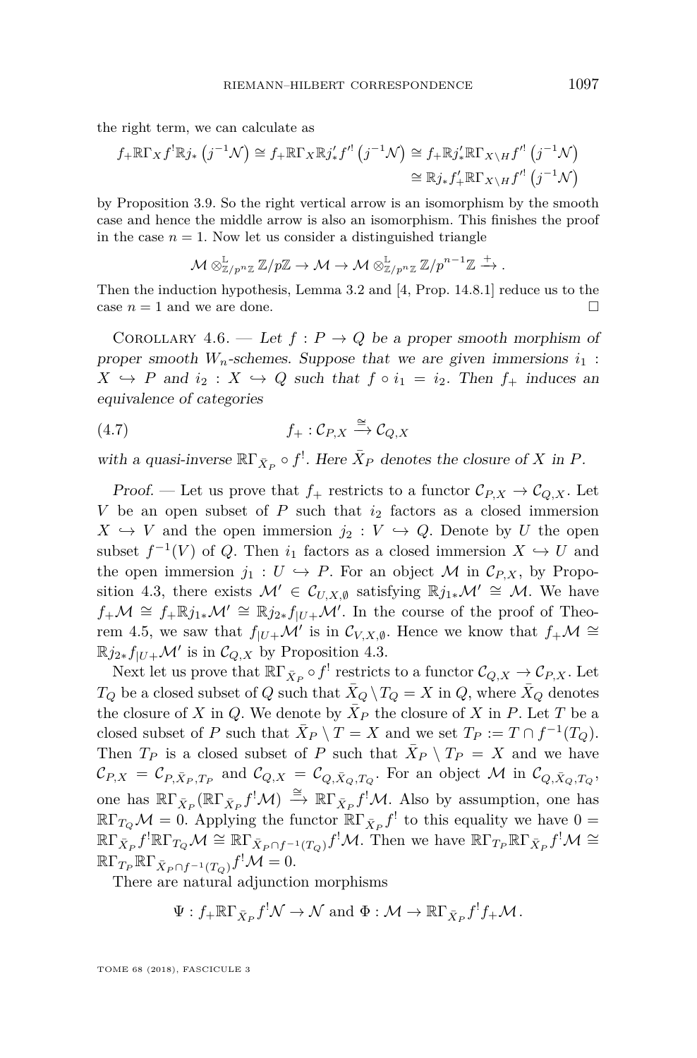the right term, we can calculate as

$$f_+\mathbb{R}\Gamma_X f^! \mathbb{R}j_*\left(j^{-1}\mathcal{N}\right) \cong f_+\mathbb{R}\Gamma_X \mathbb{R}j'_* f'^!\left(j^{-1}\mathcal{N}\right) \cong f_+\mathbb{R}j'_*\mathbb{R}\Gamma_{X\setminus H} f'^!\left(j^{-1}\mathcal{N}\right)$$
$$\cong \mathbb{R}j_* f'_+\mathbb{R}\Gamma_{X\setminus H} f'^!\left(j^{-1}\mathcal{N}\right)$$

by Proposition 3.9. So the right vertical arrow is an isomorphism by the smooth case and hence the middle arrow is also an isomorphism. This finishes the proof in the case $n = 1$. Now let us consider a distinguished triangle

$$\mathcal{M} \otimes^{\mathbb{L}}_{\mathbb{Z}/p^n\mathbb{Z}} \mathbb{Z}/p\mathbb{Z} \to \mathcal{M} \to \mathcal{M} \otimes^{\mathbb{L}}_{\mathbb{Z}/p^n\mathbb{Z}} \mathbb{Z}/p^{n-1}\mathbb{Z} \xrightarrow{+}.$$

Then the induction hypothesis, Lemma 3.2 and [4, Prop. 14.8.1] reduce us to the case $n = 1$ and we are done. □

Corollary 4.6. — *Let $f : P \to Q$ be a proper smooth morphism of proper smooth $W_n$-schemes. Suppose that we are given immersions $i_1 : X \hookrightarrow P$ and $i_2 : X \hookrightarrow Q$ such that $f \circ i_1 = i_2$. Then $f_+$ induces an equivalence of categories*

$$f_+ : \mathcal{C}_{P,X} \xrightarrow{\cong} \mathcal{C}_{Q,X} \tag{4.7}$$

*with a quasi-inverse $\mathbb{R}\Gamma_{\bar{X}_P} \circ f^!$. Here $\bar{X}_P$ denotes the closure of $X$ in $P$.*

*Proof.* — Let us prove that $f_+$ restricts to a functor $\mathcal{C}_{P,X} \to \mathcal{C}_{Q,X}$. Let $V$ be an open subset of $P$ such that $i_2$ factors as a closed immersion $X \hookrightarrow V$ and the open immersion $j_2 : V \hookrightarrow Q$. Denote by $U$ the open subset $f^{-1}(V)$ of $Q$. Then $i_1$ factors as a closed immersion $X \hookrightarrow U$ and the open immersion $j_1 : U \hookrightarrow P$. For an object $\mathcal{M}$ in $\mathcal{C}_{P,X}$, by Proposition 4.3, there exists $\mathcal{M}' \in \mathcal{C}_{U,X,\emptyset}$ satisfying $\mathbb{R}j_{1*}\mathcal{M}' \cong \mathcal{M}$. We have $f_+\mathcal{M} \cong f_+\mathbb{R}j_{1*}\mathcal{M}' \cong \mathbb{R}j_{2*}f_{|U+}\mathcal{M}'$. In the course of the proof of Theorem 4.5, we saw that $f_{|U+}\mathcal{M}'$ is in $\mathcal{C}_{V,X,\emptyset}$. Hence we know that $f_+\mathcal{M} \cong \mathbb{R}j_{2*}f_{|U+}\mathcal{M}'$ is in $\mathcal{C}_{Q,X}$ by Proposition 4.3.

Next let us prove that $\mathbb{R}\Gamma_{\bar{X}_P} \circ f^!$ restricts to a functor $\mathcal{C}_{Q,X} \to \mathcal{C}_{P,X}$. Let $T_Q$ be a closed subset of $Q$ such that $\bar{X}_Q \setminus T_Q = X$ in $Q$, where $\bar{X}_Q$ denotes the closure of $X$ in $Q$. We denote by $\bar{X}_P$ the closure of $X$ in $P$. Let $T$ be a closed subset of $P$ such that $\bar{X}_P \setminus T = X$ and we set $T_P := T \cap f^{-1}(T_Q)$. Then $T_P$ is a closed subset of $P$ such that $\bar{X}_P \setminus T_P = X$ and we have $\mathcal{C}_{P,X} = \mathcal{C}_{P,\bar{X}_P,T_P}$ and $\mathcal{C}_{Q,X} = \mathcal{C}_{Q,\bar{X}_Q,T_Q}$. For an object $\mathcal{M}$ in $\mathcal{C}_{Q,\bar{X}_Q,T_Q}$, one has $\mathbb{R}\Gamma_{\bar{X}_P}(\mathbb{R}\Gamma_{\bar{X}_P} f^!\mathcal{M}) \xrightarrow{\cong} \mathbb{R}\Gamma_{\bar{X}_P} f^!\mathcal{M}$. Also by assumption, one has $\mathbb{R}\Gamma_{T_Q}\mathcal{M} = 0$. Applying the functor $\mathbb{R}\Gamma_{\bar{X}_P} f^!$ to this equality we have $0 = \mathbb{R}\Gamma_{\bar{X}_P} f^! \mathbb{R}\Gamma_{T_Q}\mathcal{M} \cong \mathbb{R}\Gamma_{\bar{X}_P \cap f^{-1}(T_Q)} f^!\mathcal{M}$. Then we have $\mathbb{R}\Gamma_{T_P}\mathbb{R}\Gamma_{\bar{X}_P} f^!\mathcal{M} \cong \mathbb{R}\Gamma_{T_P}\mathbb{R}\Gamma_{\bar{X}_P \cap f^{-1}(T_Q)} f^!\mathcal{M} = 0$.

There are natural adjunction morphisms

$$\Psi : f_+\mathbb{R}\Gamma_{\bar{X}_P} f^!\mathcal{N} \to \mathcal{N} \text{ and } \Phi : \mathcal{M} \to \mathbb{R}\Gamma_{\bar{X}_P} f^! f_+\mathcal{M}.$$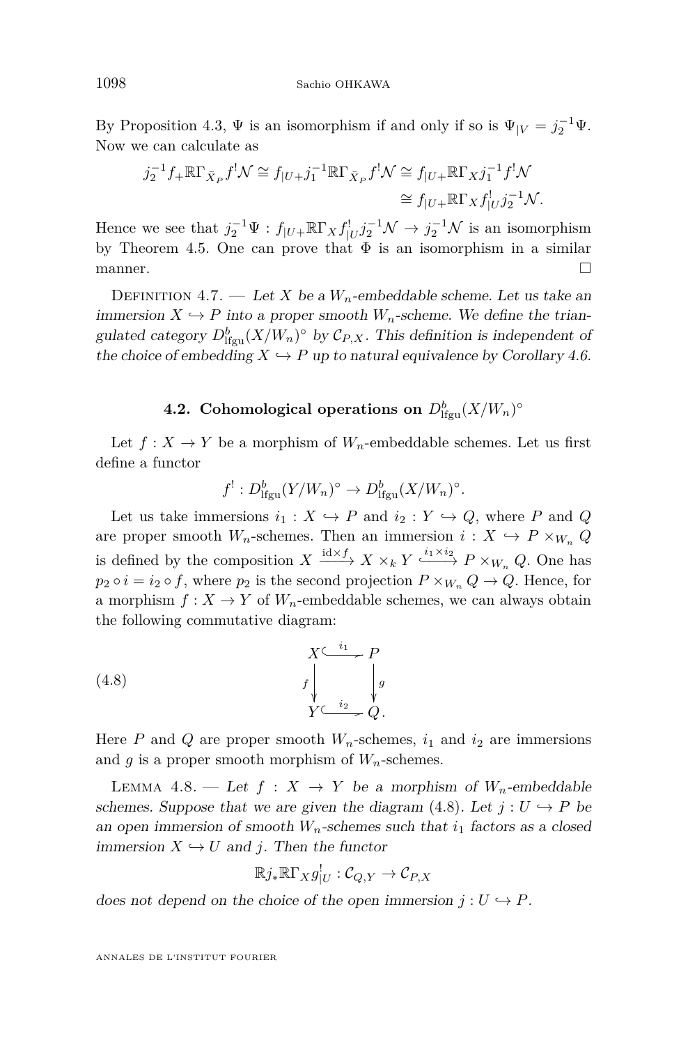By Proposition 4.3, $\Psi$ is an isomorphism if and only if so is $\Psi_{|V} = j_2^{-1}\Psi$. Now we can calculate as

$$\begin{aligned} j_2^{-1} f_+ \mathbb{R}\Gamma_{\bar{X}_P} f^! \mathcal{N} \cong f_{|U+} j_1^{-1} \mathbb{R}\Gamma_{\bar{X}_P} f^! \mathcal{N} &\cong f_{|U+} \mathbb{R}\Gamma_X j_1^{-1} f^! \mathcal{N} \\ &\cong f_{|U+} \mathbb{R}\Gamma_X f^!_{|U} j_2^{-1} \mathcal{N}. \end{aligned}$$

Hence we see that $j_2^{-1}\Psi : f_{|U+}\mathbb{R}\Gamma_X f^!_{|U} j_2^{-1}\mathcal{N} \to j_2^{-1}\mathcal{N}$ is an isomorphism by Theorem 4.5. One can prove that $\Phi$ is an isomorphism in a similar manner. □

Definition 4.7. — *Let $X$ be a $W_n$-embeddable scheme. Let us take an immersion $X \hookrightarrow P$ into a proper smooth $W_n$-scheme. We define the triangulated category $D^b_{\mathrm{lfgu}}(X/W_n)^\circ$ by $\mathcal{C}_{P,X}$. This definition is independent of the choice of embedding $X \hookrightarrow P$ up to natural equivalence by Corollary 4.6.*

### 4.2. Cohomological operations on $D^b_{\mathrm{lfgu}}(X/W_n)^\circ$

Let $f : X \to Y$ be a morphism of $W_n$-embeddable schemes. Let us first define a functor

$$f^! : D^b_{\mathrm{lfgu}}(Y/W_n)^\circ \to D^b_{\mathrm{lfgu}}(X/W_n)^\circ.$$

Let us take immersions $i_1 : X \hookrightarrow P$ and $i_2 : Y \hookrightarrow Q$, where $P$ and $Q$ are proper smooth $W_n$-schemes. Then an immersion $i : X \hookrightarrow P \times_{W_n} Q$ is defined by the composition $X \xrightarrow{\mathrm{id}\times f} X \times_k Y \xhookrightarrow{i_1 \times i_2} P \times_{W_n} Q$. One has $p_2 \circ i = i_2 \circ f$, where $p_2$ is the second projection $P \times_{W_n} Q \to Q$. Hence, for a morphism $f : X \to Y$ of $W_n$-embeddable schemes, we can always obtain the following commutative diagram:

$$\begin{array}{ccc} X & \xhookrightarrow{i_1} & P \\ {\scriptstyle f}\downarrow & & \downarrow{\scriptstyle g} \\ Y & \xhookrightarrow{i_2} & Q. \end{array} \tag{4.8}$$

Here $P$ and $Q$ are proper smooth $W_n$-schemes, $i_1$ and $i_2$ are immersions and $g$ is a proper smooth morphism of $W_n$-schemes.

Lemma 4.8. — *Let $f : X \to Y$ be a morphism of $W_n$-embeddable schemes. Suppose that we are given the diagram (4.8). Let $j : U \hookrightarrow P$ be an open immersion of smooth $W_n$-schemes such that $i_1$ factors as a closed immersion $X \hookrightarrow U$ and $j$. Then the functor*

$$\mathbb{R}j_*\mathbb{R}\Gamma_X g^!_{|U} : \mathcal{C}_{Q,Y} \to \mathcal{C}_{P,X}$$

*does not depend on the choice of the open immersion $j : U \hookrightarrow P$.*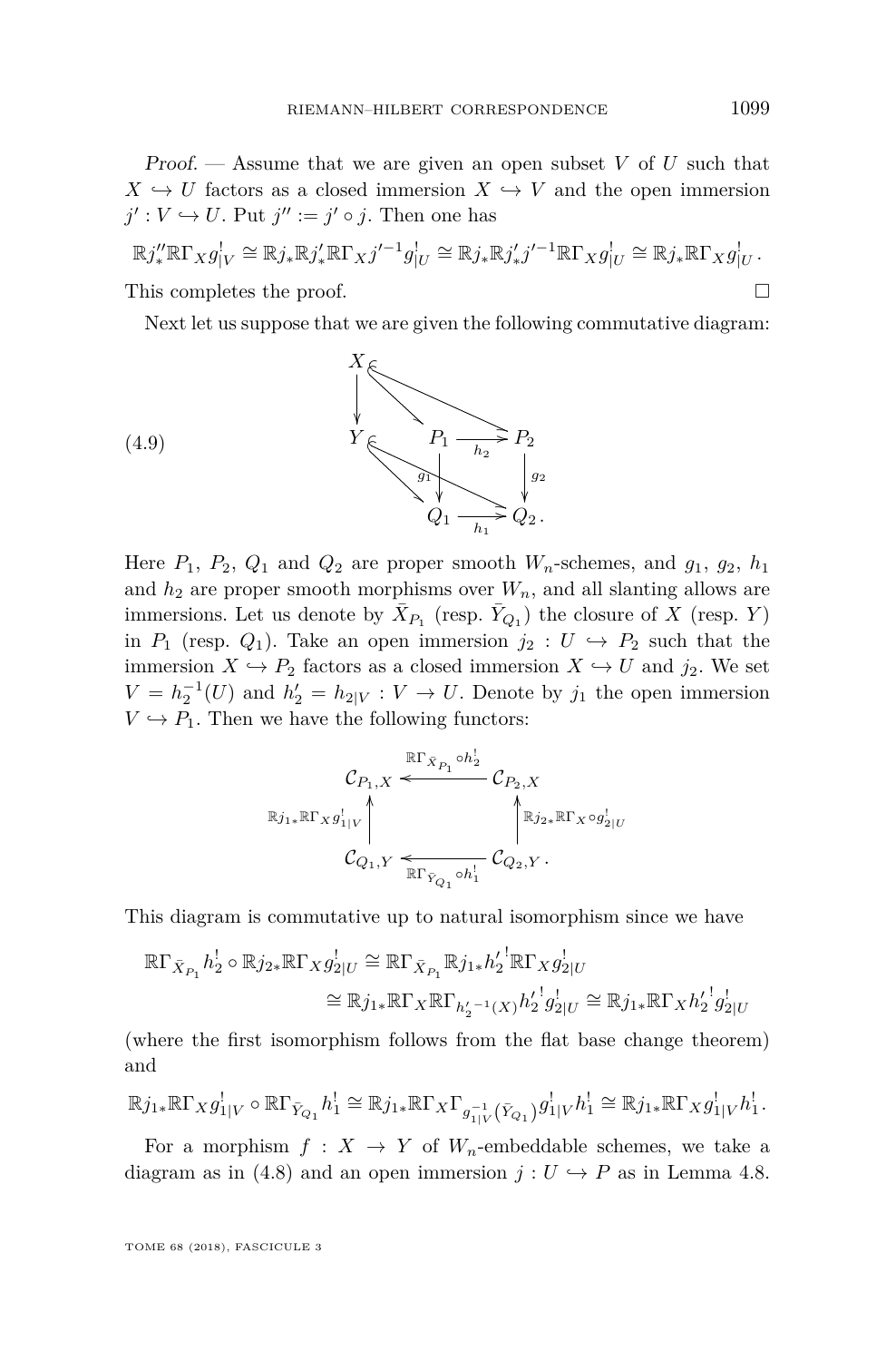*Proof.* — Assume that we are given an open subset $V$ of $U$ such that $X \hookrightarrow U$ factors as a closed immersion $X \hookrightarrow V$ and the open immersion $j' : V \hookrightarrow U$. Put $j'' := j' \circ j$. Then one has

$$\mathbb{R}j''_* \mathbb{R}\Gamma_X g^!_{|V} \cong \mathbb{R}j_* \mathbb{R}j'_* \mathbb{R}\Gamma_X j'^{-1} g^!_{|U} \cong \mathbb{R}j_* \mathbb{R}j'_* j'^{-1} \mathbb{R}\Gamma_X g^!_{|U} \cong \mathbb{R}j_* \mathbb{R}\Gamma_X g^!_{|U}.$$

This completes the proof. $\square$

Next let us suppose that we are given the following commutative diagram:

$$(4.9) \qquad \begin{array}{ccccc} X & & & & \\ \downarrow & \searrow & & & \\ Y & & P_1 & \xrightarrow{h_2} & P_2 \\ & \searrow & \downarrow g_1 & & \downarrow g_2 \\ & & Q_1 & \xrightarrow{h_1} & Q_2 . \end{array}$$

(with slanting immersions $X \hookrightarrow P_1$, $X \hookrightarrow P_2$, $Y \hookrightarrow Q_1$, $Y \hookrightarrow Q_2$)

Here $P_1$, $P_2$, $Q_1$ and $Q_2$ are proper smooth $W_n$-schemes, and $g_1$, $g_2$, $h_1$ and $h_2$ are proper smooth morphisms over $W_n$, and all slanting allows are immersions. Let us denote by $\bar{X}_{P_1}$ (resp. $\bar{Y}_{Q_1}$) the closure of $X$ (resp. $Y$) in $P_1$ (resp. $Q_1$). Take an open immersion $j_2 : U \hookrightarrow P_2$ such that the immersion $X \hookrightarrow P_2$ factors as a closed immersion $X \hookrightarrow U$ and $j_2$. We set $V = h_2^{-1}(U)$ and $h'_2 = h_{2|V} : V \to U$. Denote by $j_1$ the open immersion $V \hookrightarrow P_1$. Then we have the following functors:

$$\begin{array}{ccc} \mathcal{C}_{P_1,X} & \xleftarrow{\mathbb{R}\Gamma_{\bar{X}_{P_1}} \circ h_2^!} & \mathcal{C}_{P_2,X} \\ \uparrow {\scriptstyle \mathbb{R}j_{1*}\mathbb{R}\Gamma_X g^!_{1|V}} & & \uparrow {\scriptstyle \mathbb{R}j_{2*}\mathbb{R}\Gamma_X \circ g^!_{2|U}} \\ \mathcal{C}_{Q_1,Y} & \xleftarrow[\mathbb{R}\Gamma_{\bar{Y}_{Q_1}} \circ h_1^!]{} & \mathcal{C}_{Q_2,Y} . \end{array}$$

This diagram is commutative up to natural isomorphism since we have

$$\begin{aligned} \mathbb{R}\Gamma_{\bar{X}_{P_1}} h_2^! \circ \mathbb{R}j_{2*} \mathbb{R}\Gamma_X g^!_{2|U} &\cong \mathbb{R}\Gamma_{\bar{X}_{P_1}} \mathbb{R}j_{1*} h_2'^! \mathbb{R}\Gamma_X g^!_{2|U} \\ &\cong \mathbb{R}j_{1*} \mathbb{R}\Gamma_X \mathbb{R}\Gamma_{h_2'^{-1}(X)} h_2'^! g^!_{2|U} \cong \mathbb{R}j_{1*} \mathbb{R}\Gamma_X h_2'^! g^!_{2|U} \end{aligned}$$

(where the first isomorphism follows from the flat base change theorem) and

$$\mathbb{R}j_{1*} \mathbb{R}\Gamma_X g^!_{1|V} \circ \mathbb{R}\Gamma_{\bar{Y}_{Q_1}} h_1^! \cong \mathbb{R}j_{1*} \mathbb{R}\Gamma_X \Gamma_{g_{1|V}^{-1}(\bar{Y}_{Q_1})} g^!_{1|V} h_1^! \cong \mathbb{R}j_{1*} \mathbb{R}\Gamma_X g^!_{1|V} h_1^! .$$

For a morphism $f : X \to Y$ of $W_n$-embeddable schemes, we take a diagram as in (4.8) and an open immersion $j : U \hookrightarrow P$ as in Lemma 4.8.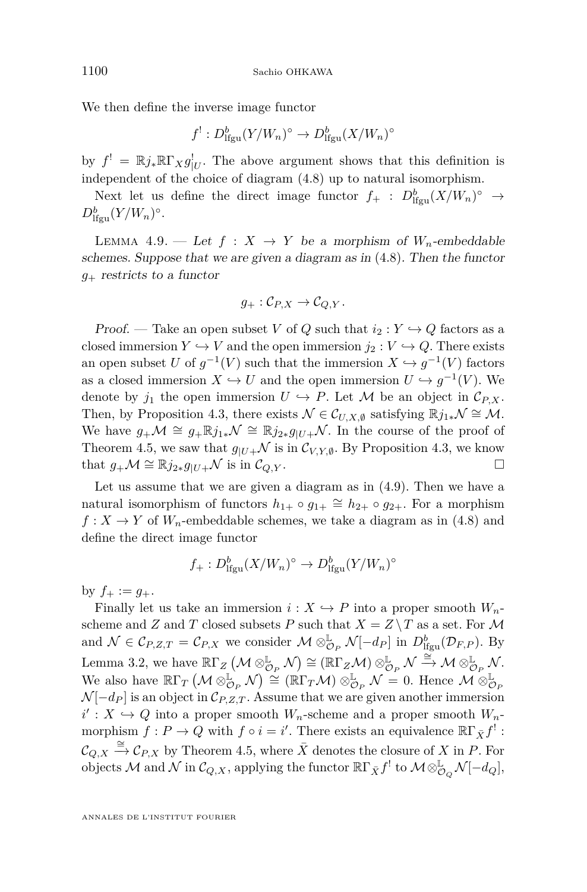We then define the inverse image functor

$$f^! : D^b_{\mathrm{lfgu}}(Y/W_n)^\circ \to D^b_{\mathrm{lfgu}}(X/W_n)^\circ$$

by $f^! = \mathbb{R}j_*\mathbb{R}\Gamma_X g^!_{|U}$. The above argument shows that this definition is independent of the choice of diagram (4.8) up to natural isomorphism.

Next let us define the direct image functor $f_+ : D^b_{\mathrm{lfgu}}(X/W_n)^\circ \to D^b_{\mathrm{lfgu}}(Y/W_n)^\circ$.

Lemma 4.9. — *Let $f : X \to Y$ be a morphism of $W_n$-embeddable schemes. Suppose that we are given a diagram as in* (4.8)*. Then the functor $g_+$ restricts to a functor*

$$g_+ : \mathcal{C}_{P,X} \to \mathcal{C}_{Q,Y}.$$

*Proof.* — Take an open subset $V$ of $Q$ such that $i_2 : Y \hookrightarrow Q$ factors as a closed immersion $Y \hookrightarrow V$ and the open immersion $j_2 : V \hookrightarrow Q$. There exists an open subset $U$ of $g^{-1}(V)$ such that the immersion $X \hookrightarrow g^{-1}(V)$ factors as a closed immersion $X \hookrightarrow U$ and the open immersion $U \hookrightarrow g^{-1}(V)$. We denote by $j_1$ the open immersion $U \hookrightarrow P$. Let $\mathcal{M}$ be an object in $\mathcal{C}_{P,X}$. Then, by Proposition 4.3, there exists $\mathcal{N} \in \mathcal{C}_{U,X,\emptyset}$ satisfying $\mathbb{R}j_{1*}\mathcal{N} \cong \mathcal{M}$. We have $g_+\mathcal{M} \cong g_+\mathbb{R}j_{1*}\mathcal{N} \cong \mathbb{R}j_{2*}g_{|U+}\mathcal{N}$. In the course of the proof of Theorem 4.5, we saw that $g_{|U+}\mathcal{N}$ is in $\mathcal{C}_{V,Y,\emptyset}$. By Proposition 4.3, we know that $g_+\mathcal{M} \cong \mathbb{R}j_{2*}g_{|U+}\mathcal{N}$ is in $\mathcal{C}_{Q,Y}$. □

Let us assume that we are given a diagram as in (4.9). Then we have a natural isomorphism of functors $h_{1+} \circ g_{1+} \cong h_{2+} \circ g_{2+}$. For a morphism $f : X \to Y$ of $W_n$-embeddable schemes, we take a diagram as in (4.8) and define the direct image functor

$$f_+ : D^b_{\mathrm{lfgu}}(X/W_n)^\circ \to D^b_{\mathrm{lfgu}}(Y/W_n)^\circ$$

by $f_+ := g_+$.

Finally let us take an immersion $i : X \hookrightarrow P$ into a proper smooth $W_n$-scheme and $Z$ and $T$ closed subsets $P$ such that $X = Z \setminus T$ as a set. For $\mathcal{M}$ and $\mathcal{N} \in \mathcal{C}_{P,Z,T} = \mathcal{C}_{P,X}$ we consider $\mathcal{M} \otimes^{\mathbb{L}}_{\mathcal{O}_P} \mathcal{N}[-d_P]$ in $D^b_{\mathrm{lfgu}}(\mathcal{D}_{F,P})$. By Lemma 3.2, we have $\mathbb{R}\Gamma_Z\left(\mathcal{M} \otimes^{\mathbb{L}}_{\mathcal{O}_P} \mathcal{N}\right) \cong (\mathbb{R}\Gamma_Z\mathcal{M}) \otimes^{\mathbb{L}}_{\mathcal{O}_P} \mathcal{N} \xrightarrow{\cong} \mathcal{M} \otimes^{\mathbb{L}}_{\mathcal{O}_P} \mathcal{N}$. We also have $\mathbb{R}\Gamma_T\left(\mathcal{M} \otimes^{\mathbb{L}}_{\mathcal{O}_P} \mathcal{N}\right) \cong (\mathbb{R}\Gamma_T\mathcal{M}) \otimes^{\mathbb{L}}_{\mathcal{O}_P} \mathcal{N} = 0$. Hence $\mathcal{M} \otimes^{\mathbb{L}}_{\mathcal{O}_P} \mathcal{N}[-d_P]$ is an object in $\mathcal{C}_{P,Z,T}$. Assume that we are given another immersion $i' : X \hookrightarrow Q$ into a proper smooth $W_n$-scheme and a proper smooth $W_n$-morphism $f : P \to Q$ with $f \circ i = i'$. There exists an equivalence $\mathbb{R}\Gamma_{\bar{X}} f^! : \mathcal{C}_{Q,X} \xrightarrow{\cong} \mathcal{C}_{P,X}$ by Theorem 4.5, where $\bar{X}$ denotes the closure of $X$ in $P$. For objects $\mathcal{M}$ and $\mathcal{N}$ in $\mathcal{C}_{Q,X}$, applying the functor $\mathbb{R}\Gamma_{\bar{X}} f^!$ to $\mathcal{M} \otimes^{\mathbb{L}}_{\mathcal{O}_Q} \mathcal{N}[-d_Q]$,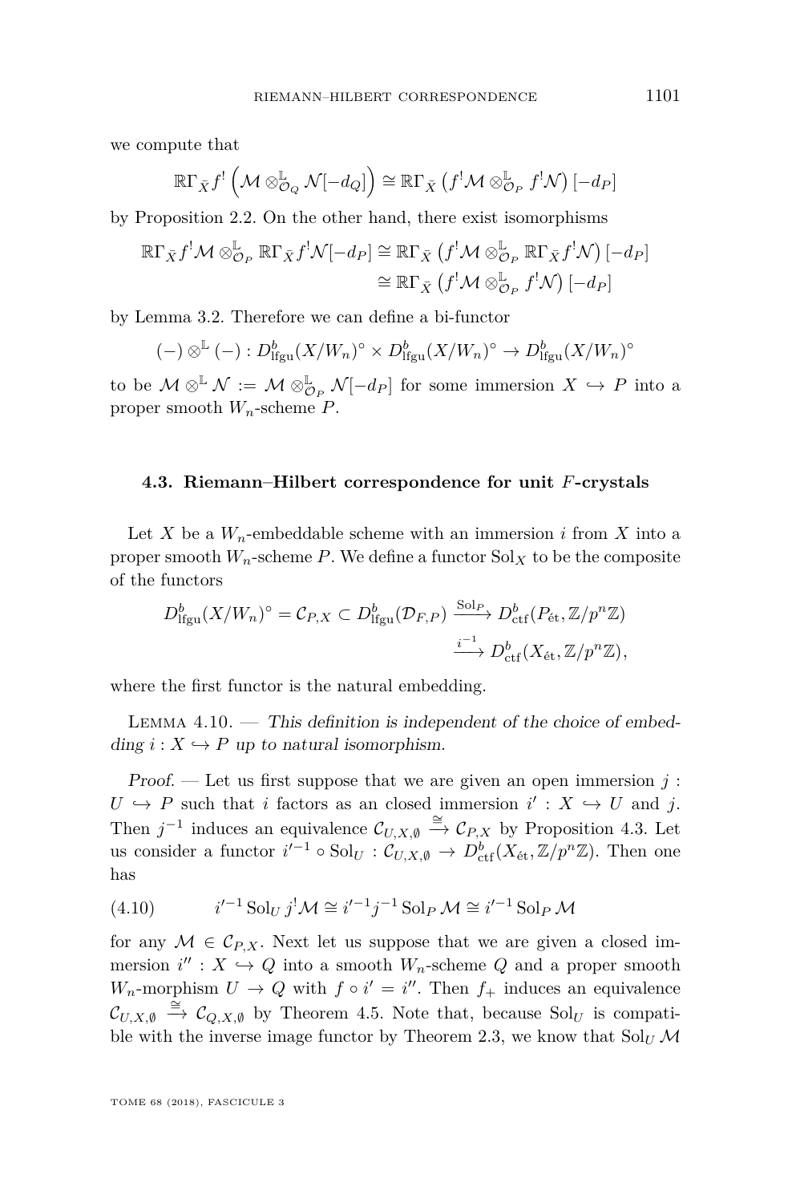we compute that

$$\mathbb{R}\Gamma_{\bar{X}} f^! \left(\mathcal{M} \otimes^{\mathbb{L}}_{\mathcal{O}_Q} \mathcal{N}[-d_Q]\right) \cong \mathbb{R}\Gamma_{\bar{X}} \left(f^!\mathcal{M} \otimes^{\mathbb{L}}_{\mathcal{O}_P} f^!\mathcal{N}\right)[-d_P]$$

by Proposition 2.2. On the other hand, there exist isomorphisms

$$\begin{aligned}\mathbb{R}\Gamma_{\bar{X}} f^!\mathcal{M} \otimes^{\mathbb{L}}_{\mathcal{O}_P} \mathbb{R}\Gamma_{\bar{X}} f^!\mathcal{N}[-d_P] &\cong \mathbb{R}\Gamma_{\bar{X}} \left(f^!\mathcal{M} \otimes^{\mathbb{L}}_{\mathcal{O}_P} \mathbb{R}\Gamma_{\bar{X}} f^!\mathcal{N}\right)[-d_P] \\ &\cong \mathbb{R}\Gamma_{\bar{X}} \left(f^!\mathcal{M} \otimes^{\mathbb{L}}_{\mathcal{O}_P} f^!\mathcal{N}\right)[-d_P]\end{aligned}$$

by Lemma 3.2. Therefore we can define a bi-functor

$$(-) \otimes^{\mathbb{L}} (-) : D^b_{\mathrm{lfgu}}(X/W_n)^\circ \times D^b_{\mathrm{lfgu}}(X/W_n)^\circ \to D^b_{\mathrm{lfgu}}(X/W_n)^\circ$$

to be $\mathcal{M} \otimes^{\mathbb{L}} \mathcal{N} := \mathcal{M} \otimes^{\mathbb{L}}_{\mathcal{O}_P} \mathcal{N}[-d_P]$ for some immersion $X \hookrightarrow P$ into a proper smooth $W_n$-scheme $P$.

### 4.3. Riemann–Hilbert correspondence for unit $F$-crystals

Let $X$ be a $W_n$-embeddable scheme with an immersion $i$ from $X$ into a proper smooth $W_n$-scheme $P$. We define a functor $\mathrm{Sol}_X$ to be the composite of the functors

$$\begin{aligned}D^b_{\mathrm{lfgu}}(X/W_n)^\circ = \mathcal{C}_{P,X} \subset D^b_{\mathrm{lfgu}}(\mathcal{D}_{F,P}) &\xrightarrow{\mathrm{Sol}_P} D^b_{\mathrm{ctf}}(P_{\text{ét}}, \mathbb{Z}/p^n\mathbb{Z}) \\ &\xrightarrow{i^{-1}} D^b_{\mathrm{ctf}}(X_{\text{ét}}, \mathbb{Z}/p^n\mathbb{Z}),\end{aligned}$$

where the first functor is the natural embedding.

Lemma 4.10. — *This definition is independent of the choice of embedding $i : X \hookrightarrow P$ up to natural isomorphism.*

*Proof.* — Let us first suppose that we are given an open immersion $j : U \hookrightarrow P$ such that $i$ factors as an closed immersion $i' : X \hookrightarrow U$ and $j$. Then $j^{-1}$ induces an equivalence $\mathcal{C}_{U,X,\emptyset} \xrightarrow{\cong} \mathcal{C}_{P,X}$ by Proposition 4.3. Let us consider a functor $i'^{-1} \circ \mathrm{Sol}_U : \mathcal{C}_{U,X,\emptyset} \to D^b_{\mathrm{ctf}}(X_{\text{ét}}, \mathbb{Z}/p^n\mathbb{Z})$. Then one has

$$i'^{-1}\,\mathrm{Sol}_U\, j^!\mathcal{M} \cong i'^{-1} j^{-1}\,\mathrm{Sol}_P\,\mathcal{M} \cong i'^{-1}\,\mathrm{Sol}_P\,\mathcal{M} \tag{4.10}$$

for any $\mathcal{M} \in \mathcal{C}_{P,X}$. Next let us suppose that we are given a closed immersion $i'' : X \hookrightarrow Q$ into a smooth $W_n$-scheme $Q$ and a proper smooth $W_n$-morphism $U \to Q$ with $f \circ i' = i''$. Then $f_+$ induces an equivalence $\mathcal{C}_{U,X,\emptyset} \xrightarrow{\cong} \mathcal{C}_{Q,X,\emptyset}$ by Theorem 4.5. Note that, because $\mathrm{Sol}_U$ is compatible with the inverse image functor by Theorem 2.3, we know that $\mathrm{Sol}_U\,\mathcal{M}$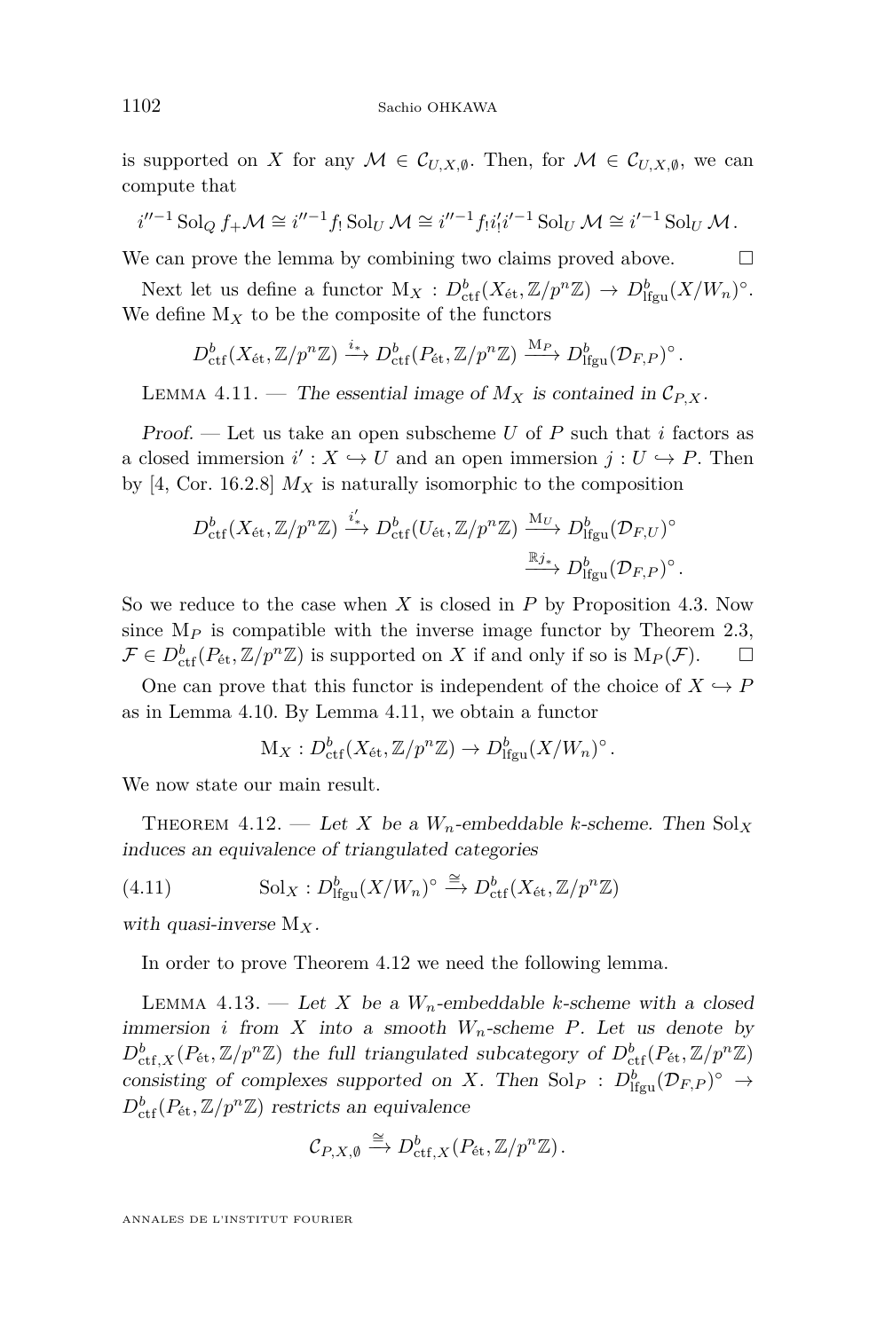is supported on $X$ for any $\mathcal{M} \in \mathcal{C}_{U,X,\emptyset}$. Then, for $\mathcal{M} \in \mathcal{C}_{U,X,\emptyset}$, we can compute that

$$i''^{-1}\operatorname{Sol}_Q f_+\mathcal{M} \cong i''^{-1} f_! \operatorname{Sol}_U \mathcal{M} \cong i''^{-1} f_! i'_! i'^{-1} \operatorname{Sol}_U \mathcal{M} \cong i'^{-1}\operatorname{Sol}_U \mathcal{M}.$$

We can prove the lemma by combining two claims proved above. $\square$

Next let us define a functor $\mathrm{M}_X : D^b_{\mathrm{ctf}}(X_{\text{ét}}, \mathbb{Z}/p^n\mathbb{Z}) \to D^b_{\mathrm{lfgu}}(X/W_n)^\circ$. We define $\mathrm{M}_X$ to be the composite of the functors

$$D^b_{\mathrm{ctf}}(X_{\text{ét}}, \mathbb{Z}/p^n\mathbb{Z}) \xrightarrow{i_*} D^b_{\mathrm{ctf}}(P_{\text{ét}}, \mathbb{Z}/p^n\mathbb{Z}) \xrightarrow{\mathrm{M}_P} D^b_{\mathrm{lfgu}}(\mathcal{D}_{F,P})^\circ.$$

Lemma 4.11. — *The essential image of $M_X$ is contained in $\mathcal{C}_{P,X}$.*

*Proof.* — Let us take an open subscheme $U$ of $P$ such that $i$ factors as a closed immersion $i' : X \hookrightarrow U$ and an open immersion $j : U \hookrightarrow P$. Then by [4, Cor. 16.2.8] $M_X$ is naturally isomorphic to the composition

$$D^b_{\mathrm{ctf}}(X_{\text{ét}}, \mathbb{Z}/p^n\mathbb{Z}) \xrightarrow{i'_*} D^b_{\mathrm{ctf}}(U_{\text{ét}}, \mathbb{Z}/p^n\mathbb{Z}) \xrightarrow{\mathrm{M}_U} D^b_{\mathrm{lfgu}}(\mathcal{D}_{F,U})^\circ \xrightarrow{\mathbb{R}j_*} D^b_{\mathrm{lfgu}}(\mathcal{D}_{F,P})^\circ.$$

So we reduce to the case when $X$ is closed in $P$ by Proposition 4.3. Now since $\mathrm{M}_P$ is compatible with the inverse image functor by Theorem 2.3, $\mathcal{F} \in D^b_{\mathrm{ctf}}(P_{\text{ét}}, \mathbb{Z}/p^n\mathbb{Z})$ is supported on $X$ if and only if so is $\mathrm{M}_P(\mathcal{F})$. $\square$

One can prove that this functor is independent of the choice of $X \hookrightarrow P$ as in Lemma 4.10. By Lemma 4.11, we obtain a functor

$$\mathrm{M}_X : D^b_{\mathrm{ctf}}(X_{\text{ét}}, \mathbb{Z}/p^n\mathbb{Z}) \to D^b_{\mathrm{lfgu}}(X/W_n)^\circ.$$

We now state our main result.

Theorem 4.12. — *Let $X$ be a $W_n$-embeddable $k$-scheme. Then $\operatorname{Sol}_X$ induces an equivalence of triangulated categories*

$$\operatorname{Sol}_X : D^b_{\mathrm{lfgu}}(X/W_n)^\circ \xrightarrow{\cong} D^b_{\mathrm{ctf}}(X_{\text{ét}}, \mathbb{Z}/p^n\mathbb{Z}) \tag{4.11}$$

*with quasi-inverse $\mathrm{M}_X$.*

In order to prove Theorem 4.12 we need the following lemma.

Lemma 4.13. — *Let $X$ be a $W_n$-embeddable $k$-scheme with a closed immersion $i$ from $X$ into a smooth $W_n$-scheme $P$. Let us denote by $D^b_{\mathrm{ctf},X}(P_{\text{ét}}, \mathbb{Z}/p^n\mathbb{Z})$ the full triangulated subcategory of $D^b_{\mathrm{ctf}}(P_{\text{ét}}, \mathbb{Z}/p^n\mathbb{Z})$ consisting of complexes supported on $X$. Then $\operatorname{Sol}_P : D^b_{\mathrm{lfgu}}(\mathcal{D}_{F,P})^\circ \to D^b_{\mathrm{ctf}}(P_{\text{ét}}, \mathbb{Z}/p^n\mathbb{Z})$ restricts an equivalence*

$$\mathcal{C}_{P,X,\emptyset} \xrightarrow{\cong} D^b_{\mathrm{ctf},X}(P_{\text{ét}}, \mathbb{Z}/p^n\mathbb{Z}).$$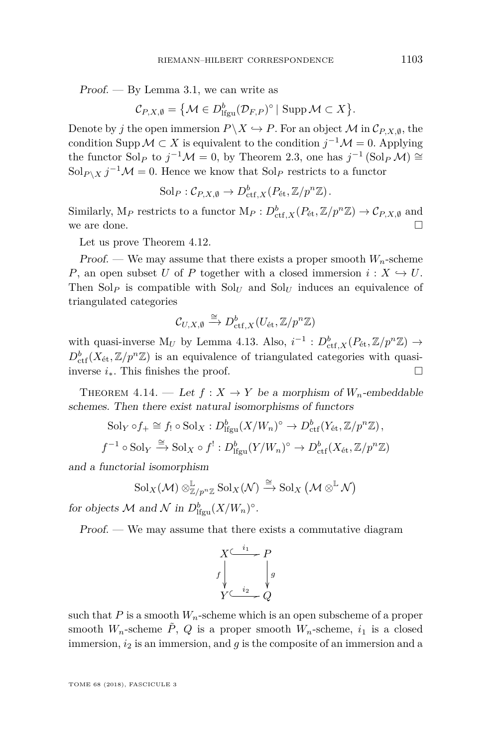*Proof.* — By Lemma 3.1, we can write as

$$\mathcal{C}_{P,X,\emptyset} = \left\{\mathcal{M} \in D^b_{\mathrm{lfgu}}(\mathcal{D}_{F,P})^\circ \mid \operatorname{Supp}\mathcal{M} \subset X\right\}.$$

Denote by $j$ the open immersion $P\backslash X \hookrightarrow P$. For an object $\mathcal{M}$ in $\mathcal{C}_{P,X,\emptyset}$, the condition $\operatorname{Supp}\mathcal{M} \subset X$ is equivalent to the condition $j^{-1}\mathcal{M} = 0$. Applying the functor $\mathrm{Sol}_P$ to $j^{-1}\mathcal{M} = 0$, by Theorem 2.3, one has $j^{-1}(\mathrm{Sol}_P\,\mathcal{M}) \cong \mathrm{Sol}_{P\backslash X}\, j^{-1}\mathcal{M} = 0$. Hence we know that $\mathrm{Sol}_P$ restricts to a functor

$$\mathrm{Sol}_P : \mathcal{C}_{P,X,\emptyset} \to D^b_{\mathrm{ctf},X}(P_{\mathrm{\acute{e}t}}, \mathbb{Z}/p^n\mathbb{Z}).$$

Similarly, $\mathrm{M}_P$ restricts to a functor $\mathrm{M}_P : D^b_{\mathrm{ctf},X}(P_{\mathrm{\acute{e}t}}, \mathbb{Z}/p^n\mathbb{Z}) \to \mathcal{C}_{P,X,\emptyset}$ and we are done. □

Let us prove Theorem 4.12.

*Proof.* — We may assume that there exists a proper smooth $W_n$-scheme $P$, an open subset $U$ of $P$ together with a closed immersion $i : X \hookrightarrow U$. Then $\mathrm{Sol}_P$ is compatible with $\mathrm{Sol}_U$ and $\mathrm{Sol}_U$ induces an equivalence of triangulated categories

$$\mathcal{C}_{U,X,\emptyset} \xrightarrow{\cong} D^b_{\mathrm{ctf},X}(U_{\mathrm{\acute{e}t}}, \mathbb{Z}/p^n\mathbb{Z})$$

with quasi-inverse $\mathrm{M}_U$ by Lemma 4.13. Also, $i^{-1} : D^b_{\mathrm{ctf},X}(P_{\mathrm{\acute{e}t}}, \mathbb{Z}/p^n\mathbb{Z}) \to D^b_{\mathrm{ctf}}(X_{\mathrm{\acute{e}t}}, \mathbb{Z}/p^n\mathbb{Z})$ is an equivalence of triangulated categories with quasi-inverse $i_*$. This finishes the proof. □

Theorem 4.14. — *Let $f : X \to Y$ be a morphism of $W_n$-embeddable schemes. Then there exist natural isomorphisms of functors*

$$\mathrm{Sol}_Y \circ f_+ \cong f_! \circ \mathrm{Sol}_X : D^b_{\mathrm{lfgu}}(X/W_n)^\circ \to D^b_{\mathrm{ctf}}(Y_{\mathrm{\acute{e}t}}, \mathbb{Z}/p^n\mathbb{Z}),$$

$$f^{-1} \circ \mathrm{Sol}_Y \xrightarrow{\cong} \mathrm{Sol}_X \circ f^! : D^b_{\mathrm{lfgu}}(Y/W_n)^\circ \to D^b_{\mathrm{ctf}}(X_{\mathrm{\acute{e}t}}, \mathbb{Z}/p^n\mathbb{Z})$$

*and a functorial isomorphism*

$$\mathrm{Sol}_X(\mathcal{M}) \otimes^{\mathbb{L}}_{\mathbb{Z}/p^n\mathbb{Z}} \mathrm{Sol}_X(\mathcal{N}) \xrightarrow{\cong} \mathrm{Sol}_X\left(\mathcal{M} \otimes^{\mathbb{L}} \mathcal{N}\right)$$

*for objects $\mathcal{M}$ and $\mathcal{N}$ in $D^b_{\mathrm{lfgu}}(X/W_n)^\circ$.*

*Proof.* — We may assume that there exists a commutative diagram

$$\begin{array}{ccc} X & \xhookrightarrow{i_1} & P \\ {\scriptstyle f}\downarrow & & \downarrow{\scriptstyle g} \\ Y & \xhookrightarrow{i_2} & Q \end{array}$$

such that $P$ is a smooth $W_n$-scheme which is an open subscheme of a proper smooth $W_n$-scheme $\tilde{P}$, $Q$ is a proper smooth $W_n$-scheme, $i_1$ is a closed immersion, $i_2$ is an immersion, and $g$ is the composite of an immersion and a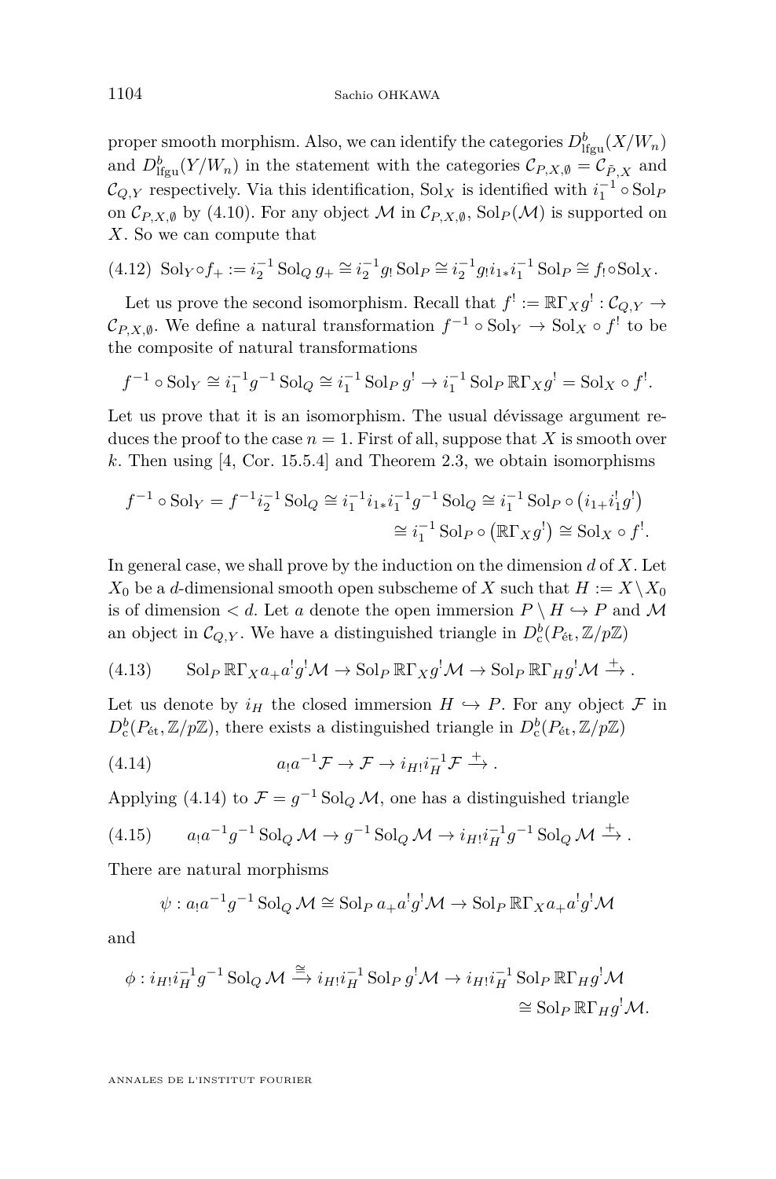proper smooth morphism. Also, we can identify the categories $D^b_{\mathrm{lfgu}}(X/W_n)$ and $D^b_{\mathrm{lfgu}}(Y/W_n)$ in the statement with the categories $\mathcal{C}_{P,X,\emptyset} = \mathcal{C}_{\tilde{P},X}$ and $\mathcal{C}_{Q,Y}$ respectively. Via this identification, $\mathrm{Sol}_X$ is identified with $i_1^{-1} \circ \mathrm{Sol}_P$ on $\mathcal{C}_{P,X,\emptyset}$ by (4.10). For any object $\mathcal{M}$ in $\mathcal{C}_{P,X,\emptyset}$, $\mathrm{Sol}_P(\mathcal{M})$ is supported on $X$. So we can compute that

$$\mathrm{Sol}_Y \circ f_+ := i_2^{-1} \mathrm{Sol}_Q\, g_+ \cong i_2^{-1} g_! \,\mathrm{Sol}_P \cong i_2^{-1} g_! i_{1*} i_1^{-1} \mathrm{Sol}_P \cong f_! \circ \mathrm{Sol}_X. \tag{4.12}$$

Let us prove the second isomorphism. Recall that $f^! := \mathbb{R}\Gamma_X g^! : \mathcal{C}_{Q,Y} \to \mathcal{C}_{P,X,\emptyset}$. We define a natural transformation $f^{-1} \circ \mathrm{Sol}_Y \to \mathrm{Sol}_X \circ f^!$ to be the composite of natural transformations

$$f^{-1} \circ \mathrm{Sol}_Y \cong i_1^{-1} g^{-1} \mathrm{Sol}_Q \cong i_1^{-1} \mathrm{Sol}_P\, g^! \to i_1^{-1} \mathrm{Sol}_P\, \mathbb{R}\Gamma_X g^! = \mathrm{Sol}_X \circ f^!.$$

Let us prove that it is an isomorphism. The usual dévissage argument reduces the proof to the case $n = 1$. First of all, suppose that $X$ is smooth over $k$. Then using [4, Cor. 15.5.4] and Theorem 2.3, we obtain isomorphisms

$$\begin{aligned} f^{-1} \circ \mathrm{Sol}_Y = f^{-1} i_2^{-1} \mathrm{Sol}_Q \cong i_1^{-1} i_{1*} i_1^{-1} g^{-1} \mathrm{Sol}_Q \cong i_1^{-1} \mathrm{Sol}_P \circ \left(i_{1+} i_1^! g^!\right) \\ \cong i_1^{-1} \mathrm{Sol}_P \circ \left(\mathbb{R}\Gamma_X g^!\right) \cong \mathrm{Sol}_X \circ f^!. \end{aligned}$$

In general case, we shall prove by the induction on the dimension $d$ of $X$. Let $X_0$ be a $d$-dimensional smooth open subscheme of $X$ such that $H := X \setminus X_0$ is of dimension $< d$. Let $a$ denote the open immersion $P \setminus H \hookrightarrow P$ and $\mathcal{M}$ an object in $\mathcal{C}_{Q,Y}$. We have a distinguished triangle in $D^b_{\mathrm{c}}(P_{\text{ét}}, \mathbb{Z}/p\mathbb{Z})$

$$\mathrm{Sol}_P\, \mathbb{R}\Gamma_X a_+ a^! g^! \mathcal{M} \to \mathrm{Sol}_P\, \mathbb{R}\Gamma_X g^! \mathcal{M} \to \mathrm{Sol}_P\, \mathbb{R}\Gamma_H g^! \mathcal{M} \xrightarrow{+}. \tag{4.13}$$

Let us denote by $i_H$ the closed immersion $H \hookrightarrow P$. For any object $\mathcal{F}$ in $D^b_{\mathrm{c}}(P_{\text{ét}}, \mathbb{Z}/p\mathbb{Z})$, there exists a distinguished triangle in $D^b_{\mathrm{c}}(P_{\text{ét}}, \mathbb{Z}/p\mathbb{Z})$

$$a_! a^{-1} \mathcal{F} \to \mathcal{F} \to i_{H!} i_H^{-1} \mathcal{F} \xrightarrow{+}. \tag{4.14}$$

Applying (4.14) to $\mathcal{F} = g^{-1} \mathrm{Sol}_Q \mathcal{M}$, one has a distinguished triangle

$$a_! a^{-1} g^{-1} \mathrm{Sol}_Q \mathcal{M} \to g^{-1} \mathrm{Sol}_Q \mathcal{M} \to i_{H!} i_H^{-1} g^{-1} \mathrm{Sol}_Q \mathcal{M} \xrightarrow{+}. \tag{4.15}$$

There are natural morphisms

$$\psi : a_! a^{-1} g^{-1} \mathrm{Sol}_Q \mathcal{M} \cong \mathrm{Sol}_P\, a_+ a^! g^! \mathcal{M} \to \mathrm{Sol}_P\, \mathbb{R}\Gamma_X a_+ a^! g^! \mathcal{M}$$

and

$$\begin{aligned} \phi : i_{H!} i_H^{-1} g^{-1} \mathrm{Sol}_Q \mathcal{M} \xrightarrow{\cong} i_{H!} i_H^{-1} \mathrm{Sol}_P\, g^! \mathcal{M} \to i_{H!} i_H^{-1} \mathrm{Sol}_P\, \mathbb{R}\Gamma_H g^! \mathcal{M} \\ \cong \mathrm{Sol}_P\, \mathbb{R}\Gamma_H g^! \mathcal{M}. \end{aligned}$$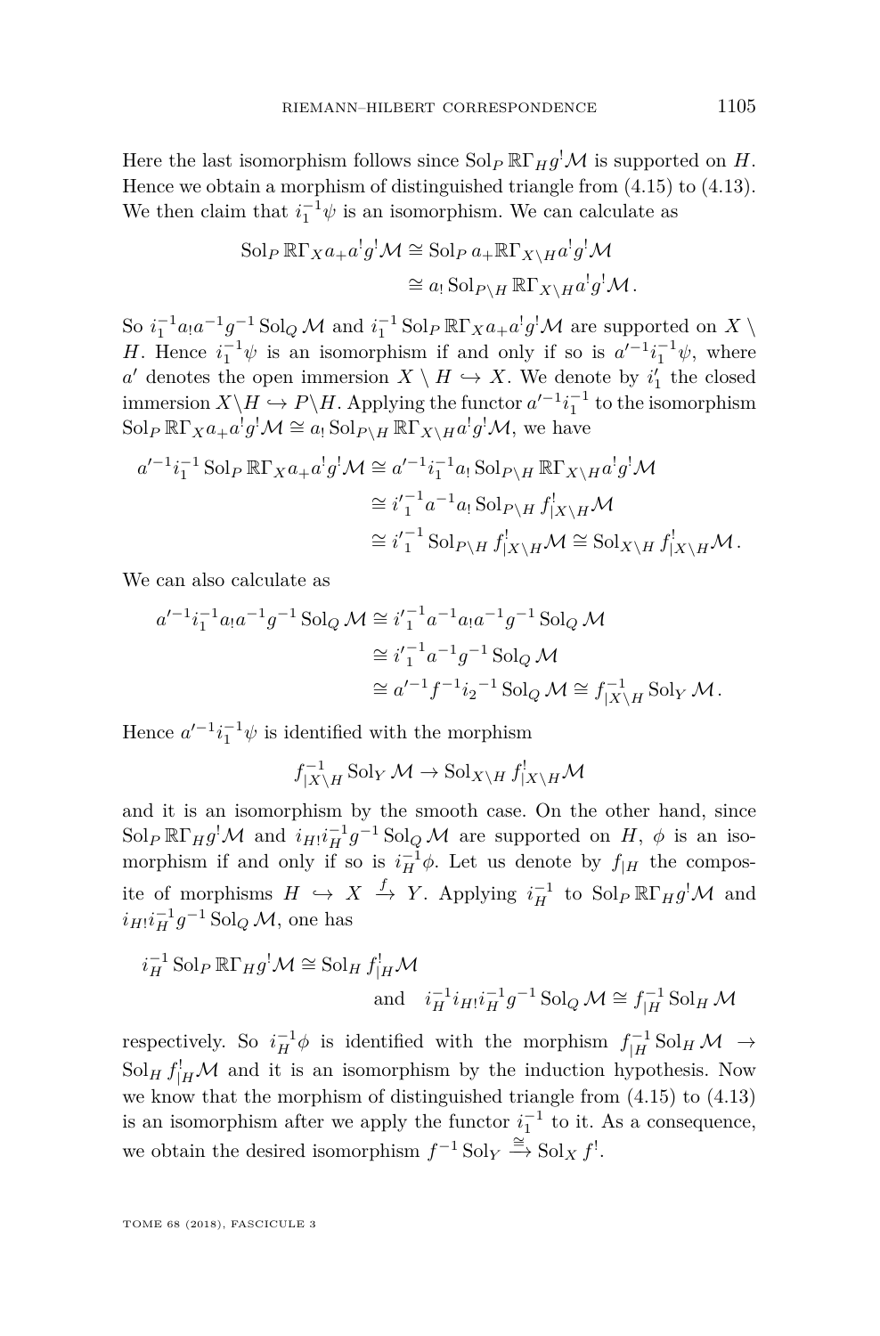Here the last isomorphism follows since $\mathrm{Sol}_P \mathbb{R}\Gamma_H g^! \mathcal{M}$ is supported on $H$. Hence we obtain a morphism of distinguished triangle from (4.15) to (4.13). We then claim that $i_1^{-1}\psi$ is an isomorphism. We can calculate as

$$\begin{aligned}
\mathrm{Sol}_P \mathbb{R}\Gamma_X a_+ a^! g^! \mathcal{M} &\cong \mathrm{Sol}_P\, a_+ \mathbb{R}\Gamma_{X\setminus H} a^! g^! \mathcal{M} \\
&\cong a_! \,\mathrm{Sol}_{P\setminus H} \mathbb{R}\Gamma_{X\setminus H} a^! g^! \mathcal{M}.
\end{aligned}$$

So $i_1^{-1} a_! a^{-1} g^{-1} \mathrm{Sol}_Q \mathcal{M}$ and $i_1^{-1} \mathrm{Sol}_P \mathbb{R}\Gamma_X a_+ a^! g^! \mathcal{M}$ are supported on $X \setminus H$. Hence $i_1^{-1}\psi$ is an isomorphism if and only if so is $a'^{-1} i_1^{-1}\psi$, where $a'$ denotes the open immersion $X \setminus H \hookrightarrow X$. We denote by $i'_1$ the closed immersion $X \setminus H \hookrightarrow P \setminus H$. Applying the functor $a'^{-1} i_1^{-1}$ to the isomorphism $\mathrm{Sol}_P \mathbb{R}\Gamma_X a_+ a^! g^! \mathcal{M} \cong a_! \,\mathrm{Sol}_{P\setminus H} \mathbb{R}\Gamma_{X\setminus H} a^! g^! \mathcal{M}$, we have

$$\begin{aligned}
a'^{-1} i_1^{-1} \mathrm{Sol}_P \mathbb{R}\Gamma_X a_+ a^! g^! \mathcal{M} &\cong a'^{-1} i_1^{-1} a_! \,\mathrm{Sol}_{P\setminus H} \mathbb{R}\Gamma_{X\setminus H} a^! g^! \mathcal{M} \\
&\cong {i'_1}^{-1} a^{-1} a_! \,\mathrm{Sol}_{P\setminus H} f^!_{|X\setminus H} \mathcal{M} \\
&\cong {i'_1}^{-1} \mathrm{Sol}_{P\setminus H} f^!_{|X\setminus H} \mathcal{M} \cong \mathrm{Sol}_{X\setminus H} f^!_{|X\setminus H} \mathcal{M}.
\end{aligned}$$

We can also calculate as

$$\begin{aligned}
a'^{-1} i_1^{-1} a_! a^{-1} g^{-1} \mathrm{Sol}_Q \mathcal{M} &\cong {i'_1}^{-1} a^{-1} a_! a^{-1} g^{-1} \mathrm{Sol}_Q \mathcal{M} \\
&\cong {i'_1}^{-1} a^{-1} g^{-1} \mathrm{Sol}_Q \mathcal{M} \\
&\cong a'^{-1} f^{-1} {i_2}^{-1} \mathrm{Sol}_Q \mathcal{M} \cong f^{-1}_{|X\setminus H} \mathrm{Sol}_Y \mathcal{M}.
\end{aligned}$$

Hence $a'^{-1} i_1^{-1}\psi$ is identified with the morphism

$$f^{-1}_{|X\setminus H} \mathrm{Sol}_Y \mathcal{M} \to \mathrm{Sol}_{X\setminus H} f^!_{|X\setminus H} \mathcal{M}$$

and it is an isomorphism by the smooth case. On the other hand, since $\mathrm{Sol}_P \mathbb{R}\Gamma_H g^! \mathcal{M}$ and $i_{H!} i_H^{-1} g^{-1} \mathrm{Sol}_Q \mathcal{M}$ are supported on $H$, $\phi$ is an isomorphism if and only if so is $i_H^{-1}\phi$. Let us denote by $f_{|H}$ the composite of morphisms $H \hookrightarrow X \xrightarrow{f} Y$. Applying $i_H^{-1}$ to $\mathrm{Sol}_P \mathbb{R}\Gamma_H g^! \mathcal{M}$ and $i_{H!} i_H^{-1} g^{-1} \mathrm{Sol}_Q \mathcal{M}$, one has

$$i_H^{-1} \mathrm{Sol}_P \mathbb{R}\Gamma_H g^! \mathcal{M} \cong \mathrm{Sol}_H f^!_{|H} \mathcal{M} \quad \text{and} \quad i_H^{-1} i_{H!} i_H^{-1} g^{-1} \mathrm{Sol}_Q \mathcal{M} \cong f^{-1}_{|H} \mathrm{Sol}_H \mathcal{M}$$

respectively. So $i_H^{-1}\phi$ is identified with the morphism $f^{-1}_{|H} \mathrm{Sol}_H \mathcal{M} \to \mathrm{Sol}_H f^!_{|H} \mathcal{M}$ and it is an isomorphism by the induction hypothesis. Now we know that the morphism of distinguished triangle from (4.15) to (4.13) is an isomorphism after we apply the functor $i_1^{-1}$ to it. As a consequence, we obtain the desired isomorphism $f^{-1} \mathrm{Sol}_Y \xrightarrow{\cong} \mathrm{Sol}_X f^!$.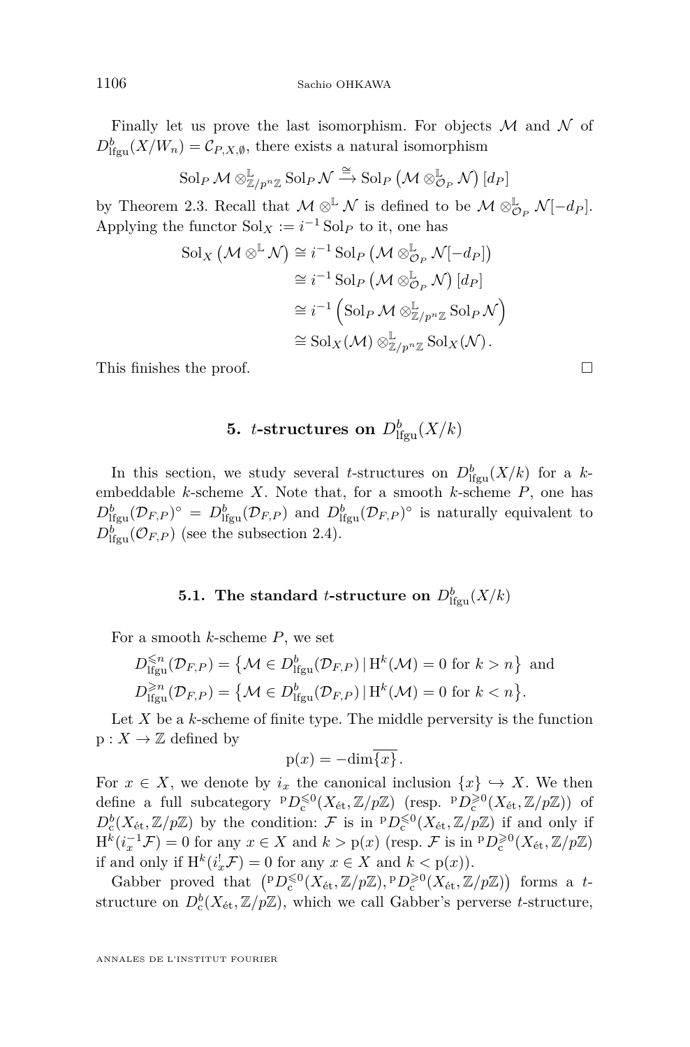Finally let us prove the last isomorphism. For objects $\mathcal{M}$ and $\mathcal{N}$ of $D^b_{\mathrm{lfgu}}(X/W_n) = \mathcal{C}_{P,X,\emptyset}$, there exists a natural isomorphism

$$\mathrm{Sol}_P\,\mathcal{M} \otimes^{\mathbb{L}}_{\mathbb{Z}/p^n\mathbb{Z}} \mathrm{Sol}_P\,\mathcal{N} \xrightarrow{\cong} \mathrm{Sol}_P\left(\mathcal{M} \otimes^{\mathbb{L}}_{\mathcal{O}_P} \mathcal{N}\right)[d_P]$$

by Theorem 2.3. Recall that $\mathcal{M} \otimes^{\mathbb{L}} \mathcal{N}$ is defined to be $\mathcal{M} \otimes^{\mathbb{L}}_{\mathcal{O}_P} \mathcal{N}[-d_P]$. Applying the functor $\mathrm{Sol}_X := i^{-1}\,\mathrm{Sol}_P$ to it, one has

$$\begin{aligned}
\mathrm{Sol}_X\left(\mathcal{M} \otimes^{\mathbb{L}} \mathcal{N}\right) &\cong i^{-1}\,\mathrm{Sol}_P\left(\mathcal{M} \otimes^{\mathbb{L}}_{\mathcal{O}_P} \mathcal{N}[-d_P]\right) \\
&\cong i^{-1}\,\mathrm{Sol}_P\left(\mathcal{M} \otimes^{\mathbb{L}}_{\mathcal{O}_P} \mathcal{N}\right)[d_P] \\
&\cong i^{-1}\left(\mathrm{Sol}_P\,\mathcal{M} \otimes^{\mathbb{L}}_{\mathbb{Z}/p^n\mathbb{Z}} \mathrm{Sol}_P\,\mathcal{N}\right) \\
&\cong \mathrm{Sol}_X(\mathcal{M}) \otimes^{\mathbb{L}}_{\mathbb{Z}/p^n\mathbb{Z}} \mathrm{Sol}_X(\mathcal{N}).
\end{aligned}$$

This finishes the proof. □

## 5. $t$-structures on $D^b_{\mathrm{lfgu}}(X/k)$

In this section, we study several $t$-structures on $D^b_{\mathrm{lfgu}}(X/k)$ for a $k$-embeddable $k$-scheme $X$. Note that, for a smooth $k$-scheme $P$, one has $D^b_{\mathrm{lfgu}}(\mathcal{D}_{F,P})^\circ = D^b_{\mathrm{lfgu}}(\mathcal{D}_{F,P})$ and $D^b_{\mathrm{lfgu}}(\mathcal{D}_{F,P})^\circ$ is naturally equivalent to $D^b_{\mathrm{lfgu}}(\mathcal{O}_{F,P})$ (see the subsection 2.4).

### 5.1. The standard $t$-structure on $D^b_{\mathrm{lfgu}}(X/k)$

For a smooth $k$-scheme $P$, we set

$$D^{\leqslant n}_{\mathrm{lfgu}}(\mathcal{D}_{F,P}) = \left\{\mathcal{M} \in D^b_{\mathrm{lfgu}}(\mathcal{D}_{F,P}) \,|\, \mathrm{H}^k(\mathcal{M}) = 0 \text{ for } k > n\right\} \text{ and}$$
$$D^{\geqslant n}_{\mathrm{lfgu}}(\mathcal{D}_{F,P}) = \left\{\mathcal{M} \in D^b_{\mathrm{lfgu}}(\mathcal{D}_{F,P}) \,|\, \mathrm{H}^k(\mathcal{M}) = 0 \text{ for } k < n\right\}.$$

Let $X$ be a $k$-scheme of finite type. The middle perversity is the function $\mathrm{p} : X \to \mathbb{Z}$ defined by

$$\mathrm{p}(x) = -\dim\overline{\{x\}}.$$

For $x \in X$, we denote by $i_x$ the canonical inclusion $\{x\} \hookrightarrow X$. We then define a full subcategory ${}^{\mathrm{p}}D^{\leqslant 0}_{\mathrm{c}}(X_{\mathrm{\acute{e}t}}, \mathbb{Z}/p\mathbb{Z})$ (resp. ${}^{\mathrm{p}}D^{\geqslant 0}_{\mathrm{c}}(X_{\mathrm{\acute{e}t}}, \mathbb{Z}/p\mathbb{Z})$) of $D^b_{\mathrm{c}}(X_{\mathrm{\acute{e}t}}, \mathbb{Z}/p\mathbb{Z})$ by the condition: $\mathcal{F}$ is in ${}^{\mathrm{p}}D^{\leqslant 0}_{\mathrm{c}}(X_{\mathrm{\acute{e}t}}, \mathbb{Z}/p\mathbb{Z})$ if and only if $\mathrm{H}^k(i_x^{-1}\mathcal{F}) = 0$ for any $x \in X$ and $k > \mathrm{p}(x)$ (resp. $\mathcal{F}$ is in ${}^{\mathrm{p}}D^{\geqslant 0}_{\mathrm{c}}(X_{\mathrm{\acute{e}t}}, \mathbb{Z}/p\mathbb{Z})$ if and only if $\mathrm{H}^k(i_x^{!}\mathcal{F}) = 0$ for any $x \in X$ and $k < \mathrm{p}(x)$).

Gabber proved that $\left({}^{\mathrm{p}}D^{\leqslant 0}_{\mathrm{c}}(X_{\mathrm{\acute{e}t}}, \mathbb{Z}/p\mathbb{Z}), {}^{\mathrm{p}}D^{\geqslant 0}_{\mathrm{c}}(X_{\mathrm{\acute{e}t}}, \mathbb{Z}/p\mathbb{Z})\right)$ forms a $t$-structure on $D^b_{\mathrm{c}}(X_{\mathrm{\acute{e}t}}, \mathbb{Z}/p\mathbb{Z})$, which we call Gabber's perverse $t$-structure,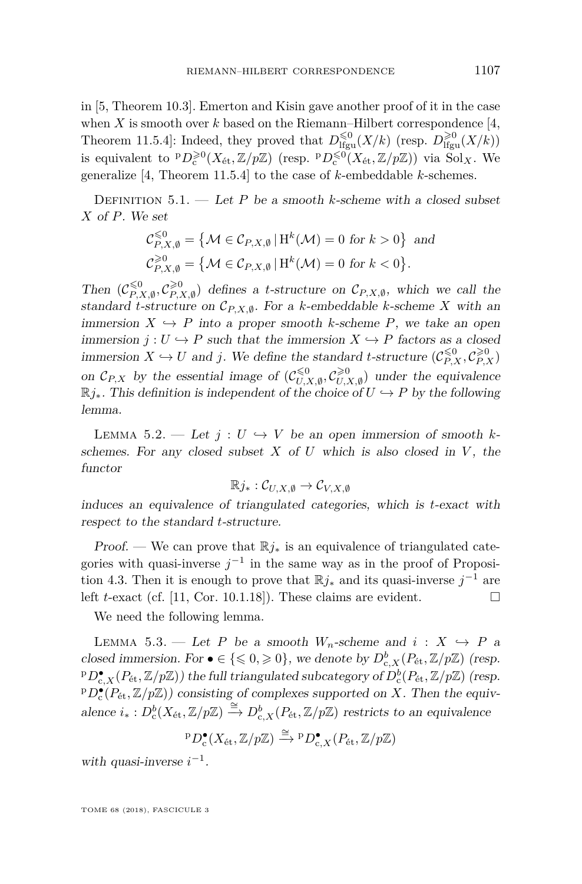in [5, Theorem 10.3]. Emerton and Kisin gave another proof of it in the case when $X$ is smooth over $k$ based on the Riemann–Hilbert correspondence [4, Theorem 11.5.4]: Indeed, they proved that $D^{\leqslant 0}_{\mathrm{lfgu}}(X/k)$ (resp. $D^{\geqslant 0}_{\mathrm{lfgu}}(X/k)$) is equivalent to ${}^{\mathrm{p}}D^{\geqslant 0}_{\mathrm{c}}(X_{\text{ét}}, \mathbb{Z}/p\mathbb{Z})$ (resp. ${}^{\mathrm{p}}D^{\leqslant 0}_{\mathrm{c}}(X_{\text{ét}}, \mathbb{Z}/p\mathbb{Z})$) via $\mathrm{Sol}_X$. We generalize [4, Theorem 11.5.4] to the case of $k$-embeddable $k$-schemes.

Definition 5.1. — *Let $P$ be a smooth $k$-scheme with a closed subset $X$ of $P$. We set*

$$\mathcal{C}^{\leqslant 0}_{P,X,\emptyset} = \left\{\mathcal{M} \in \mathcal{C}_{P,X,\emptyset} \,|\, \mathrm{H}^k(\mathcal{M}) = 0 \text{ for } k > 0\right\} \text{ and}$$
$$\mathcal{C}^{\geqslant 0}_{P,X,\emptyset} = \left\{\mathcal{M} \in \mathcal{C}_{P,X,\emptyset} \,|\, \mathrm{H}^k(\mathcal{M}) = 0 \text{ for } k < 0\right\}.$$

*Then $(\mathcal{C}^{\leqslant 0}_{P,X,\emptyset}, \mathcal{C}^{\geqslant 0}_{P,X,\emptyset})$ defines a t-structure on $\mathcal{C}_{P,X,\emptyset}$, which we call the standard t-structure on $\mathcal{C}_{P,X,\emptyset}$. For a $k$-embeddable $k$-scheme $X$ with an immersion $X \hookrightarrow P$ into a proper smooth $k$-scheme $P$, we take an open immersion $j : U \hookrightarrow P$ such that the immersion $X \hookrightarrow P$ factors as a closed immersion $X \hookrightarrow U$ and $j$. We define the standard t-structure $(\mathcal{C}^{\leqslant 0}_{P,X}, \mathcal{C}^{\geqslant 0}_{P,X})$ on $\mathcal{C}_{P,X}$ by the essential image of $(\mathcal{C}^{\leqslant 0}_{U,X,\emptyset}, \mathcal{C}^{\geqslant 0}_{U,X,\emptyset})$ under the equivalence $\mathbb{R}j_*$. This definition is independent of the choice of $U \hookrightarrow P$ by the following lemma.*

Lemma 5.2. — *Let $j : U \hookrightarrow V$ be an open immersion of smooth $k$-schemes. For any closed subset $X$ of $U$ which is also closed in $V$, the functor*

$$\mathbb{R}j_* : \mathcal{C}_{U,X,\emptyset} \to \mathcal{C}_{V,X,\emptyset}$$

*induces an equivalence of triangulated categories, which is t-exact with respect to the standard t-structure.*

*Proof.* — We can prove that $\mathbb{R}j_*$ is an equivalence of triangulated categories with quasi-inverse $j^{-1}$ in the same way as in the proof of Proposition 4.3. Then it is enough to prove that $\mathbb{R}j_*$ and its quasi-inverse $j^{-1}$ are left $t$-exact (cf. [11, Cor. 10.1.18]). These claims are evident. □

We need the following lemma.

Lemma 5.3. — *Let $P$ be a smooth $W_n$-scheme and $i : X \hookrightarrow P$ a closed immersion. For $\bullet \in \{\leqslant 0, \geqslant 0\}$, we denote by $D^b_{\mathrm{c},X}(P_{\text{ét}}, \mathbb{Z}/p\mathbb{Z})$ (resp. ${}^{\mathrm{p}}D^{\bullet}_{\mathrm{c},X}(P_{\text{ét}}, \mathbb{Z}/p\mathbb{Z})$) the full triangulated subcategory of $D^b_{\mathrm{c}}(P_{\text{ét}}, \mathbb{Z}/p\mathbb{Z})$ (resp. ${}^{\mathrm{p}}D^{\bullet}_{\mathrm{c}}(P_{\text{ét}}, \mathbb{Z}/p\mathbb{Z})$) consisting of complexes supported on $X$. Then the equivalence $i_* : D^b_{\mathrm{c}}(X_{\text{ét}}, \mathbb{Z}/p\mathbb{Z}) \xrightarrow{\cong} D^b_{\mathrm{c},X}(P_{\text{ét}}, \mathbb{Z}/p\mathbb{Z})$ restricts to an equivalence*

$${}^{\mathrm{p}}D^{\bullet}_{\mathrm{c}}(X_{\text{ét}}, \mathbb{Z}/p\mathbb{Z}) \xrightarrow{\cong} {}^{\mathrm{p}}D^{\bullet}_{\mathrm{c},X}(P_{\text{ét}}, \mathbb{Z}/p\mathbb{Z})$$

*with quasi-inverse $i^{-1}$.*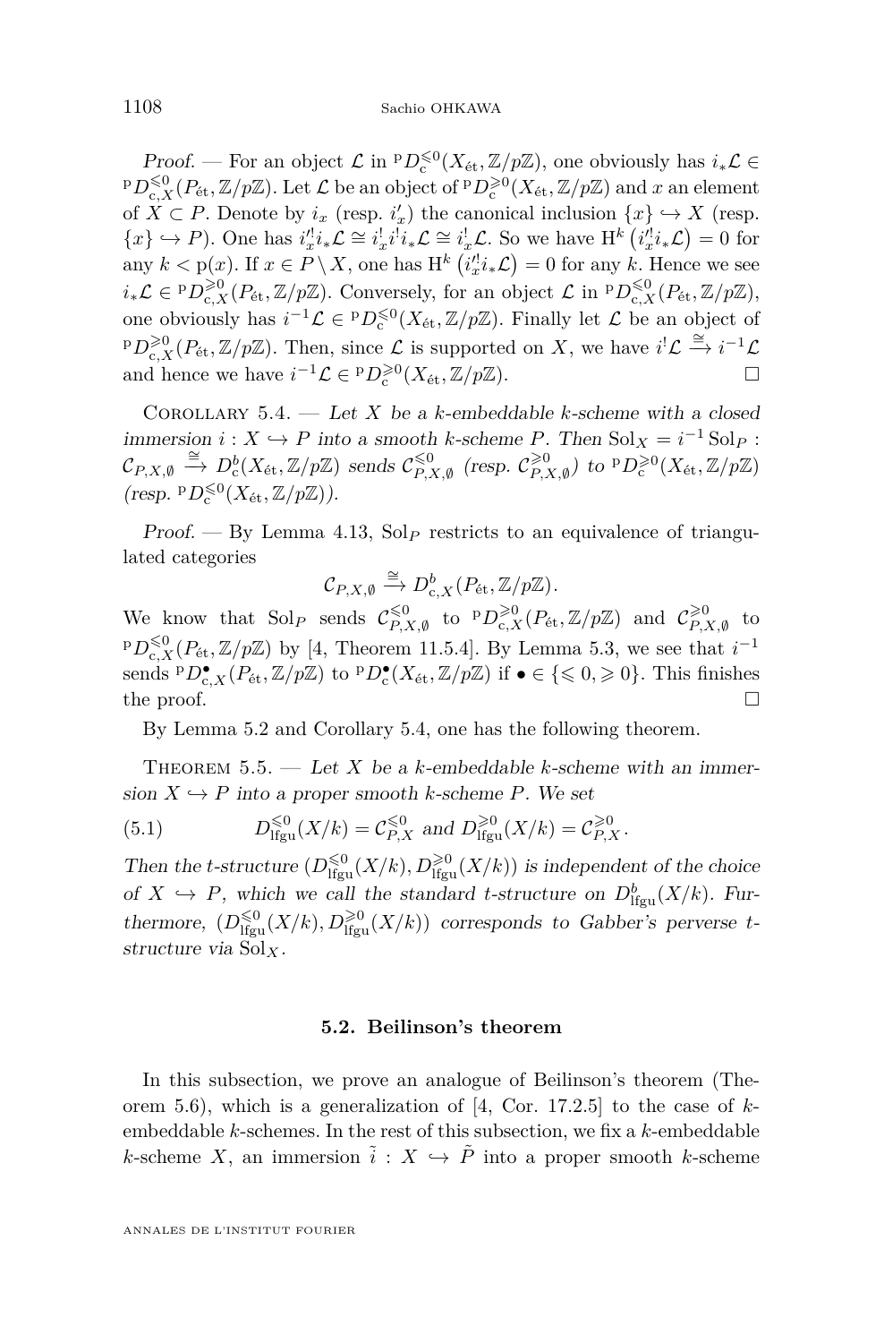*Proof.* — For an object $\mathcal{L}$ in ${}^{\mathrm{p}}D^{\leqslant 0}_{\mathrm{c}}(X_{\mathrm{\acute{e}t}}, \mathbb{Z}/p\mathbb{Z})$, one obviously has $i_*\mathcal{L} \in {}^{\mathrm{p}}D^{\leqslant 0}_{\mathrm{c},X}(P_{\mathrm{\acute{e}t}}, \mathbb{Z}/p\mathbb{Z})$. Let $\mathcal{L}$ be an object of ${}^{\mathrm{p}}D^{\geqslant 0}_{\mathrm{c}}(X_{\mathrm{\acute{e}t}}, \mathbb{Z}/p\mathbb{Z})$ and $x$ an element of $X \subset P$. Denote by $i_x$ (resp. $i'_x$) the canonical inclusion $\{x\} \hookrightarrow X$ (resp. $\{x\} \hookrightarrow P$). One has $i'^!_x i_* \mathcal{L} \cong i^!_x i^! i_* \mathcal{L} \cong i^!_x \mathcal{L}$. So we have $\mathrm{H}^k\left(i'^!_x i_*\mathcal{L}\right) = 0$ for any $k < \mathrm{p}(x)$. If $x \in P \setminus X$, one has $\mathrm{H}^k\left(i'^!_x i_*\mathcal{L}\right) = 0$ for any $k$. Hence we see $i_*\mathcal{L} \in {}^{\mathrm{p}}D^{\geqslant 0}_{\mathrm{c},X}(P_{\mathrm{\acute{e}t}}, \mathbb{Z}/p\mathbb{Z})$. Conversely, for an object $\mathcal{L}$ in ${}^{\mathrm{p}}D^{\leqslant 0}_{\mathrm{c},X}(P_{\mathrm{\acute{e}t}}, \mathbb{Z}/p\mathbb{Z})$, one obviously has $i^{-1}\mathcal{L} \in {}^{\mathrm{p}}D^{\leqslant 0}_{\mathrm{c}}(X_{\mathrm{\acute{e}t}}, \mathbb{Z}/p\mathbb{Z})$. Finally let $\mathcal{L}$ be an object of ${}^{\mathrm{p}}D^{\geqslant 0}_{\mathrm{c},X}(P_{\mathrm{\acute{e}t}}, \mathbb{Z}/p\mathbb{Z})$. Then, since $\mathcal{L}$ is supported on $X$, we have $i^!\mathcal{L} \xrightarrow{\cong} i^{-1}\mathcal{L}$ and hence we have $i^{-1}\mathcal{L} \in {}^{\mathrm{p}}D^{\geqslant 0}_{\mathrm{c}}(X_{\mathrm{\acute{e}t}}, \mathbb{Z}/p\mathbb{Z})$. □

Corollary 5.4. — *Let $X$ be a $k$-embeddable $k$-scheme with a closed immersion $i : X \hookrightarrow P$ into a smooth $k$-scheme $P$. Then $\mathrm{Sol}_X = i^{-1}\,\mathrm{Sol}_P : \mathcal{C}_{P,X,\emptyset} \xrightarrow{\cong} D^b_{\mathrm{c}}(X_{\mathrm{\acute{e}t}}, \mathbb{Z}/p\mathbb{Z})$ sends $\mathcal{C}^{\leqslant 0}_{P,X,\emptyset}$ (resp. $\mathcal{C}^{\geqslant 0}_{P,X,\emptyset}$) to ${}^{\mathrm{p}}D^{\geqslant 0}_{\mathrm{c}}(X_{\mathrm{\acute{e}t}}, \mathbb{Z}/p\mathbb{Z})$ (resp. ${}^{\mathrm{p}}D^{\leqslant 0}_{\mathrm{c}}(X_{\mathrm{\acute{e}t}}, \mathbb{Z}/p\mathbb{Z})$).*

*Proof.* — By Lemma 4.13, $\mathrm{Sol}_P$ restricts to an equivalence of triangulated categories

$$\mathcal{C}_{P,X,\emptyset} \xrightarrow{\cong} D^b_{\mathrm{c},X}(P_{\mathrm{\acute{e}t}}, \mathbb{Z}/p\mathbb{Z}).$$

We know that $\mathrm{Sol}_P$ sends $\mathcal{C}^{\leqslant 0}_{P,X,\emptyset}$ to ${}^{\mathrm{p}}D^{\geqslant 0}_{\mathrm{c},X}(P_{\mathrm{\acute{e}t}}, \mathbb{Z}/p\mathbb{Z})$ and $\mathcal{C}^{\geqslant 0}_{P,X,\emptyset}$ to ${}^{\mathrm{p}}D^{\leqslant 0}_{\mathrm{c},X}(P_{\mathrm{\acute{e}t}}, \mathbb{Z}/p\mathbb{Z})$ by [4, Theorem 11.5.4]. By Lemma 5.3, we see that $i^{-1}$ sends ${}^{\mathrm{p}}D^{\bullet}_{\mathrm{c},X}(P_{\mathrm{\acute{e}t}}, \mathbb{Z}/p\mathbb{Z})$ to ${}^{\mathrm{p}}D^{\bullet}_{\mathrm{c}}(X_{\mathrm{\acute{e}t}}, \mathbb{Z}/p\mathbb{Z})$ if $\bullet \in \{\leqslant 0, \geqslant 0\}$. This finishes the proof. □

By Lemma 5.2 and Corollary 5.4, one has the following theorem.

Theorem 5.5. — *Let $X$ be a $k$-embeddable $k$-scheme with an immersion $X \hookrightarrow P$ into a proper smooth $k$-scheme $P$. We set*

$$D^{\leqslant 0}_{\mathrm{lfgu}}(X/k) = \mathcal{C}^{\leqslant 0}_{P,X} \text{ and } D^{\geqslant 0}_{\mathrm{lfgu}}(X/k) = \mathcal{C}^{\geqslant 0}_{P,X}. \tag{5.1}$$

*Then the t-structure $(D^{\leqslant 0}_{\mathrm{lfgu}}(X/k), D^{\geqslant 0}_{\mathrm{lfgu}}(X/k))$ is independent of the choice of $X \hookrightarrow P$, which we call the standard t-structure on $D^b_{\mathrm{lfgu}}(X/k)$. Furthermore, $(D^{\leqslant 0}_{\mathrm{lfgu}}(X/k), D^{\geqslant 0}_{\mathrm{lfgu}}(X/k))$ corresponds to Gabber's perverse t-structure via $\mathrm{Sol}_X$.*

### 5.2. Beilinson's theorem

In this subsection, we prove an analogue of Beilinson's theorem (Theorem 5.6), which is a generalization of [4, Cor. 17.2.5] to the case of $k$-embeddable $k$-schemes. In the rest of this subsection, we fix a $k$-embeddable $k$-scheme $X$, an immersion $\tilde{i} : X \hookrightarrow \tilde{P}$ into a proper smooth $k$-scheme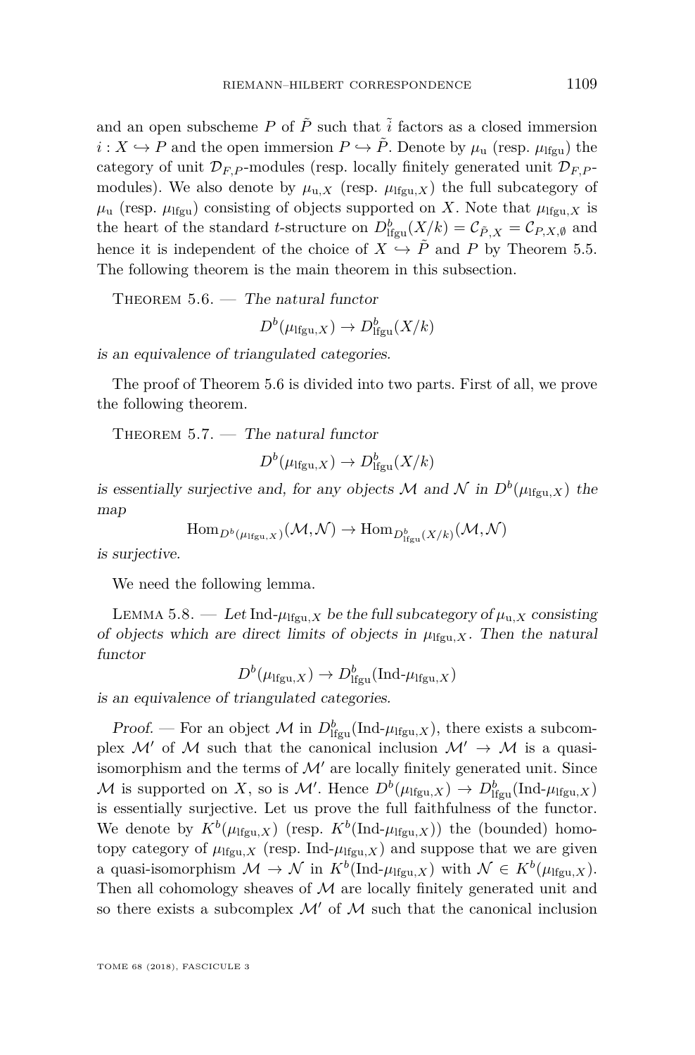and an open subscheme $P$ of $\tilde{P}$ such that $\tilde{i}$ factors as a closed immersion $i : X \hookrightarrow P$ and the open immersion $P \hookrightarrow \tilde{P}$. Denote by $\mu_{\mathrm{u}}$ (resp. $\mu_{\mathrm{lfgu}}$) the category of unit $\mathcal{D}_{F,P}$-modules (resp. locally finitely generated unit $\mathcal{D}_{F,P}$-modules). We also denote by $\mu_{\mathrm{u},X}$ (resp. $\mu_{\mathrm{lfgu},X}$) the full subcategory of $\mu_{\mathrm{u}}$ (resp. $\mu_{\mathrm{lfgu}}$) consisting of objects supported on $X$. Note that $\mu_{\mathrm{lfgu},X}$ is the heart of the standard $t$-structure on $D^b_{\mathrm{lfgu}}(X/k) = \mathcal{C}_{\tilde{P},X} = \mathcal{C}_{P,X,\emptyset}$ and hence it is independent of the choice of $X \hookrightarrow \tilde{P}$ and $P$ by Theorem 5.5. The following theorem is the main theorem in this subsection.

Theorem 5.6. — *The natural functor*

$$D^b(\mu_{\mathrm{lfgu},X}) \to D^b_{\mathrm{lfgu}}(X/k)$$

*is an equivalence of triangulated categories.*

The proof of Theorem 5.6 is divided into two parts. First of all, we prove the following theorem.

Theorem 5.7. — *The natural functor*

$$D^b(\mu_{\mathrm{lfgu},X}) \to D^b_{\mathrm{lfgu}}(X/k)$$

*is essentially surjective and, for any objects $\mathcal{M}$ and $\mathcal{N}$ in $D^b(\mu_{\mathrm{lfgu},X})$ the map*

$$\mathrm{Hom}_{D^b(\mu_{\mathrm{lfgu},X})}(\mathcal{M},\mathcal{N}) \to \mathrm{Hom}_{D^b_{\mathrm{lfgu}}(X/k)}(\mathcal{M},\mathcal{N})$$

*is surjective.*

We need the following lemma.

Lemma 5.8. — *Let $\mathrm{Ind}\text{-}\mu_{\mathrm{lfgu},X}$ be the full subcategory of $\mu_{\mathrm{u},X}$ consisting of objects which are direct limits of objects in $\mu_{\mathrm{lfgu},X}$. Then the natural functor*

$$D^b(\mu_{\mathrm{lfgu},X}) \to D^b_{\mathrm{lfgu}}(\mathrm{Ind}\text{-}\mu_{\mathrm{lfgu},X})$$

*is an equivalence of triangulated categories.*

*Proof.* — For an object $\mathcal{M}$ in $D^b_{\mathrm{lfgu}}(\mathrm{Ind}\text{-}\mu_{\mathrm{lfgu},X})$, there exists a subcomplex $\mathcal{M}'$ of $\mathcal{M}$ such that the canonical inclusion $\mathcal{M}' \to \mathcal{M}$ is a quasi-isomorphism and the terms of $\mathcal{M}'$ are locally finitely generated unit. Since $\mathcal{M}$ is supported on $X$, so is $\mathcal{M}'$. Hence $D^b(\mu_{\mathrm{lfgu},X}) \to D^b_{\mathrm{lfgu}}(\mathrm{Ind}\text{-}\mu_{\mathrm{lfgu},X})$ is essentially surjective. Let us prove the full faithfulness of the functor. We denote by $K^b(\mu_{\mathrm{lfgu},X})$ (resp. $K^b(\mathrm{Ind}\text{-}\mu_{\mathrm{lfgu},X})$) the (bounded) homotopy category of $\mu_{\mathrm{lfgu},X}$ (resp. $\mathrm{Ind}\text{-}\mu_{\mathrm{lfgu},X}$) and suppose that we are given a quasi-isomorphism $\mathcal{M} \to \mathcal{N}$ in $K^b(\mathrm{Ind}\text{-}\mu_{\mathrm{lfgu},X})$ with $\mathcal{N} \in K^b(\mu_{\mathrm{lfgu},X})$. Then all cohomology sheaves of $\mathcal{M}$ are locally finitely generated unit and so there exists a subcomplex $\mathcal{M}'$ of $\mathcal{M}$ such that the canonical inclusion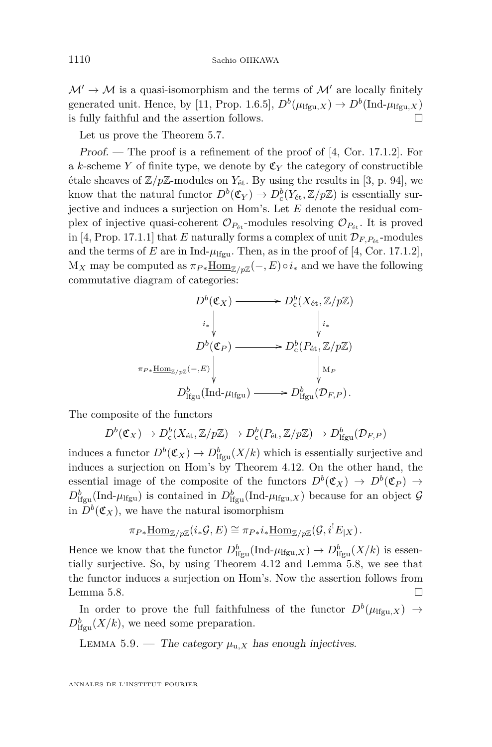$\mathcal{M}' \to \mathcal{M}$ is a quasi-isomorphism and the terms of $\mathcal{M}'$ are locally finitely generated unit. Hence, by [11, Prop. 1.6.5], $D^b(\mu_{\mathrm{lfgu},X}) \to D^b(\text{Ind-}\mu_{\mathrm{lfgu},X})$ is fully faithful and the assertion follows. $\square$

Let us prove the Theorem 5.7.

*Proof.* — The proof is a refinement of the proof of [4, Cor. 17.1.2]. For a $k$-scheme $Y$ of finite type, we denote by $\mathfrak{C}_Y$ the category of constructible étale sheaves of $\mathbb{Z}/p\mathbb{Z}$-modules on $Y_{\text{ét}}$. By using the results in [3, p. 94], we know that the natural functor $D^b(\mathfrak{C}_Y) \to D^b_{\mathrm{c}}(Y_{\text{ét}}, \mathbb{Z}/p\mathbb{Z})$ is essentially surjective and induces a surjection on Hom's. Let $E$ denote the residual complex of injective quasi-coherent $\mathcal{O}_{P_{\text{ét}}}$-modules resolving $\mathcal{O}_{P_{\text{ét}}}$. It is proved in [4, Prop. 17.1.1] that $E$ naturally forms a complex of unit $\mathcal{D}_{F,P_{\text{ét}}}$-modules and the terms of $E$ are in Ind-$\mu_{\mathrm{lfgu}}$. Then, as in the proof of [4, Cor. 17.1.2], $\mathrm{M}_X$ may be computed as $\pi_{P*}\underline{\mathrm{Hom}}_{\mathbb{Z}/p\mathbb{Z}}(-, E) \circ i_*$ and we have the following commutative diagram of categories:

$$
\begin{array}{ccc}
D^b(\mathfrak{C}_X) & \longrightarrow & D^b_{\mathrm{c}}(X_{\text{ét}}, \mathbb{Z}/p\mathbb{Z}) \\
\Big\downarrow{\scriptstyle i_*} & & \Big\downarrow{\scriptstyle i_*} \\
D^b(\mathfrak{C}_P) & \longrightarrow & D^b_{\mathrm{c}}(P_{\text{ét}}, \mathbb{Z}/p\mathbb{Z}) \\
\Big\downarrow{\scriptstyle \pi_{P*}\underline{\mathrm{Hom}}_{\mathbb{Z}/p\mathbb{Z}}(-,E)} & & \Big\downarrow{\scriptstyle \mathrm{M}_P} \\
D^b_{\mathrm{lfgu}}(\text{Ind-}\mu_{\mathrm{lfgu}}) & \longrightarrow & D^b_{\mathrm{lfgu}}(\mathcal{D}_{F,P}).
\end{array}
$$

The composite of the functors

$$D^b(\mathfrak{C}_X) \to D^b_{\mathrm{c}}(X_{\text{ét}}, \mathbb{Z}/p\mathbb{Z}) \to D^b_{\mathrm{c}}(P_{\text{ét}}, \mathbb{Z}/p\mathbb{Z}) \to D^b_{\mathrm{lfgu}}(\mathcal{D}_{F,P})$$

induces a functor $D^b(\mathfrak{C}_X) \to D^b_{\mathrm{lfgu}}(X/k)$ which is essentially surjective and induces a surjection on Hom's by Theorem 4.12. On the other hand, the essential image of the composite of the functors $D^b(\mathfrak{C}_X) \to D^b(\mathfrak{C}_P) \to D^b_{\mathrm{lfgu}}(\text{Ind-}\mu_{\mathrm{lfgu}})$ is contained in $D^b_{\mathrm{lfgu}}(\text{Ind-}\mu_{\mathrm{lfgu},X})$ because for an object $\mathcal{G}$ in $D^b(\mathfrak{C}_X)$, we have the natural isomorphism

$$\pi_{P*}\underline{\mathrm{Hom}}_{\mathbb{Z}/p\mathbb{Z}}(i_*\mathcal{G}, E) \cong \pi_{P*}i_*\underline{\mathrm{Hom}}_{\mathbb{Z}/p\mathbb{Z}}(\mathcal{G}, i^!E_{|X}).$$

Hence we know that the functor $D^b_{\mathrm{lfgu}}(\text{Ind-}\mu_{\mathrm{lfgu},X}) \to D^b_{\mathrm{lfgu}}(X/k)$ is essentially surjective. So, by using Theorem 4.12 and Lemma 5.8, we see that the functor induces a surjection on Hom's. Now the assertion follows from Lemma 5.8. $\square$

In order to prove the full faithfulness of the functor $D^b(\mu_{\mathrm{lfgu},X}) \to D^b_{\mathrm{lfgu}}(X/k)$, we need some preparation.

Lemma 5.9. — *The category $\mu_{\mathrm{u},X}$ has enough injectives.*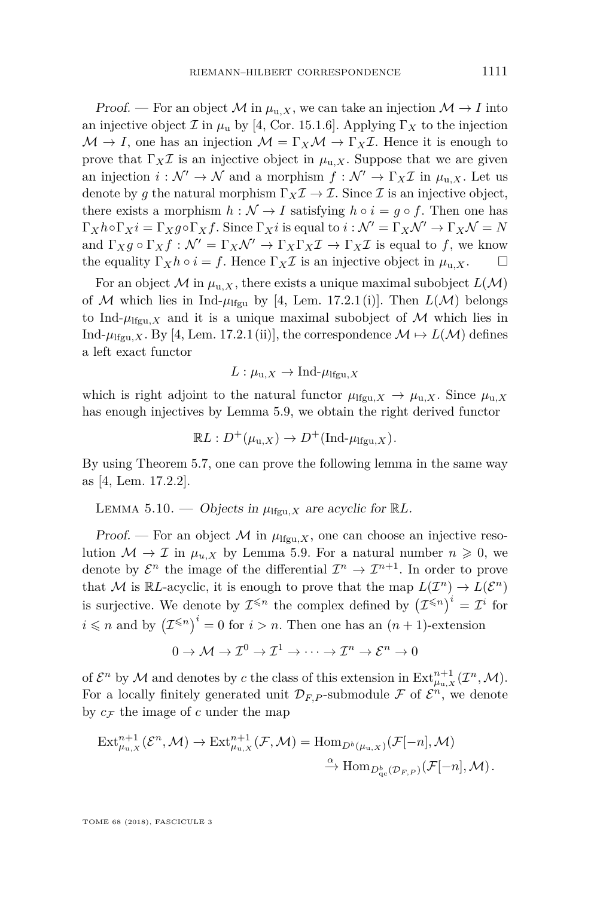*Proof.* — For an object $\mathcal{M}$ in $\mu_{\mathrm{u},X}$, we can take an injection $\mathcal{M} \to I$ into an injective object $\mathcal{I}$ in $\mu_{\mathrm{u}}$ by [4, Cor. 15.1.6]. Applying $\Gamma_X$ to the injection $\mathcal{M} \to I$, one has an injection $\mathcal{M} = \Gamma_X \mathcal{M} \to \Gamma_X \mathcal{I}$. Hence it is enough to prove that $\Gamma_X \mathcal{I}$ is an injective object in $\mu_{\mathrm{u},X}$. Suppose that we are given an injection $i : \mathcal{N}' \to \mathcal{N}$ and a morphism $f : \mathcal{N}' \to \Gamma_X \mathcal{I}$ in $\mu_{\mathrm{u},X}$. Let us denote by $g$ the natural morphism $\Gamma_X \mathcal{I} \to \mathcal{I}$. Since $\mathcal{I}$ is an injective object, there exists a morphism $h : \mathcal{N} \to I$ satisfying $h \circ i = g \circ f$. Then one has $\Gamma_X h \circ \Gamma_X i = \Gamma_X g \circ \Gamma_X f$. Since $\Gamma_X i$ is equal to $i : \mathcal{N}' = \Gamma_X \mathcal{N}' \to \Gamma_X \mathcal{N} = N$ and $\Gamma_X g \circ \Gamma_X f : \mathcal{N}' = \Gamma_X \mathcal{N}' \to \Gamma_X \Gamma_X \mathcal{I} \to \Gamma_X \mathcal{I}$ is equal to $f$, we know the equality $\Gamma_X h \circ i = f$. Hence $\Gamma_X \mathcal{I}$ is an injective object in $\mu_{\mathrm{u},X}$. □

For an object $\mathcal{M}$ in $\mu_{\mathrm{u},X}$, there exists a unique maximal subobject $L(\mathcal{M})$ of $\mathcal{M}$ which lies in Ind-$\mu_{\mathrm{lfgu}}$ by [4, Lem. 17.2.1 (i)]. Then $L(\mathcal{M})$ belongs to Ind-$\mu_{\mathrm{lfgu},X}$ and it is a unique maximal subobject of $\mathcal{M}$ which lies in Ind-$\mu_{\mathrm{lfgu},X}$. By [4, Lem. 17.2.1 (ii)], the correspondence $\mathcal{M} \mapsto L(\mathcal{M})$ defines a left exact functor

$$L : \mu_{\mathrm{u},X} \to \text{Ind-}\mu_{\mathrm{lfgu},X}$$

which is right adjoint to the natural functor $\mu_{\mathrm{lfgu},X} \to \mu_{\mathrm{u},X}$. Since $\mu_{\mathrm{u},X}$ has enough injectives by Lemma 5.9, we obtain the right derived functor

$$\mathbb{R}L : D^+(\mu_{\mathrm{u},X}) \to D^+(\text{Ind-}\mu_{\mathrm{lfgu},X}).$$

By using Theorem 5.7, one can prove the following lemma in the same way as [4, Lem. 17.2.2].

Lemma 5.10. — *Objects in $\mu_{\mathrm{lfgu},X}$ are acyclic for $\mathbb{R}L$.*

*Proof.* — For an object $\mathcal{M}$ in $\mu_{\mathrm{lfgu},X}$, one can choose an injective resolution $\mathcal{M} \to \mathcal{I}$ in $\mu_{u,X}$ by Lemma 5.9. For a natural number $n \geqslant 0$, we denote by $\mathcal{E}^n$ the image of the differential $\mathcal{I}^n \to \mathcal{I}^{n+1}$. In order to prove that $\mathcal{M}$ is $\mathbb{R}L$-acyclic, it is enough to prove that the map $L(\mathcal{I}^n) \to L(\mathcal{E}^n)$ is surjective. We denote by $\mathcal{I}^{\leqslant n}$ the complex defined by $\left(\mathcal{I}^{\leqslant n}\right)^i = \mathcal{I}^i$ for $i \leqslant n$ and by $\left(\mathcal{I}^{\leqslant n}\right)^i = 0$ for $i > n$. Then one has an $(n+1)$-extension

$$0 \to \mathcal{M} \to \mathcal{I}^0 \to \mathcal{I}^1 \to \cdots \to \mathcal{I}^n \to \mathcal{E}^n \to 0$$

of $\mathcal{E}^n$ by $\mathcal{M}$ and denotes by $c$ the class of this extension in $\mathrm{Ext}^{n+1}_{\mu_{\mathrm{u},X}}(\mathcal{I}^n, \mathcal{M})$. For a locally finitely generated unit $\mathcal{D}_{F,P}$-submodule $\mathcal{F}$ of $\mathcal{E}^n$, we denote by $c_{\mathcal{F}}$ the image of $c$ under the map

$$\begin{aligned}\mathrm{Ext}^{n+1}_{\mu_{\mathrm{u},X}}(\mathcal{E}^n, \mathcal{M}) \to \mathrm{Ext}^{n+1}_{\mu_{\mathrm{u},X}}(\mathcal{F}, \mathcal{M}) = \mathrm{Hom}_{D^b(\mu_{\mathrm{u},X})}(\mathcal{F}[-n], \mathcal{M}) \\ \xrightarrow{\alpha} \mathrm{Hom}_{D^b_{\mathrm{qc}}(\mathcal{D}_{F,P})}(\mathcal{F}[-n], \mathcal{M}).\end{aligned}$$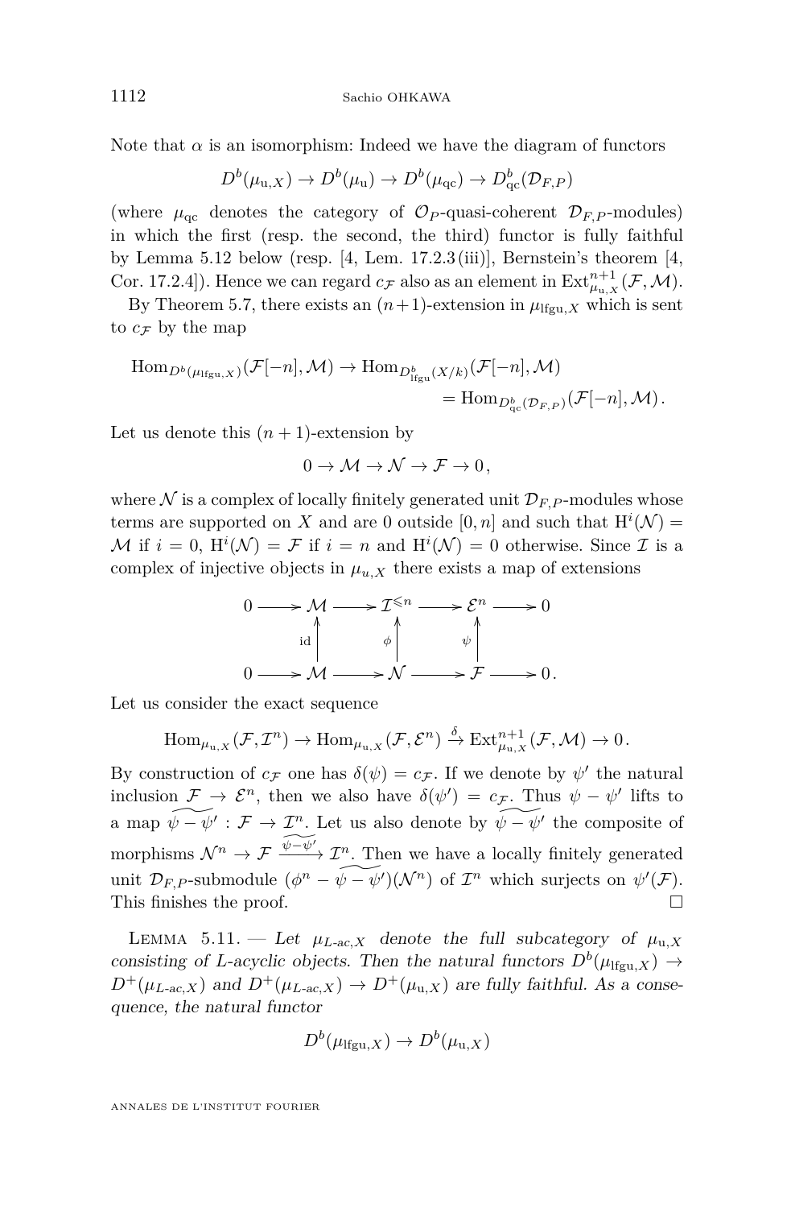Note that $\alpha$ is an isomorphism: Indeed we have the diagram of functors

$$D^b(\mu_{\mathrm{u},X}) \to D^b(\mu_{\mathrm{u}}) \to D^b(\mu_{\mathrm{qc}}) \to D^b_{\mathrm{qc}}(\mathcal{D}_{F,P})$$

(where $\mu_{\mathrm{qc}}$ denotes the category of $\mathcal{O}_P$-quasi-coherent $\mathcal{D}_{F,P}$-modules) in which the first (resp. the second, the third) functor is fully faithful by Lemma 5.12 below (resp. [4, Lem. 17.2.3 (iii)], Bernstein's theorem [4, Cor. 17.2.4]). Hence we can regard $c_{\mathcal{F}}$ also as an element in $\mathrm{Ext}^{n+1}_{\mu_{\mathrm{u},X}}(\mathcal{F}, \mathcal{M})$.

By Theorem 5.7, there exists an $(n+1)$-extension in $\mu_{\mathrm{lfgu},X}$ which is sent to $c_{\mathcal{F}}$ by the map

$$\begin{aligned}\mathrm{Hom}_{D^b(\mu_{\mathrm{lfgu},X})}(\mathcal{F}[-n], \mathcal{M}) \to \mathrm{Hom}_{D^b_{\mathrm{lfgu}}(X/k)}&(\mathcal{F}[-n], \mathcal{M}) \\ &= \mathrm{Hom}_{D^b_{\mathrm{qc}}(\mathcal{D}_{F,P})}(\mathcal{F}[-n], \mathcal{M}).\end{aligned}$$

Let us denote this $(n+1)$-extension by

$$0 \to \mathcal{M} \to \mathcal{N} \to \mathcal{F} \to 0,$$

where $\mathcal{N}$ is a complex of locally finitely generated unit $\mathcal{D}_{F,P}$-modules whose terms are supported on $X$ and are 0 outside $[0,n]$ and such that $\mathrm{H}^i(\mathcal{N}) = \mathcal{M}$ if $i=0$, $\mathrm{H}^i(\mathcal{N}) = \mathcal{F}$ if $i=n$ and $\mathrm{H}^i(\mathcal{N}) = 0$ otherwise. Since $\mathcal{I}$ is a complex of injective objects in $\mu_{u,X}$ there exists a map of extensions

$$\begin{array}{ccccccccc} 0 & \longrightarrow & \mathcal{M} & \longrightarrow & \mathcal{I}^{\leqslant n} & \longrightarrow & \mathcal{E}^n & \longrightarrow & 0 \\ & & \uparrow{\scriptstyle \mathrm{id}} & & \uparrow{\scriptstyle \phi} & & \uparrow{\scriptstyle \psi} & & \\ 0 & \longrightarrow & \mathcal{M} & \longrightarrow & \mathcal{N} & \longrightarrow & \mathcal{F} & \longrightarrow & 0. \end{array}$$

Let us consider the exact sequence

$$\mathrm{Hom}_{\mu_{\mathrm{u},X}}(\mathcal{F}, \mathcal{I}^n) \to \mathrm{Hom}_{\mu_{\mathrm{u},X}}(\mathcal{F}, \mathcal{E}^n) \xrightarrow{\delta} \mathrm{Ext}^{n+1}_{\mu_{\mathrm{u},X}}(\mathcal{F}, \mathcal{M}) \to 0.$$

By construction of $c_{\mathcal{F}}$ one has $\delta(\psi) = c_{\mathcal{F}}$. If we denote by $\psi'$ the natural inclusion $\mathcal{F} \to \mathcal{E}^n$, then we also have $\delta(\psi') = c_{\mathcal{F}}$. Thus $\psi - \psi'$ lifts to a map $\widetilde{\psi - \psi'} : \mathcal{F} \to \mathcal{I}^n$. Let us also denote by $\widetilde{\psi - \psi'}$ the composite of morphisms $\mathcal{N}^n \to \mathcal{F} \xrightarrow{\widetilde{\psi-\psi'}} \mathcal{I}^n$. Then we have a locally finitely generated unit $\mathcal{D}_{F,P}$-submodule $(\phi^n - \widetilde{\psi - \psi'})(\mathcal{N}^n)$ of $\mathcal{I}^n$ which surjects on $\psi'(\mathcal{F})$. This finishes the proof. $\square$

Lemma 5.11. — *Let $\mu_{L\text{-ac},X}$ denote the full subcategory of $\mu_{\mathrm{u},X}$ consisting of L-acyclic objects. Then the natural functors $D^b(\mu_{\mathrm{lfgu},X}) \to D^+(\mu_{L\text{-ac},X})$ and $D^+(\mu_{L\text{-ac},X}) \to D^+(\mu_{\mathrm{u},X})$ are fully faithful. As a consequence, the natural functor*

$$D^b(\mu_{\mathrm{lfgu},X}) \to D^b(\mu_{\mathrm{u},X})$$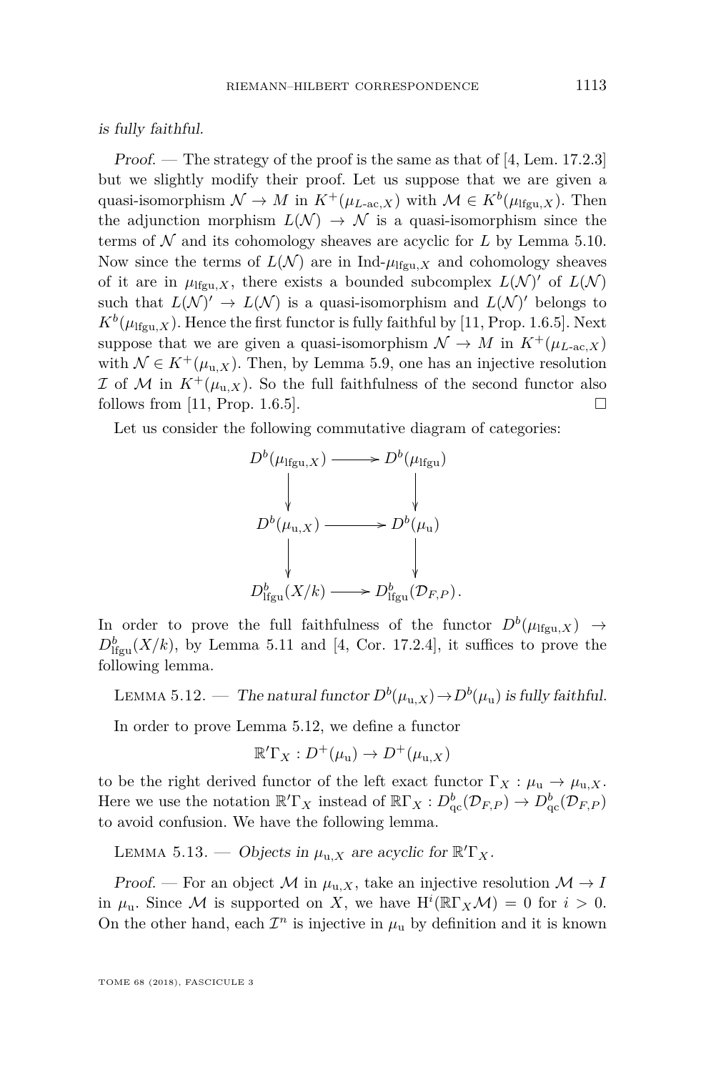*is fully faithful.*

*Proof.* — The strategy of the proof is the same as that of [4, Lem. 17.2.3] but we slightly modify their proof. Let us suppose that we are given a quasi-isomorphism $\mathcal{N} \to M$ in $K^+(\mu_{L\text{-ac},X})$ with $\mathcal{M} \in K^b(\mu_{\mathrm{lfgu},X})$. Then the adjunction morphism $L(\mathcal{N}) \to \mathcal{N}$ is a quasi-isomorphism since the terms of $\mathcal{N}$ and its cohomology sheaves are acyclic for $L$ by Lemma 5.10. Now since the terms of $L(\mathcal{N})$ are in Ind-$\mu_{\mathrm{lfgu},X}$ and cohomology sheaves of it are in $\mu_{\mathrm{lfgu},X}$, there exists a bounded subcomplex $L(\mathcal{N})'$ of $L(\mathcal{N})$ such that $L(\mathcal{N})' \to L(\mathcal{N})$ is a quasi-isomorphism and $L(\mathcal{N})'$ belongs to $K^b(\mu_{\mathrm{lfgu},X})$. Hence the first functor is fully faithful by [11, Prop. 1.6.5]. Next suppose that we are given a quasi-isomorphism $\mathcal{N} \to M$ in $K^+(\mu_{L\text{-ac},X})$ with $\mathcal{N} \in K^+(\mu_{\mathrm{u},X})$. Then, by Lemma 5.9, one has an injective resolution $\mathcal{I}$ of $\mathcal{M}$ in $K^+(\mu_{\mathrm{u},X})$. So the full faithfulness of the second functor also follows from [11, Prop. 1.6.5]. □

Let us consider the following commutative diagram of categories:

$$\begin{array}{ccc}
D^b(\mu_{\mathrm{lfgu},X}) & \longrightarrow & D^b(\mu_{\mathrm{lfgu}}) \\
\downarrow & & \downarrow \\
D^b(\mu_{\mathrm{u},X}) & \longrightarrow & D^b(\mu_{\mathrm{u}}) \\
\downarrow & & \downarrow \\
D^b_{\mathrm{lfgu}}(X/k) & \longrightarrow & D^b_{\mathrm{lfgu}}(\mathcal{D}_{F,P}).
\end{array}$$

In order to prove the full faithfulness of the functor $D^b(\mu_{\mathrm{lfgu},X}) \to D^b_{\mathrm{lfgu}}(X/k)$, by Lemma 5.11 and [4, Cor. 17.2.4], it suffices to prove the following lemma.

Lemma 5.12. — *The natural functor $D^b(\mu_{\mathrm{u},X}) \to D^b(\mu_{\mathrm{u}})$ is fully faithful.*

In order to prove Lemma 5.12, we define a functor

$$\mathbb{R}'\Gamma_X : D^+(\mu_{\mathrm{u}}) \to D^+(\mu_{\mathrm{u},X})$$

to be the right derived functor of the left exact functor $\Gamma_X : \mu_{\mathrm{u}} \to \mu_{\mathrm{u},X}$. Here we use the notation $\mathbb{R}'\Gamma_X$ instead of $\mathbb{R}\Gamma_X : D^b_{\mathrm{qc}}(\mathcal{D}_{F,P}) \to D^b_{\mathrm{qc}}(\mathcal{D}_{F,P})$ to avoid confusion. We have the following lemma.

Lemma 5.13. — *Objects in $\mu_{\mathrm{u},X}$ are acyclic for $\mathbb{R}'\Gamma_X$.*

*Proof.* — For an object $\mathcal{M}$ in $\mu_{\mathrm{u},X}$, take an injective resolution $\mathcal{M} \to I$ in $\mu_{\mathrm{u}}$. Since $\mathcal{M}$ is supported on $X$, we have $\mathrm{H}^i(\mathbb{R}\Gamma_X\mathcal{M}) = 0$ for $i > 0$. On the other hand, each $\mathcal{I}^n$ is injective in $\mu_{\mathrm{u}}$ by definition and it is known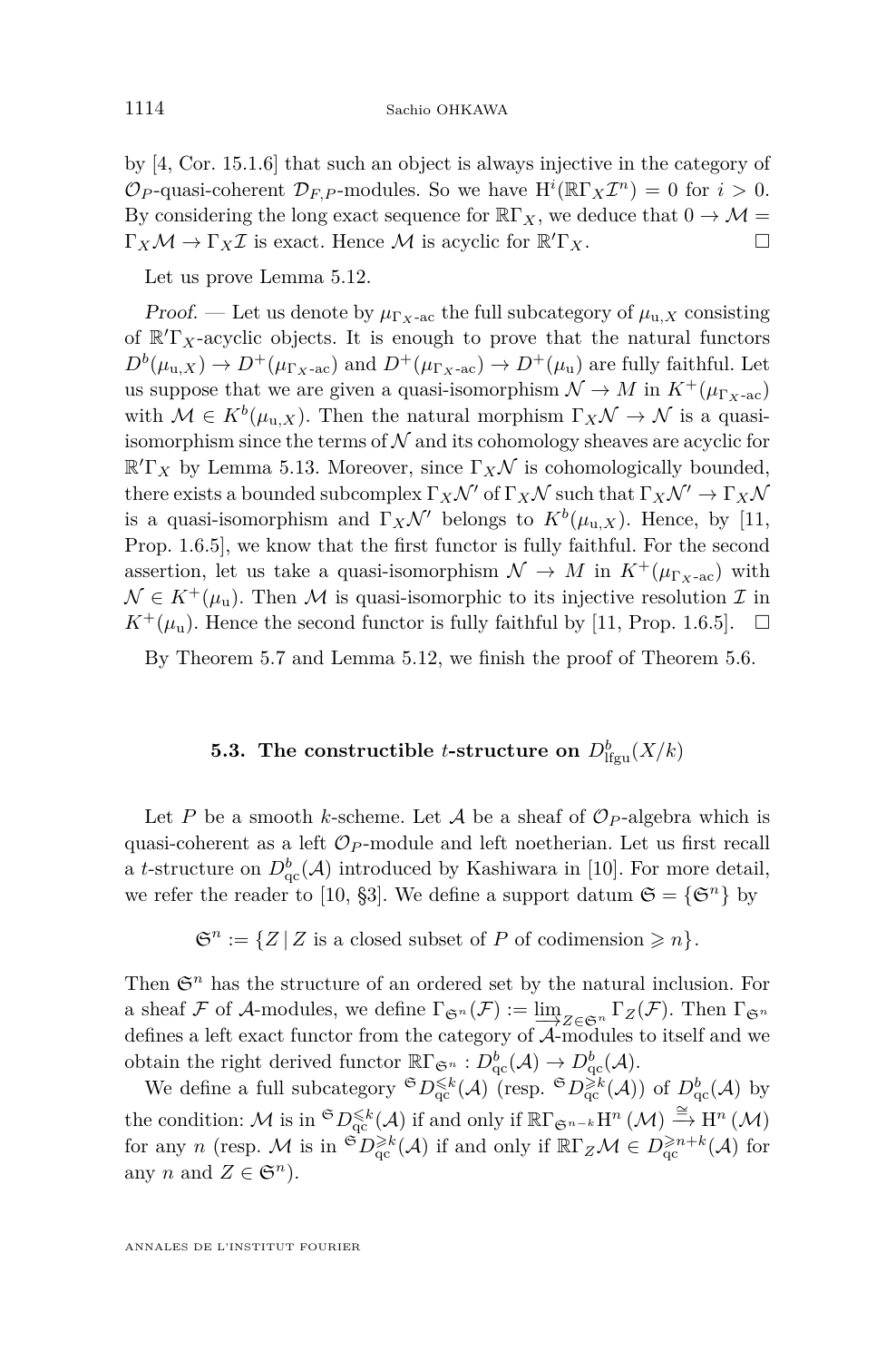by [4, Cor. 15.1.6] that such an object is always injective in the category of $\mathcal{O}_P$-quasi-coherent $\mathcal{D}_{F,P}$-modules. So we have $\mathrm{H}^i(\mathbb{R}\Gamma_X\mathcal{I}^n) = 0$ for $i > 0$. By considering the long exact sequence for $\mathbb{R}\Gamma_X$, we deduce that $0 \to \mathcal{M} = \Gamma_X\mathcal{M} \to \Gamma_X\mathcal{I}$ is exact. Hence $\mathcal{M}$ is acyclic for $\mathbb{R}'\Gamma_X$. □

Let us prove Lemma 5.12.

*Proof.* — Let us denote by $\mu_{\Gamma_X\text{-ac}}$ the full subcategory of $\mu_{\mathrm{u},X}$ consisting of $\mathbb{R}'\Gamma_X$-acyclic objects. It is enough to prove that the natural functors $D^b(\mu_{\mathrm{u},X}) \to D^+(\mu_{\Gamma_X\text{-ac}})$ and $D^+(\mu_{\Gamma_X\text{-ac}}) \to D^+(\mu_{\mathrm{u}})$ are fully faithful. Let us suppose that we are given a quasi-isomorphism $\mathcal{N} \to M$ in $K^+(\mu_{\Gamma_X\text{-ac}})$ with $\mathcal{M} \in K^b(\mu_{\mathrm{u},X})$. Then the natural morphism $\Gamma_X\mathcal{N} \to \mathcal{N}$ is a quasi-isomorphism since the terms of $\mathcal{N}$ and its cohomology sheaves are acyclic for $\mathbb{R}'\Gamma_X$ by Lemma 5.13. Moreover, since $\Gamma_X\mathcal{N}$ is cohomologically bounded, there exists a bounded subcomplex $\Gamma_X\mathcal{N}'$ of $\Gamma_X\mathcal{N}$ such that $\Gamma_X\mathcal{N}' \to \Gamma_X\mathcal{N}$ is a quasi-isomorphism and $\Gamma_X\mathcal{N}'$ belongs to $K^b(\mu_{\mathrm{u},X})$. Hence, by [11, Prop. 1.6.5], we know that the first functor is fully faithful. For the second assertion, let us take a quasi-isomorphism $\mathcal{N} \to M$ in $K^+(\mu_{\Gamma_X\text{-ac}})$ with $\mathcal{N} \in K^+(\mu_{\mathrm{u}})$. Then $\mathcal{M}$ is quasi-isomorphic to its injective resolution $\mathcal{I}$ in $K^+(\mu_{\mathrm{u}})$. Hence the second functor is fully faithful by [11, Prop. 1.6.5]. □

By Theorem 5.7 and Lemma 5.12, we finish the proof of Theorem 5.6.

### 5.3. The constructible $t$-structure on $D^b_{\mathrm{lfgu}}(X/k)$

Let $P$ be a smooth $k$-scheme. Let $\mathcal{A}$ be a sheaf of $\mathcal{O}_P$-algebra which is quasi-coherent as a left $\mathcal{O}_P$-module and left noetherian. Let us first recall a $t$-structure on $D^b_{\mathrm{qc}}(\mathcal{A})$ introduced by Kashiwara in [10]. For more detail, we refer the reader to [10, §3]. We define a support datum $\mathfrak{S} = \{\mathfrak{S}^n\}$ by

$$\mathfrak{S}^n := \{Z \,|\, Z \text{ is a closed subset of } P \text{ of codimension} \geqslant n\}.$$

Then $\mathfrak{S}^n$ has the structure of an ordered set by the natural inclusion. For a sheaf $\mathcal{F}$ of $\mathcal{A}$-modules, we define $\Gamma_{\mathfrak{S}^n}(\mathcal{F}) := \varinjlim_{Z\in\mathfrak{S}^n} \Gamma_Z(\mathcal{F})$. Then $\Gamma_{\mathfrak{S}^n}$ defines a left exact functor from the category of $\mathcal{A}$-modules to itself and we obtain the right derived functor $\mathbb{R}\Gamma_{\mathfrak{S}^n} : D^b_{\mathrm{qc}}(\mathcal{A}) \to D^b_{\mathrm{qc}}(\mathcal{A})$.

We define a full subcategory ${}^{\mathfrak{S}}D^{\leqslant k}_{\mathrm{qc}}(\mathcal{A})$ (resp. ${}^{\mathfrak{S}}D^{\geqslant k}_{\mathrm{qc}}(\mathcal{A})$) of $D^b_{\mathrm{qc}}(\mathcal{A})$ by the condition: $\mathcal{M}$ is in ${}^{\mathfrak{S}}D^{\leqslant k}_{\mathrm{qc}}(\mathcal{A})$ if and only if $\mathbb{R}\Gamma_{\mathfrak{S}^{n-k}}\mathrm{H}^n(\mathcal{M}) \xrightarrow{\cong} \mathrm{H}^n(\mathcal{M})$ for any $n$ (resp. $\mathcal{M}$ is in ${}^{\mathfrak{S}}D^{\geqslant k}_{\mathrm{qc}}(\mathcal{A})$ if and only if $\mathbb{R}\Gamma_Z\mathcal{M} \in D^{\geqslant n+k}_{\mathrm{qc}}(\mathcal{A})$ for any $n$ and $Z \in \mathfrak{S}^n$).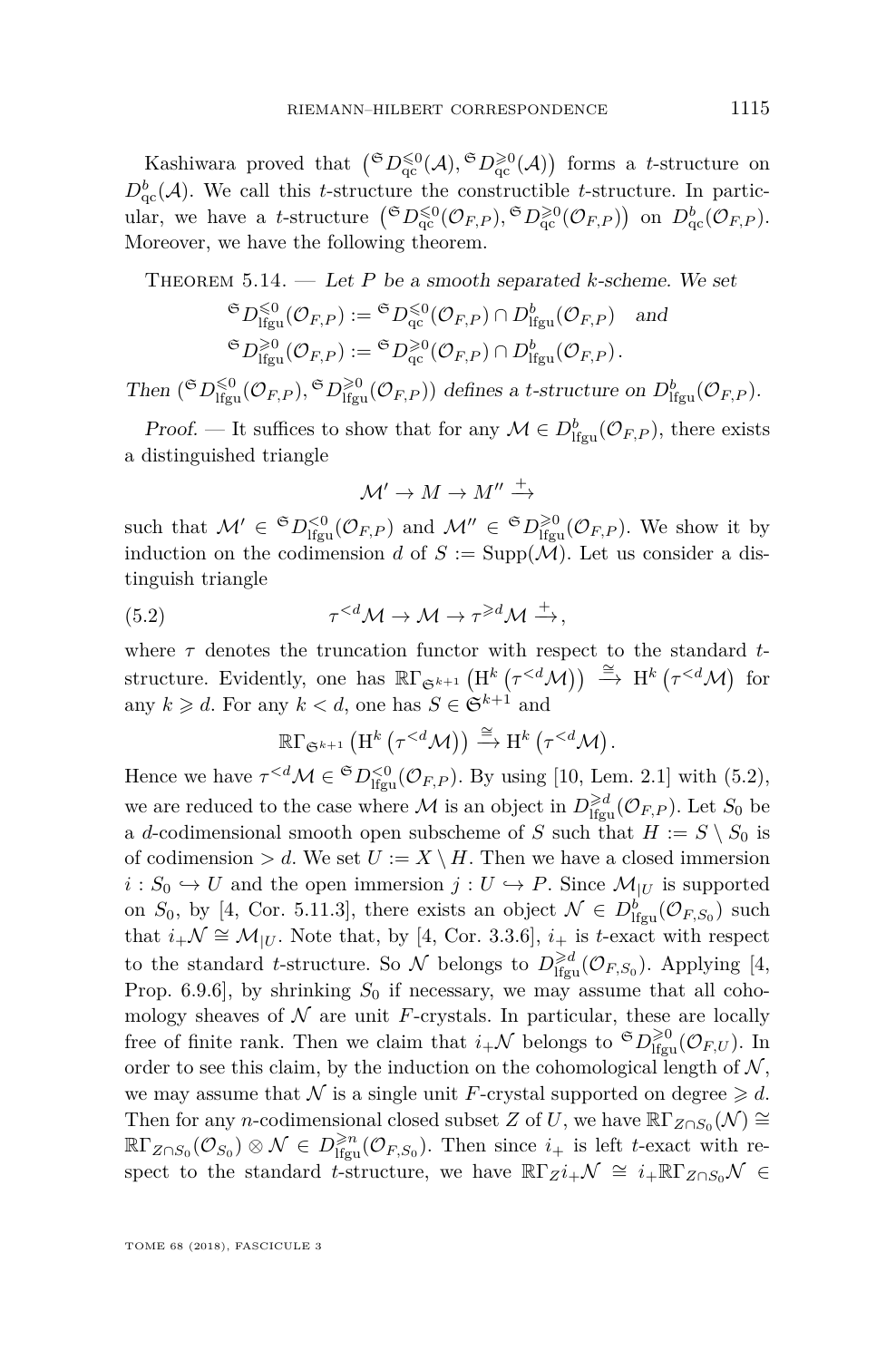Kashiwara proved that $\left({}^{\mathfrak{S}}D^{\leqslant 0}_{\mathrm{qc}}(\mathcal{A}), {}^{\mathfrak{S}}D^{\geqslant 0}_{\mathrm{qc}}(\mathcal{A})\right)$ forms a $t$-structure on $D^b_{\mathrm{qc}}(\mathcal{A})$. We call this $t$-structure the constructible $t$-structure. In particular, we have a $t$-structure $\left({}^{\mathfrak{S}}D^{\leqslant 0}_{\mathrm{qc}}(\mathcal{O}_{F,P}), {}^{\mathfrak{S}}D^{\geqslant 0}_{\mathrm{qc}}(\mathcal{O}_{F,P})\right)$ on $D^b_{\mathrm{qc}}(\mathcal{O}_{F,P})$. Moreover, we have the following theorem.

Theorem 5.14. — *Let $P$ be a smooth separated $k$-scheme. We set*

$$
\begin{aligned}
{}^{\mathfrak{S}}D^{\leqslant 0}_{\mathrm{lfgu}}(\mathcal{O}_{F,P}) &:= {}^{\mathfrak{S}}D^{\leqslant 0}_{\mathrm{qc}}(\mathcal{O}_{F,P}) \cap D^b_{\mathrm{lfgu}}(\mathcal{O}_{F,P}) \quad \text{and} \\
{}^{\mathfrak{S}}D^{\geqslant 0}_{\mathrm{lfgu}}(\mathcal{O}_{F,P}) &:= {}^{\mathfrak{S}}D^{\geqslant 0}_{\mathrm{qc}}(\mathcal{O}_{F,P}) \cap D^b_{\mathrm{lfgu}}(\mathcal{O}_{F,P}).
\end{aligned}
$$

*Then $({}^{\mathfrak{S}}D^{\leqslant 0}_{\mathrm{lfgu}}(\mathcal{O}_{F,P}), {}^{\mathfrak{S}}D^{\geqslant 0}_{\mathrm{lfgu}}(\mathcal{O}_{F,P}))$ defines a $t$-structure on $D^b_{\mathrm{lfgu}}(\mathcal{O}_{F,P})$.*

*Proof.* — It suffices to show that for any $\mathcal{M} \in D^b_{\mathrm{lfgu}}(\mathcal{O}_{F,P})$, there exists a distinguished triangle

$$
\mathcal{M}' \to M \to M'' \xrightarrow{+}
$$

such that $\mathcal{M}' \in {}^{\mathfrak{S}}D^{<0}_{\mathrm{lfgu}}(\mathcal{O}_{F,P})$ and $\mathcal{M}'' \in {}^{\mathfrak{S}}D^{\geqslant 0}_{\mathrm{lfgu}}(\mathcal{O}_{F,P})$. We show it by induction on the codimension $d$ of $S := \mathrm{Supp}(\mathcal{M})$. Let us consider a distinguish triangle

$$
\tau^{<d}\mathcal{M} \to \mathcal{M} \to \tau^{\geqslant d}\mathcal{M} \xrightarrow{+}, \tag{5.2}
$$

where $\tau$ denotes the truncation functor with respect to the standard $t$-structure. Evidently, one has $\mathbb{R}\Gamma_{\mathfrak{S}^{k+1}}\left(\mathrm{H}^k\left(\tau^{<d}\mathcal{M}\right)\right) \xrightarrow{\cong} \mathrm{H}^k\left(\tau^{<d}\mathcal{M}\right)$ for any $k \geqslant d$. For any $k < d$, one has $S \in \mathfrak{S}^{k+1}$ and

$$
\mathbb{R}\Gamma_{\mathfrak{S}^{k+1}}\left(\mathrm{H}^k\left(\tau^{<d}\mathcal{M}\right)\right) \xrightarrow{\cong} \mathrm{H}^k\left(\tau^{<d}\mathcal{M}\right).
$$

Hence we have $\tau^{<d}\mathcal{M} \in {}^{\mathfrak{S}}D^{<0}_{\mathrm{lfgu}}(\mathcal{O}_{F,P})$. By using [10, Lem. 2.1] with (5.2), we are reduced to the case where $\mathcal{M}$ is an object in $D^{\geqslant d}_{\mathrm{lfgu}}(\mathcal{O}_{F,P})$. Let $S_0$ be a $d$-codimensional smooth open subscheme of $S$ such that $H := S \setminus S_0$ is of codimension $> d$. We set $U := X \setminus H$. Then we have a closed immersion $i : S_0 \hookrightarrow U$ and the open immersion $j : U \hookrightarrow P$. Since $\mathcal{M}_{|U}$ is supported on $S_0$, by [4, Cor. 5.11.3], there exists an object $\mathcal{N} \in D^b_{\mathrm{lfgu}}(\mathcal{O}_{F,S_0})$ such that $i_+\mathcal{N} \cong \mathcal{M}_{|U}$. Note that, by [4, Cor. 3.3.6], $i_+$ is $t$-exact with respect to the standard $t$-structure. So $\mathcal{N}$ belongs to $D^{\geqslant d}_{\mathrm{lfgu}}(\mathcal{O}_{F,S_0})$. Applying [4, Prop. 6.9.6], by shrinking $S_0$ if necessary, we may assume that all cohomology sheaves of $\mathcal{N}$ are unit $F$-crystals. In particular, these are locally free of finite rank. Then we claim that $i_+\mathcal{N}$ belongs to ${}^{\mathfrak{S}}D^{\geqslant 0}_{\mathrm{lfgu}}(\mathcal{O}_{F,U})$. In order to see this claim, by the induction on the cohomological length of $\mathcal{N}$, we may assume that $\mathcal{N}$ is a single unit $F$-crystal supported on degree $\geqslant d$. Then for any $n$-codimensional closed subset $Z$ of $U$, we have $\mathbb{R}\Gamma_{Z \cap S_0}(\mathcal{N}) \cong \mathbb{R}\Gamma_{Z \cap S_0}(\mathcal{O}_{S_0}) \otimes \mathcal{N} \in D^{\geqslant n}_{\mathrm{lfgu}}(\mathcal{O}_{F,S_0})$. Then since $i_+$ is left $t$-exact with respect to the standard $t$-structure, we have $\mathbb{R}\Gamma_Z i_+\mathcal{N} \cong i_+\mathbb{R}\Gamma_{Z\cap S_0}\mathcal{N} \in$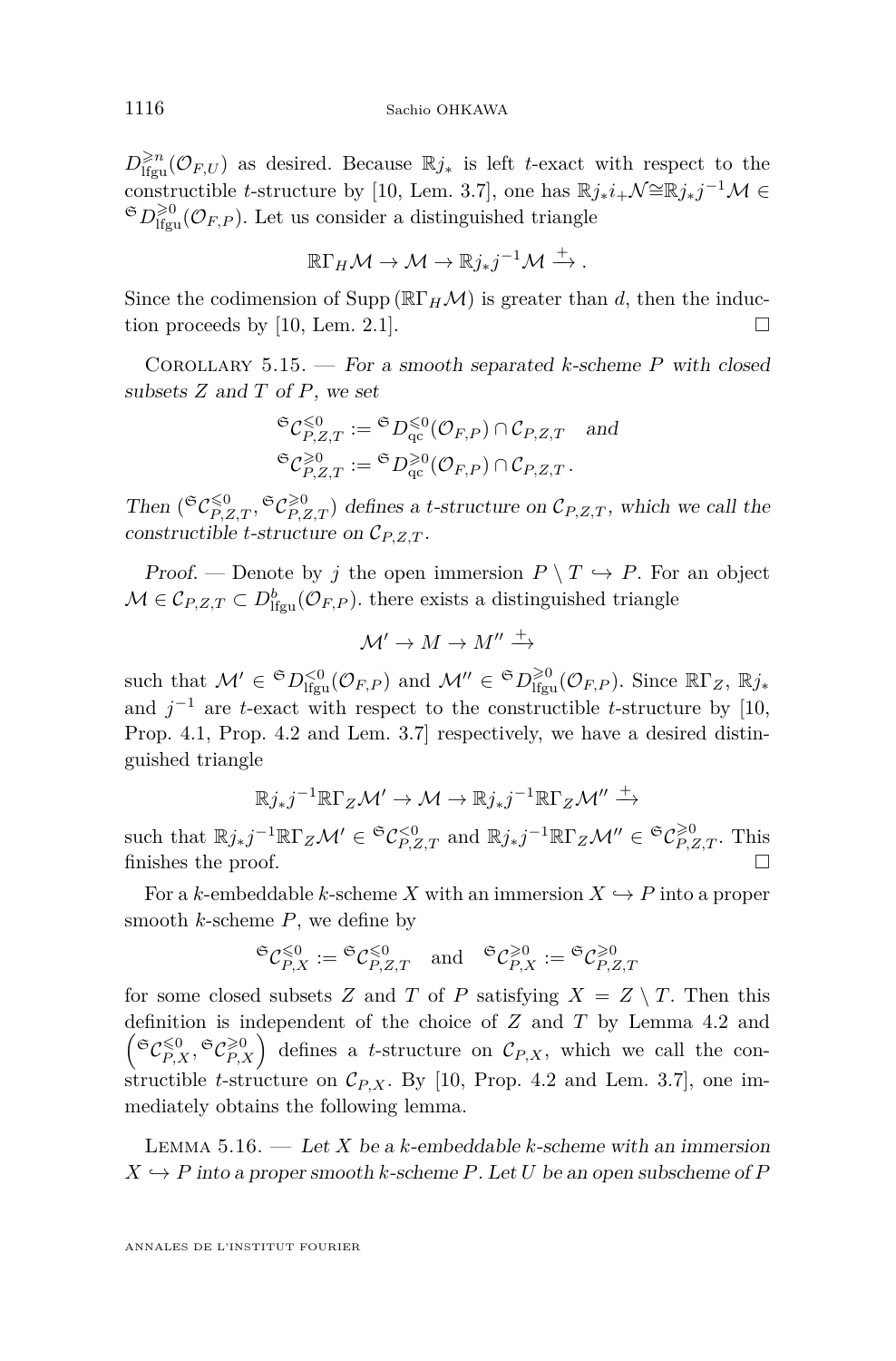$D^{\geqslant n}_{\mathrm{lfgu}}(\mathcal{O}_{F,U})$ as desired. Because $\mathbb{R}j_*$ is left $t$-exact with respect to the constructible $t$-structure by [10, Lem. 3.7], one has $\mathbb{R}j_* i_+ \mathcal{N} \cong \mathbb{R}j_* j^{-1}\mathcal{M} \in {}^{\mathfrak{S}}D^{\geqslant 0}_{\mathrm{lfgu}}(\mathcal{O}_{F,P})$. Let us consider a distinguished triangle

$$\mathbb{R}\Gamma_H \mathcal{M} \to \mathcal{M} \to \mathbb{R}j_* j^{-1}\mathcal{M} \xrightarrow{+} .$$

Since the codimension of $\operatorname{Supp}(\mathbb{R}\Gamma_H \mathcal{M})$ is greater than $d$, then the induction proceeds by [10, Lem. 2.1]. □

Corollary 5.15. — *For a smooth separated $k$-scheme $P$ with closed subsets $Z$ and $T$ of $P$, we set*

$$\begin{aligned} {}^{\mathfrak{S}}\mathcal{C}^{\leqslant 0}_{P,Z,T} &:= {}^{\mathfrak{S}}D^{\leqslant 0}_{\mathrm{qc}}(\mathcal{O}_{F,P}) \cap \mathcal{C}_{P,Z,T} \quad \text{and} \\ {}^{\mathfrak{S}}\mathcal{C}^{\geqslant 0}_{P,Z,T} &:= {}^{\mathfrak{S}}D^{\geqslant 0}_{\mathrm{qc}}(\mathcal{O}_{F,P}) \cap \mathcal{C}_{P,Z,T} . \end{aligned}$$

*Then $({}^{\mathfrak{S}}\mathcal{C}^{\leqslant 0}_{P,Z,T}, {}^{\mathfrak{S}}\mathcal{C}^{\geqslant 0}_{P,Z,T})$ defines a $t$-structure on $\mathcal{C}_{P,Z,T}$, which we call the constructible $t$-structure on $\mathcal{C}_{P,Z,T}$.*

*Proof.* — Denote by $j$ the open immersion $P \setminus T \hookrightarrow P$. For an object $\mathcal{M} \in \mathcal{C}_{P,Z,T} \subset D^b_{\mathrm{lfgu}}(\mathcal{O}_{F,P})$. there exists a distinguished triangle

$$\mathcal{M}' \to M \to M'' \xrightarrow{+}$$

such that $\mathcal{M}' \in {}^{\mathfrak{S}}D^{<0}_{\mathrm{lfgu}}(\mathcal{O}_{F,P})$ and $\mathcal{M}'' \in {}^{\mathfrak{S}}D^{\geqslant 0}_{\mathrm{lfgu}}(\mathcal{O}_{F,P})$. Since $\mathbb{R}\Gamma_Z$, $\mathbb{R}j_*$ and $j^{-1}$ are $t$-exact with respect to the constructible $t$-structure by [10, Prop. 4.1, Prop. 4.2 and Lem. 3.7] respectively, we have a desired distinguished triangle

$$\mathbb{R}j_* j^{-1}\mathbb{R}\Gamma_Z \mathcal{M}' \to \mathcal{M} \to \mathbb{R}j_* j^{-1}\mathbb{R}\Gamma_Z \mathcal{M}'' \xrightarrow{+}$$

such that $\mathbb{R}j_* j^{-1}\mathbb{R}\Gamma_Z \mathcal{M}' \in {}^{\mathfrak{S}}\mathcal{C}^{<0}_{P,Z,T}$ and $\mathbb{R}j_* j^{-1}\mathbb{R}\Gamma_Z \mathcal{M}'' \in {}^{\mathfrak{S}}\mathcal{C}^{\geqslant 0}_{P,Z,T}$. This finishes the proof. □

For a $k$-embeddable $k$-scheme $X$ with an immersion $X \hookrightarrow P$ into a proper smooth $k$-scheme $P$, we define by

$${}^{\mathfrak{S}}\mathcal{C}^{\leqslant 0}_{P,X} := {}^{\mathfrak{S}}\mathcal{C}^{\leqslant 0}_{P,Z,T} \quad \text{and} \quad {}^{\mathfrak{S}}\mathcal{C}^{\geqslant 0}_{P,X} := {}^{\mathfrak{S}}\mathcal{C}^{\geqslant 0}_{P,Z,T}$$

for some closed subsets $Z$ and $T$ of $P$ satisfying $X = Z \setminus T$. Then this definition is independent of the choice of $Z$ and $T$ by Lemma 4.2 and $\left({}^{\mathfrak{S}}\mathcal{C}^{\leqslant 0}_{P,X}, {}^{\mathfrak{S}}\mathcal{C}^{\geqslant 0}_{P,X}\right)$ defines a $t$-structure on $\mathcal{C}_{P,X}$, which we call the constructible $t$-structure on $\mathcal{C}_{P,X}$. By [10, Prop. 4.2 and Lem. 3.7], one immediately obtains the following lemma.

Lemma 5.16. — *Let $X$ be a $k$-embeddable $k$-scheme with an immersion $X \hookrightarrow P$ into a proper smooth $k$-scheme $P$. Let $U$ be an open subscheme of $P$*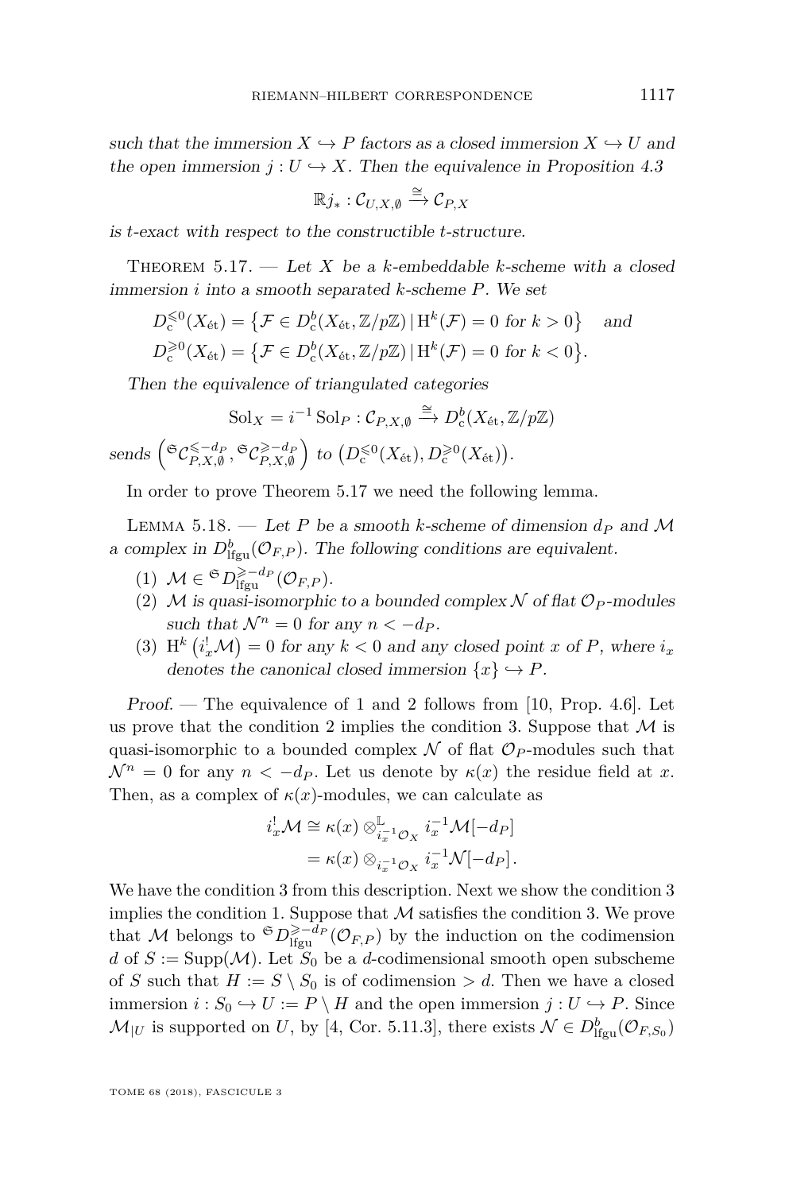*such that the immersion $X \hookrightarrow P$ factors as a closed immersion $X \hookrightarrow U$ and the open immersion $j : U \hookrightarrow X$. Then the equivalence in Proposition 4.3*

$$\mathbb{R}j_* : \mathcal{C}_{U,X,\emptyset} \xrightarrow{\cong} \mathcal{C}_{P,X}$$

*is t-exact with respect to the constructible t-structure.*

Theorem 5.17. — *Let $X$ be a $k$-embeddable $k$-scheme with a closed immersion $i$ into a smooth separated $k$-scheme $P$. We set*

$$D_{\mathrm{c}}^{\leqslant 0}(X_{\text{ét}}) = \left\{\mathcal{F} \in D_{\mathrm{c}}^b(X_{\text{ét}}, \mathbb{Z}/p\mathbb{Z}) \,|\, \mathrm{H}^k(\mathcal{F}) = 0 \text{ for } k > 0\right\} \quad \text{and}$$
$$D_{\mathrm{c}}^{\geqslant 0}(X_{\text{ét}}) = \left\{\mathcal{F} \in D_{\mathrm{c}}^b(X_{\text{ét}}, \mathbb{Z}/p\mathbb{Z}) \,|\, \mathrm{H}^k(\mathcal{F}) = 0 \text{ for } k < 0\right\}.$$

*Then the equivalence of triangulated categories*

$$\mathrm{Sol}_X = i^{-1}\,\mathrm{Sol}_P : \mathcal{C}_{P,X,\emptyset} \xrightarrow{\cong} D_{\mathrm{c}}^b(X_{\text{ét}}, \mathbb{Z}/p\mathbb{Z})$$

*sends* $\left({}^{\mathfrak{S}}\mathcal{C}_{P,X,\emptyset}^{\leqslant -d_P}, {}^{\mathfrak{S}}\mathcal{C}_{P,X,\emptyset}^{\geqslant -d_P}\right)$ *to* $\left(D_{\mathrm{c}}^{\leqslant 0}(X_{\text{ét}}), D_{\mathrm{c}}^{\geqslant 0}(X_{\text{ét}})\right)$.

In order to prove Theorem 5.17 we need the following lemma.

Lemma 5.18. — *Let $P$ be a smooth $k$-scheme of dimension $d_P$ and $\mathcal{M}$ a complex in $D_{\mathrm{lfgu}}^b(\mathcal{O}_{F,P})$. The following conditions are equivalent.*

1. $\mathcal{M} \in {}^{\mathfrak{S}}D_{\mathrm{lfgu}}^{\geqslant -d_P}(\mathcal{O}_{F,P})$.
2. *$\mathcal{M}$ is quasi-isomorphic to a bounded complex $\mathcal{N}$ of flat $\mathcal{O}_P$-modules such that $\mathcal{N}^n = 0$ for any $n < -d_P$.*
3. *$\mathrm{H}^k\left(i_x^!\mathcal{M}\right) = 0$ for any $k < 0$ and any closed point $x$ of $P$, where $i_x$ denotes the canonical closed immersion $\{x\} \hookrightarrow P$.*

*Proof.* — The equivalence of 1 and 2 follows from [10, Prop. 4.6]. Let us prove that the condition 2 implies the condition 3. Suppose that $\mathcal{M}$ is quasi-isomorphic to a bounded complex $\mathcal{N}$ of flat $\mathcal{O}_P$-modules such that $\mathcal{N}^n = 0$ for any $n < -d_P$. Let us denote by $\kappa(x)$ the residue field at $x$. Then, as a complex of $\kappa(x)$-modules, we can calculate as

$$\begin{aligned} i_x^!\mathcal{M} &\cong \kappa(x) \otimes^{\mathbb{L}}_{i_x^{-1}\mathcal{O}_X} i_x^{-1}\mathcal{M}[-d_P] \\ &= \kappa(x) \otimes_{i_x^{-1}\mathcal{O}_X} i_x^{-1}\mathcal{N}[-d_P]. \end{aligned}$$

We have the condition 3 from this description. Next we show the condition 3 implies the condition 1. Suppose that $\mathcal{M}$ satisfies the condition 3. We prove that $\mathcal{M}$ belongs to ${}^{\mathfrak{S}}D_{\mathrm{lfgu}}^{\geqslant -d_P}(\mathcal{O}_{F,P})$ by the induction on the codimension $d$ of $S := \mathrm{Supp}(\mathcal{M})$. Let $S_0$ be a $d$-codimensional smooth open subscheme of $S$ such that $H := S \setminus S_0$ is of codimension $> d$. Then we have a closed immersion $i : S_0 \hookrightarrow U := P \setminus H$ and the open immersion $j : U \hookrightarrow P$. Since $\mathcal{M}_{|U}$ is supported on $U$, by [4, Cor. 5.11.3], there exists $\mathcal{N} \in D_{\mathrm{lfgu}}^b(\mathcal{O}_{F,S_0})$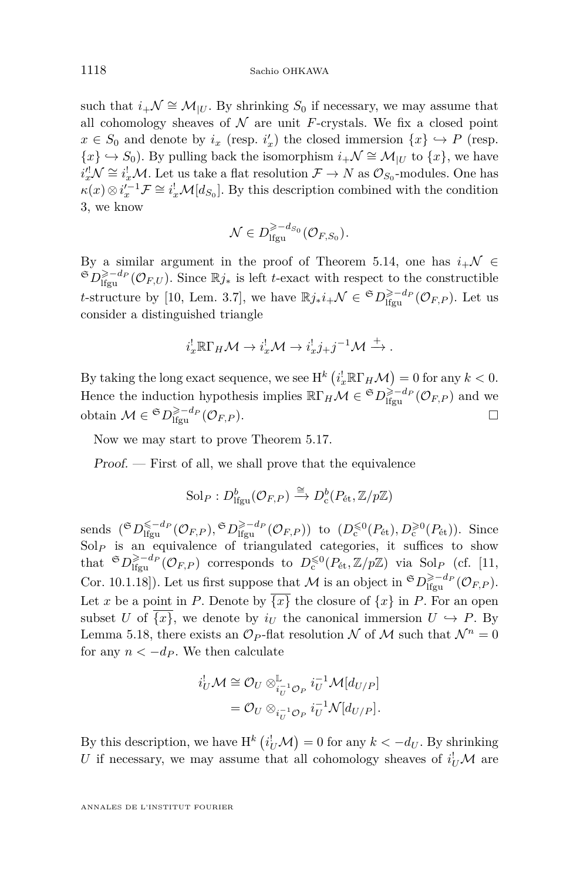such that $i_+\mathcal{N} \cong \mathcal{M}_{|U}$. By shrinking $S_0$ if necessary, we may assume that all cohomology sheaves of $\mathcal{N}$ are unit $F$-crystals. We fix a closed point $x \in S_0$ and denote by $i_x$ (resp. $i'_x$) the closed immersion $\{x\} \hookrightarrow P$ (resp. $\{x\} \hookrightarrow S_0$). By pulling back the isomorphism $i_+\mathcal{N} \cong \mathcal{M}_{|U}$ to $\{x\}$, we have $i'^!_x\mathcal{N} \cong i^!_x\mathcal{M}$. Let us take a flat resolution $\mathcal{F} \to N$ as $\mathcal{O}_{S_0}$-modules. One has $\kappa(x) \otimes i'^{-1}_x\mathcal{F} \cong i^!_x\mathcal{M}[d_{S_0}]$. By this description combined with the condition 3, we know

$$\mathcal{N} \in D^{\geqslant -d_{S_0}}_{\mathrm{lfgu}}(\mathcal{O}_{F,S_0}).$$

By a similar argument in the proof of Theorem 5.14, one has $i_+\mathcal{N} \in {}^{\mathfrak{S}}D^{\geqslant -d_P}_{\mathrm{lfgu}}(\mathcal{O}_{F,U})$. Since $\mathbb{R}j_*$ is left $t$-exact with respect to the constructible $t$-structure by [10, Lem. 3.7], we have $\mathbb{R}j_*i_+\mathcal{N} \in {}^{\mathfrak{S}}D^{\geqslant -d_P}_{\mathrm{lfgu}}(\mathcal{O}_{F,P})$. Let us consider a distinguished triangle

$$i^!_x\mathbb{R}\Gamma_H\mathcal{M} \to i^!_x\mathcal{M} \to i^!_x j_+ j^{-1}\mathcal{M} \xrightarrow{+}.$$

By taking the long exact sequence, we see $\mathrm{H}^k\left(i^!_x\mathbb{R}\Gamma_H\mathcal{M}\right) = 0$ for any $k < 0$. Hence the induction hypothesis implies $\mathbb{R}\Gamma_H\mathcal{M} \in {}^{\mathfrak{S}}D^{\geqslant -d_P}_{\mathrm{lfgu}}(\mathcal{O}_{F,P})$ and we obtain $\mathcal{M} \in {}^{\mathfrak{S}}D^{\geqslant -d_P}_{\mathrm{lfgu}}(\mathcal{O}_{F,P})$. □

Now we may start to prove Theorem 5.17.

*Proof.* — First of all, we shall prove that the equivalence

$$\mathrm{Sol}_P : D^b_{\mathrm{lfgu}}(\mathcal{O}_{F,P}) \xrightarrow{\cong} D^b_{\mathrm{c}}(P_{\text{ét}}, \mathbb{Z}/p\mathbb{Z})$$

sends $({}^{\mathfrak{S}}D^{\leqslant -d_P}_{\mathrm{lfgu}}(\mathcal{O}_{F,P}), {}^{\mathfrak{S}}D^{\geqslant -d_P}_{\mathrm{lfgu}}(\mathcal{O}_{F,P}))$ to $(D^{\leqslant 0}_{\mathrm{c}}(P_{\text{ét}}), D^{\geqslant 0}_{\mathrm{c}}(P_{\text{ét}}))$. Since $\mathrm{Sol}_P$ is an equivalence of triangulated categories, it suffices to show that ${}^{\mathfrak{S}}D^{\geqslant -d_P}_{\mathrm{lfgu}}(\mathcal{O}_{F,P})$ corresponds to $D^{\leqslant 0}_{\mathrm{c}}(P_{\text{ét}}, \mathbb{Z}/p\mathbb{Z})$ via $\mathrm{Sol}_P$ (cf. [11, Cor. 10.1.18]). Let us first suppose that $\mathcal{M}$ is an object in ${}^{\mathfrak{S}}D^{\geqslant -d_P}_{\mathrm{lfgu}}(\mathcal{O}_{F,P})$. Let $x$ be a point in $P$. Denote by $\overline{\{x\}}$ the closure of $\{x\}$ in $P$. For an open subset $U$ of $\overline{\{x\}}$, we denote by $i_U$ the canonical immersion $U \hookrightarrow P$. By Lemma 5.18, there exists an $\mathcal{O}_P$-flat resolution $\mathcal{N}$ of $\mathcal{M}$ such that $\mathcal{N}^n = 0$ for any $n < -d_P$. We then calculate

$$\begin{aligned} i^!_U\mathcal{M} &\cong \mathcal{O}_U \otimes^{\mathbb{L}}_{i_U^{-1}\mathcal{O}_P} i_U^{-1}\mathcal{M}[d_{U/P}] \\ &= \mathcal{O}_U \otimes_{i_U^{-1}\mathcal{O}_P} i_U^{-1}\mathcal{N}[d_{U/P}]. \end{aligned}$$

By this description, we have $\mathrm{H}^k\left(i^!_U\mathcal{M}\right) = 0$ for any $k < -d_U$. By shrinking $U$ if necessary, we may assume that all cohomology sheaves of $i^!_U\mathcal{M}$ are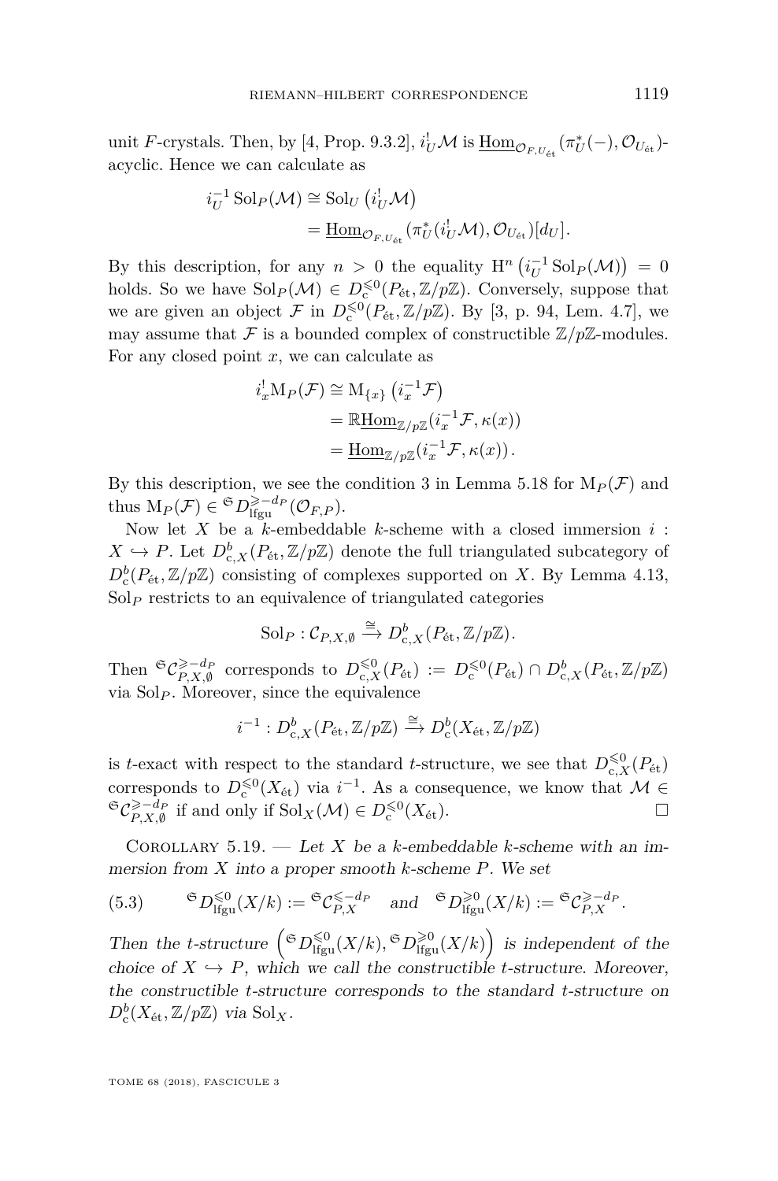unit $F$-crystals. Then, by [4, Prop. 9.3.2], $i_U^! \mathcal{M}$ is $\underline{\mathrm{Hom}}_{\mathcal{O}_{F,U_{\text{ét}}}}(\pi_U^*(-), \mathcal{O}_{U_{\text{ét}}})$-acyclic. Hence we can calculate as

$$
\begin{aligned}
i_U^{-1} \operatorname{Sol}_P(\mathcal{M}) &\cong \operatorname{Sol}_U\left(i_U^! \mathcal{M}\right) \\
&= \underline{\mathrm{Hom}}_{\mathcal{O}_{F,U_{\text{ét}}}}(\pi_U^*(i_U^! \mathcal{M}), \mathcal{O}_{U_{\text{ét}}})[d_U].
\end{aligned}
$$

By this description, for any $n > 0$ the equality $\mathrm{H}^n\left(i_U^{-1} \operatorname{Sol}_P(\mathcal{M})\right) = 0$ holds. So we have $\operatorname{Sol}_P(\mathcal{M}) \in D_{\mathrm{c}}^{\leqslant 0}(P_{\text{ét}}, \mathbb{Z}/p\mathbb{Z})$. Conversely, suppose that we are given an object $\mathcal{F}$ in $D_{\mathrm{c}}^{\leqslant 0}(P_{\text{ét}}, \mathbb{Z}/p\mathbb{Z})$. By [3, p. 94, Lem. 4.7], we may assume that $\mathcal{F}$ is a bounded complex of constructible $\mathbb{Z}/p\mathbb{Z}$-modules. For any closed point $x$, we can calculate as

$$
\begin{aligned}
i_x^! \mathrm{M}_P(\mathcal{F}) &\cong \mathrm{M}_{\{x\}}\left(i_x^{-1} \mathcal{F}\right) \\
&= \mathbb{R}\underline{\mathrm{Hom}}_{\mathbb{Z}/p\mathbb{Z}}(i_x^{-1} \mathcal{F}, \kappa(x)) \\
&= \underline{\mathrm{Hom}}_{\mathbb{Z}/p\mathbb{Z}}(i_x^{-1} \mathcal{F}, \kappa(x)).
\end{aligned}
$$

By this description, we see the condition 3 in Lemma 5.18 for $\mathrm{M}_P(\mathcal{F})$ and thus $\mathrm{M}_P(\mathcal{F}) \in {}^{\mathfrak{S}}D_{\mathrm{lfgu}}^{\geqslant -d_P}(\mathcal{O}_{F,P})$.

Now let $X$ be a $k$-embeddable $k$-scheme with a closed immersion $i : X \hookrightarrow P$. Let $D_{\mathrm{c},X}^b(P_{\text{ét}}, \mathbb{Z}/p\mathbb{Z})$ denote the full triangulated subcategory of $D_{\mathrm{c}}^b(P_{\text{ét}}, \mathbb{Z}/p\mathbb{Z})$ consisting of complexes supported on $X$. By Lemma 4.13, $\operatorname{Sol}_P$ restricts to an equivalence of triangulated categories

$$
\operatorname{Sol}_P : \mathcal{C}_{P,X,\emptyset} \xrightarrow{\cong} D_{\mathrm{c},X}^b(P_{\text{ét}}, \mathbb{Z}/p\mathbb{Z}).
$$

Then ${}^{\mathfrak{S}}\mathcal{C}_{P,X,\emptyset}^{\geqslant -d_P}$ corresponds to $D_{\mathrm{c},X}^{\leqslant 0}(P_{\text{ét}}) := D_{\mathrm{c}}^{\leqslant 0}(P_{\text{ét}}) \cap D_{\mathrm{c},X}^b(P_{\text{ét}}, \mathbb{Z}/p\mathbb{Z})$ via $\operatorname{Sol}_P$. Moreover, since the equivalence

$$
i^{-1} : D_{\mathrm{c},X}^b(P_{\text{ét}}, \mathbb{Z}/p\mathbb{Z}) \xrightarrow{\cong} D_{\mathrm{c}}^b(X_{\text{ét}}, \mathbb{Z}/p\mathbb{Z})
$$

is $t$-exact with respect to the standard $t$-structure, we see that $D_{\mathrm{c},X}^{\leqslant 0}(P_{\text{ét}})$ corresponds to $D_{\mathrm{c}}^{\leqslant 0}(X_{\text{ét}})$ via $i^{-1}$. As a consequence, we know that $\mathcal{M} \in {}^{\mathfrak{S}}\mathcal{C}_{P,X,\emptyset}^{\geqslant -d_P}$ if and only if $\operatorname{Sol}_X(\mathcal{M}) \in D_{\mathrm{c}}^{\leqslant 0}(X_{\text{ét}})$. □

Corollary 5.19. — *Let $X$ be a $k$-embeddable $k$-scheme with an immersion from $X$ into a proper smooth $k$-scheme $P$. We set*

$$
{}^{\mathfrak{S}}D_{\mathrm{lfgu}}^{\leqslant 0}(X/k) := {}^{\mathfrak{S}}\mathcal{C}_{P,X}^{\leqslant -d_P} \quad \text{and} \quad {}^{\mathfrak{S}}D_{\mathrm{lfgu}}^{\geqslant 0}(X/k) := {}^{\mathfrak{S}}\mathcal{C}_{P,X}^{\geqslant -d_P}. \tag{5.3}
$$

*Then the $t$-structure $\left({}^{\mathfrak{S}}D_{\mathrm{lfgu}}^{\leqslant 0}(X/k), {}^{\mathfrak{S}}D_{\mathrm{lfgu}}^{\geqslant 0}(X/k)\right)$ is independent of the choice of $X \hookrightarrow P$, which we call the constructible $t$-structure. Moreover, the constructible $t$-structure corresponds to the standard $t$-structure on $D_{\mathrm{c}}^b(X_{\text{ét}}, \mathbb{Z}/p\mathbb{Z})$ via $\operatorname{Sol}_X$.*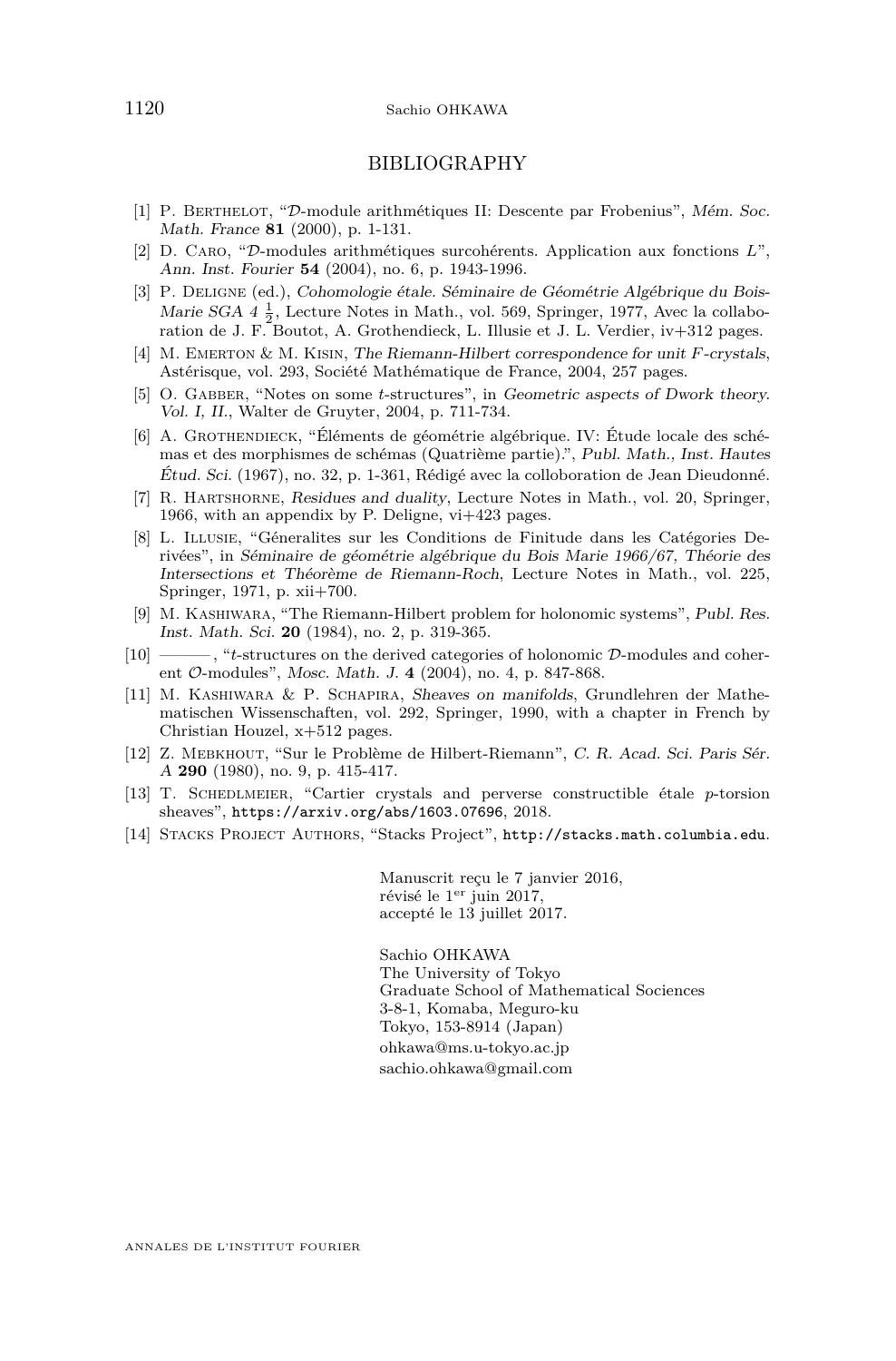# BIBLIOGRAPHY

[1] P. Berthelot, "$\mathcal{D}$-module arithmétiques II: Descente par Frobenius", *Mém. Soc. Math. France* **81** (2000), p. 1-131.

[2] D. Caro, "$\mathcal{D}$-modules arithmétiques surcohérents. Application aux fonctions $L$", *Ann. Inst. Fourier* **54** (2004), no. 6, p. 1943-1996.

[3] P. Deligne (ed.), *Cohomologie étale. Séminaire de Géométrie Algébrique du Bois-Marie SGA 4 $\frac{1}{2}$*, Lecture Notes in Math., vol. 569, Springer, 1977, Avec la collaboration de J. F. Boutot, A. Grothendieck, L. Illusie et J. L. Verdier, iv+312 pages.

[4] M. Emerton & M. Kisin, *The Riemann-Hilbert correspondence for unit $F$-crystals*, Astérisque, vol. 293, Société Mathématique de France, 2004, 257 pages.

[5] O. Gabber, "Notes on some $t$-structures", in *Geometric aspects of Dwork theory. Vol. I, II.*, Walter de Gruyter, 2004, p. 711-734.

[6] A. Grothendieck, "Éléments de géométrie algébrique. IV: Étude locale des schémas et des morphismes de schémas (Quatrième partie).", *Publ. Math., Inst. Hautes Étud. Sci.* (1967), no. 32, p. 1-361, Rédigé avec la colloboration de Jean Dieudonné.

[7] R. Hartshorne, *Residues and duality*, Lecture Notes in Math., vol. 20, Springer, 1966, with an appendix by P. Deligne, vi+423 pages.

[8] L. Illusie, "Géneralites sur les Conditions de Finitude dans les Catégories Derivées", in *Séminaire de géométrie algébrique du Bois Marie 1966/67, Théorie des Intersections et Théorème de Riemann-Roch*, Lecture Notes in Math., vol. 225, Springer, 1971, p. xii+700.

[9] M. Kashiwara, "The Riemann-Hilbert problem for holonomic systems", *Publ. Res. Inst. Math. Sci.* **20** (1984), no. 2, p. 319-365.

[10] ———, "$t$-structures on the derived categories of holonomic $\mathcal{D}$-modules and coherent $\mathcal{O}$-modules", *Mosc. Math. J.* **4** (2004), no. 4, p. 847-868.

[11] M. Kashiwara & P. Schapira, *Sheaves on manifolds*, Grundlehren der Mathematischen Wissenschaften, vol. 292, Springer, 1990, with a chapter in French by Christian Houzel, x+512 pages.

[12] Z. Mebkhout, "Sur le Problème de Hilbert-Riemann", *C. R. Acad. Sci. Paris Sér. A* **290** (1980), no. 9, p. 415-417.

[13] T. Schedlmeier, "Cartier crystals and perverse constructible étale $p$-torsion sheaves", https://arxiv.org/abs/1603.07696, 2018.

[14] Stacks Project Authors, "Stacks Project", http://stacks.math.columbia.edu.

Manuscrit reçu le 7 janvier 2016,
révisé le 1er juin 2017,
accepté le 13 juillet 2017.

Sachio OHKAWA
The University of Tokyo
Graduate School of Mathematical Sciences
3-8-1, Komaba, Meguro-ku
Tokyo, 153-8914 (Japan)
ohkawa@ms.u-tokyo.ac.jp
sachio.ohkawa@gmail.com